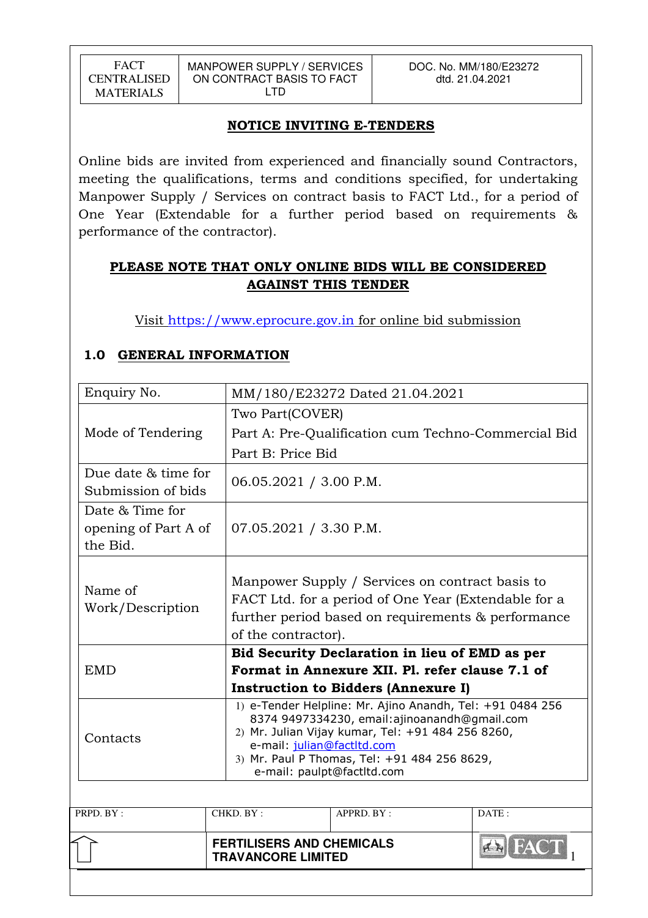| FACT CENTRALISED MATERIALS | MANPOWER SUPPLY / SERVICES ON CONTRACT BASIS TO FACT LTD | DOC. No. MM/180/E23272 dtd. 21.04.2021 |
|---|---|---|

## NOTICE INVITING E-TENDERS

Online bids are invited from experienced and financially sound Contractors, meeting the qualifications, terms and conditions specified, for undertaking Manpower Supply / Services on contract basis to FACT Ltd., for a period of One Year (Extendable for a further period based on requirements & performance of the contractor).

**PLEASE NOTE THAT ONLY ONLINE BIDS WILL BE CONSIDERED AGAINST THIS TENDER**

Visit https://www.eprocure.gov.in for online bid submission

## 1.0 GENERAL INFORMATION

| | |
|---|---|
| Enquiry No. | MM/180/E23272 Dated 21.04.2021 |
| Mode of Tendering | Two Part(COVER)<br>Part A: Pre-Qualification cum Techno-Commercial Bid<br>Part B: Price Bid |
| Due date & time for Submission of bids | 06.05.2021 / 3.00 P.M. |
| Date & Time for opening of Part A of the Bid. | 07.05.2021 / 3.30 P.M. |
| Name of Work/Description | Manpower Supply / Services on contract basis to FACT Ltd. for a period of One Year (Extendable for a further period based on requirements & performance of the contractor). |
| EMD | **Bid Security Declaration in lieu of EMD as per Format in Annexure XII. Pl. refer clause 7.1 of Instruction to Bidders (Annexure I)** |
| Contacts | 1) e-Tender Helpline: Mr. Ajino Anandh, Tel: +91 0484 256 8374 9497334230, email:ajinoanandh@gmail.com<br>2) Mr. Julian Vijay kumar, Tel: +91 484 256 8260, e-mail: julian@factltd.com<br>3) Mr. Paul P Thomas, Tel: +91 484 256 8629, e-mail: paulpt@factltd.com |

| PRPD. BY : | CHKD. BY : | APPRD. BY : | DATE : |
|---|---|---|---|
| | FERTILISERS AND CHEMICALS TRAVANCORE LIMITED | | |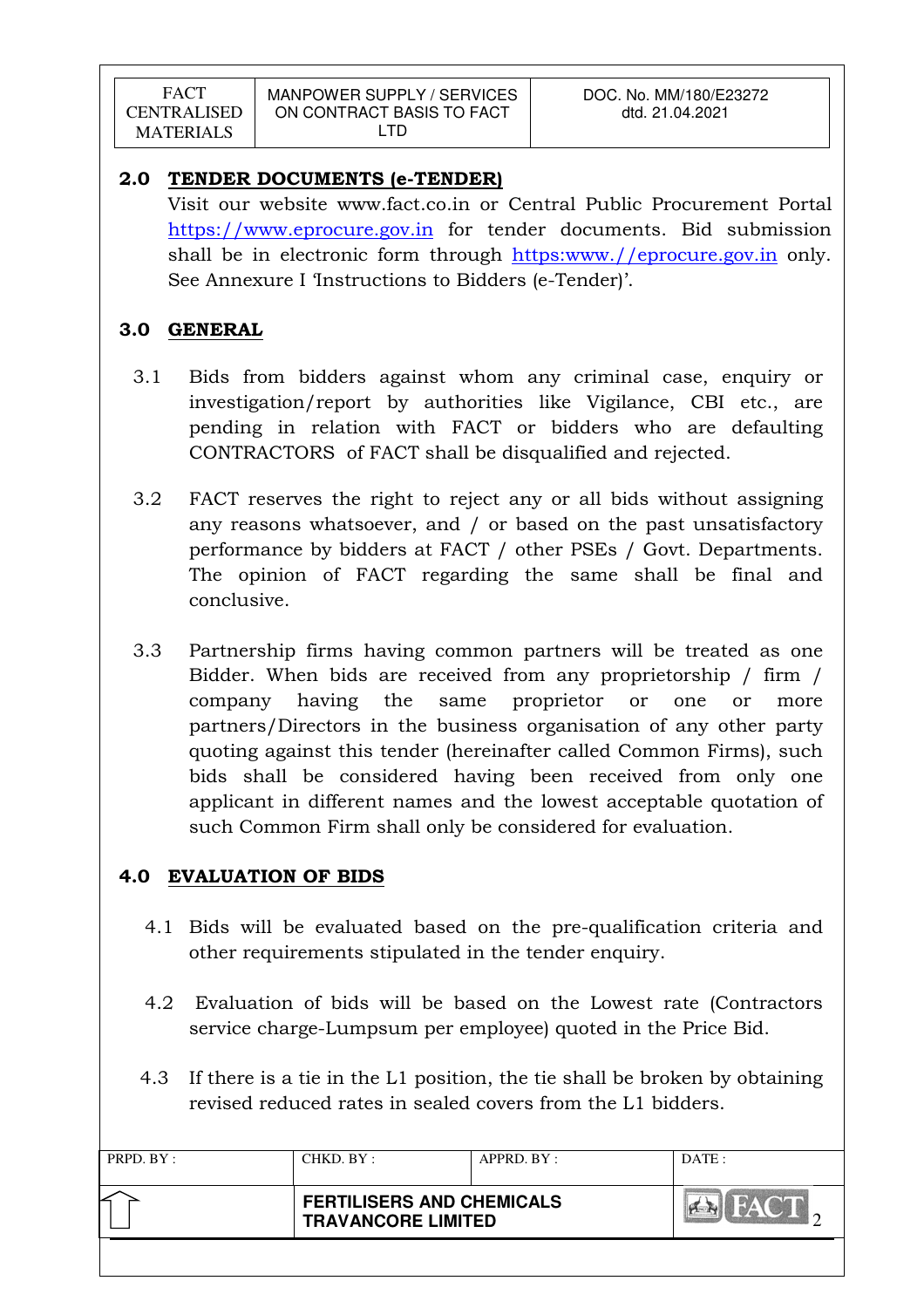## 2.0 TENDER DOCUMENTS (e-TENDER)

Visit our website www.fact.co.in or Central Public Procurement Portal https://www.eprocure.gov.in for tender documents. Bid submission shall be in electronic form through https:www.//eprocure.gov.in only. See Annexure I 'Instructions to Bidders (e-Tender)'.

## 3.0 GENERAL

3.1 Bids from bidders against whom any criminal case, enquiry or investigation/report by authorities like Vigilance, CBI etc., are pending in relation with FACT or bidders who are defaulting CONTRACTORS of FACT shall be disqualified and rejected.

3.2 FACT reserves the right to reject any or all bids without assigning any reasons whatsoever, and / or based on the past unsatisfactory performance by bidders at FACT / other PSEs / Govt. Departments. The opinion of FACT regarding the same shall be final and conclusive.

3.3 Partnership firms having common partners will be treated as one Bidder. When bids are received from any proprietorship / firm / company having the same proprietor or one or more partners/Directors in the business organisation of any other party quoting against this tender (hereinafter called Common Firms), such bids shall be considered having been received from only one applicant in different names and the lowest acceptable quotation of such Common Firm shall only be considered for evaluation.

## 4.0 EVALUATION OF BIDS

4.1 Bids will be evaluated based on the pre-qualification criteria and other requirements stipulated in the tender enquiry.

4.2 Evaluation of bids will be based on the Lowest rate (Contractors service charge-Lumpsum per employee) quoted in the Price Bid.

4.3 If there is a tie in the L1 position, the tie shall be broken by obtaining revised reduced rates in sealed covers from the L1 bidders.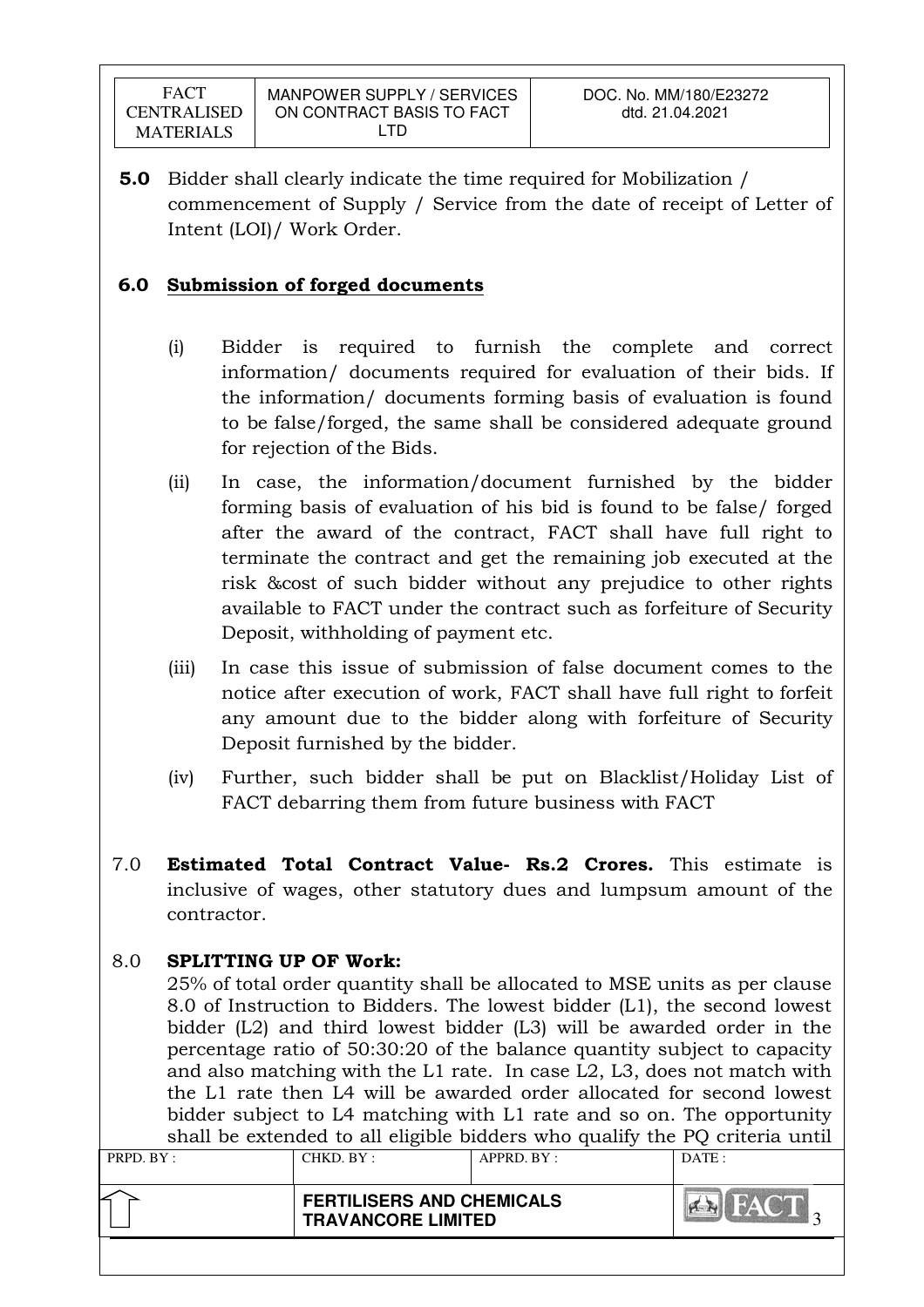**5.0** Bidder shall clearly indicate the time required for Mobilization / commencement of Supply / Service from the date of receipt of Letter of Intent (LOI)/ Work Order.

**6.0 Submission of forged documents**

(i) Bidder is required to furnish the complete and correct information/ documents required for evaluation of their bids. If the information/ documents forming basis of evaluation is found to be false/forged, the same shall be considered adequate ground for rejection of the Bids.

(ii) In case, the information/document furnished by the bidder forming basis of evaluation of his bid is found to be false/ forged after the award of the contract, FACT shall have full right to terminate the contract and get the remaining job executed at the risk &cost of such bidder without any prejudice to other rights available to FACT under the contract such as forfeiture of Security Deposit, withholding of payment etc.

(iii) In case this issue of submission of false document comes to the notice after execution of work, FACT shall have full right to forfeit any amount due to the bidder along with forfeiture of Security Deposit furnished by the bidder.

(iv) Further, such bidder shall be put on Blacklist/Holiday List of FACT debarring them from future business with FACT

7.0 **Estimated Total Contract Value- Rs.2 Crores.** This estimate is inclusive of wages, other statutory dues and lumpsum amount of the contractor.

8.0 **SPLITTING UP OF Work:**

25% of total order quantity shall be allocated to MSE units as per clause 8.0 of Instruction to Bidders. The lowest bidder (L1), the second lowest bidder (L2) and third lowest bidder (L3) will be awarded order in the percentage ratio of 50:30:20 of the balance quantity subject to capacity and also matching with the L1 rate. In case L2, L3, does not match with the L1 rate then L4 will be awarded order allocated for second lowest bidder subject to L4 matching with L1 rate and so on. The opportunity shall be extended to all eligible bidders who qualify the PQ criteria until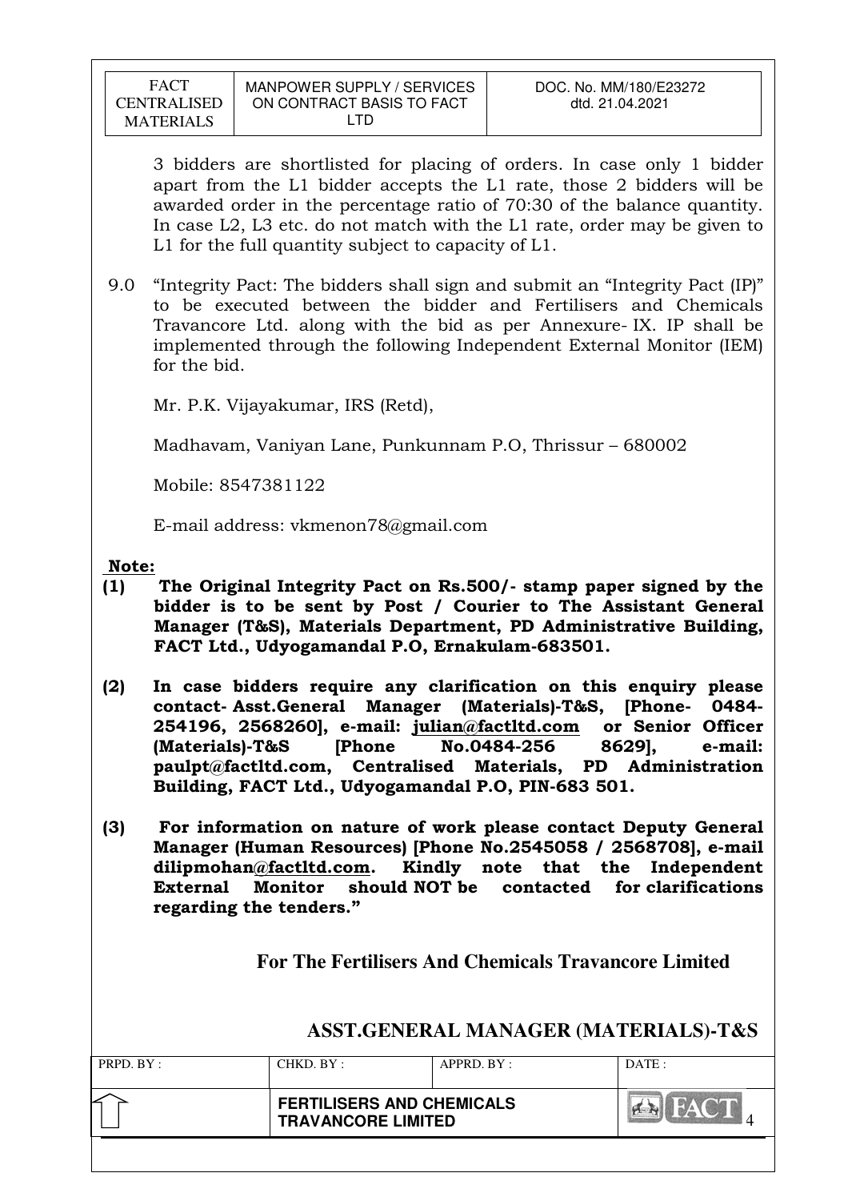3 bidders are shortlisted for placing of orders. In case only 1 bidder apart from the L1 bidder accepts the L1 rate, those 2 bidders will be awarded order in the percentage ratio of 70:30 of the balance quantity. In case L2, L3 etc. do not match with the L1 rate, order may be given to L1 for the full quantity subject to capacity of L1.

9.0 "Integrity Pact: The bidders shall sign and submit an "Integrity Pact (IP)" to be executed between the bidder and Fertilisers and Chemicals Travancore Ltd. along with the bid as per Annexure- IX. IP shall be implemented through the following Independent External Monitor (IEM) for the bid.

Mr. P.K. Vijayakumar, IRS (Retd),

Madhavam, Vaniyan Lane, Punkunnam P.O, Thrissur – 680002

Mobile: 8547381122

E-mail address: vkmenon78@gmail.com

**Note:**

**(1) The Original Integrity Pact on Rs.500/- stamp paper signed by the bidder is to be sent by Post / Courier to The Assistant General Manager (T&S), Materials Department, PD Administrative Building, FACT Ltd., Udyogamandal P.O, Ernakulam-683501.**

**(2) In case bidders require any clarification on this enquiry please contact- Asst.General Manager (Materials)-T&S, [Phone- 0484-254196, 2568260], e-mail: julian@factltd.com or Senior Officer (Materials)-T&S [Phone No.0484-256 8629], e-mail: paulpt@factltd.com, Centralised Materials, PD Administration Building, FACT Ltd., Udyogamandal P.O, PIN-683 501.**

**(3) For information on nature of work please contact Deputy General Manager (Human Resources) [Phone No.2545058 / 2568708], e-mail dilipmohan@factltd.com. Kindly note that the Independent External Monitor should NOT be contacted for clarifications regarding the tenders."**

**For The Fertilisers And Chemicals Travancore Limited**

**ASST.GENERAL MANAGER (MATERIALS)-T&S**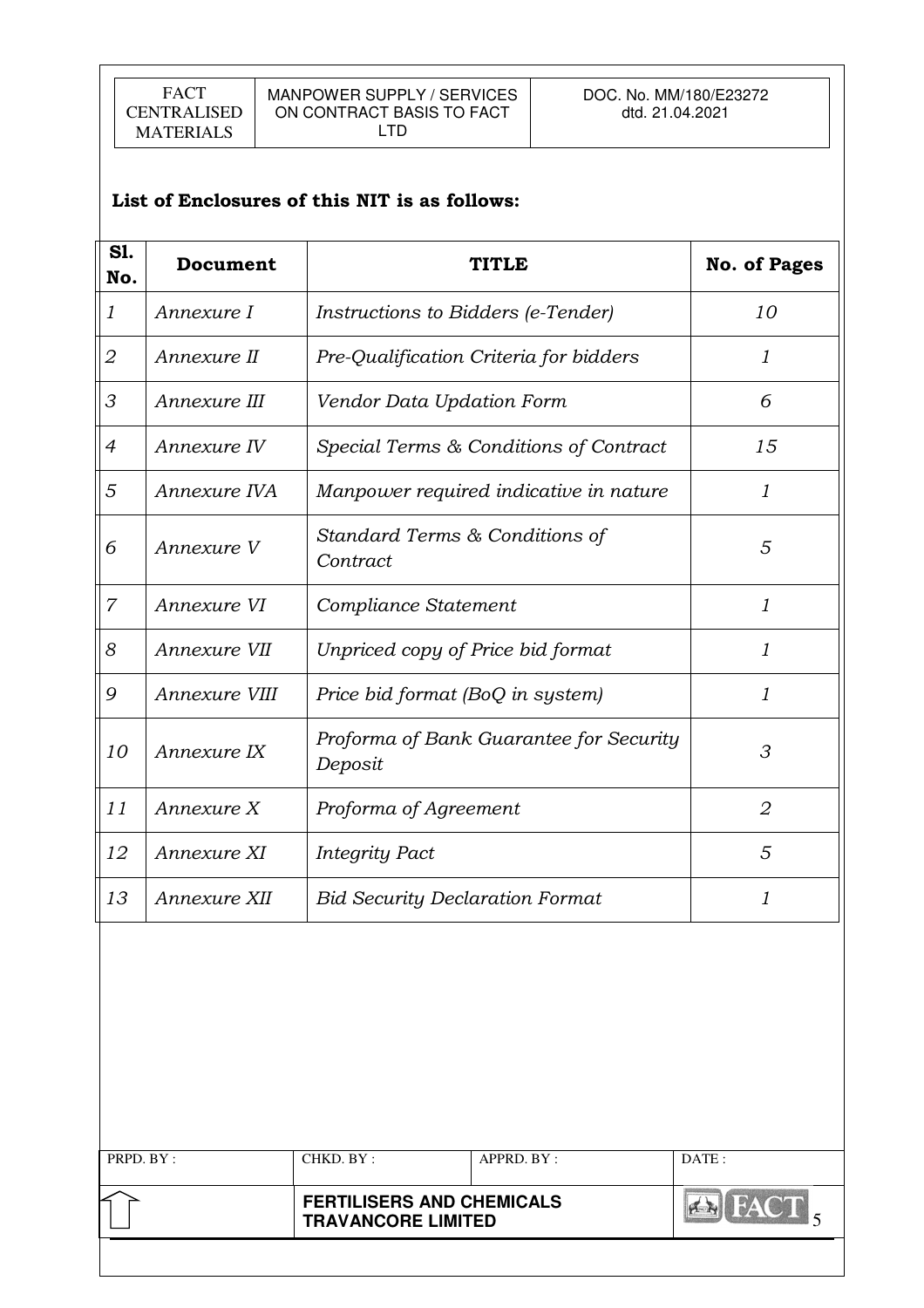**List of Enclosures of this NIT is as follows:**

| Sl. No. | Document | TITLE | No. of Pages |
|---|---|---|---|
| *1* | *Annexure I* | *Instructions to Bidders (e-Tender)* | *10* |
| *2* | *Annexure II* | *Pre-Qualification Criteria for bidders* | *1* |
| *3* | *Annexure III* | *Vendor Data Updation Form* | *6* |
| *4* | *Annexure IV* | *Special Terms & Conditions of Contract* | *15* |
| *5* | *Annexure IVA* | *Manpower required indicative in nature* | *1* |
| *6* | *Annexure V* | *Standard Terms & Conditions of Contract* | *5* |
| *7* | *Annexure VI* | *Compliance Statement* | *1* |
| *8* | *Annexure VII* | *Unpriced copy of Price bid format* | *1* |
| *9* | *Annexure VIII* | *Price bid format (BoQ in system)* | *1* |
| *10* | *Annexure IX* | *Proforma of Bank Guarantee for Security Deposit* | *3* |
| *11* | *Annexure X* | *Proforma of Agreement* | *2* |
| *12* | *Annexure XI* | *Integrity Pact* | *5* |
| *13* | *Annexure XII* | *Bid Security Declaration Format* | *1* |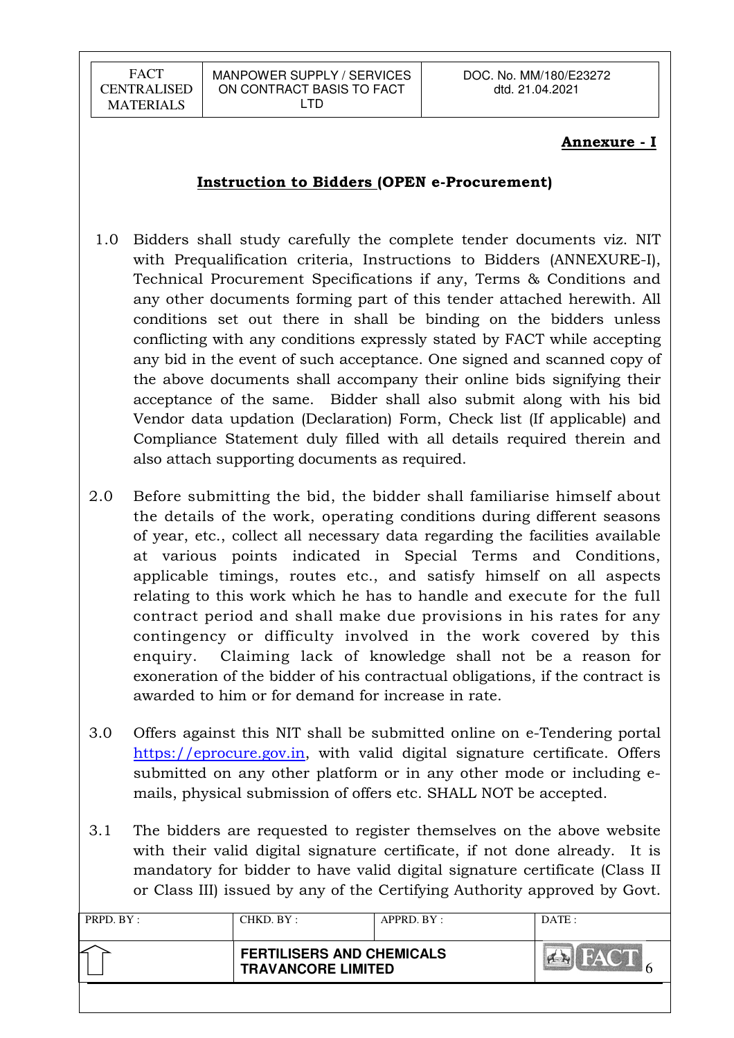**Annexure - I**

## Instruction to Bidders (OPEN e-Procurement)

1.0 Bidders shall study carefully the complete tender documents viz. NIT with Prequalification criteria, Instructions to Bidders (ANNEXURE-I), Technical Procurement Specifications if any, Terms & Conditions and any other documents forming part of this tender attached herewith. All conditions set out there in shall be binding on the bidders unless conflicting with any conditions expressly stated by FACT while accepting any bid in the event of such acceptance. One signed and scanned copy of the above documents shall accompany their online bids signifying their acceptance of the same. Bidder shall also submit along with his bid Vendor data updation (Declaration) Form, Check list (If applicable) and Compliance Statement duly filled with all details required therein and also attach supporting documents as required.

2.0 Before submitting the bid, the bidder shall familiarise himself about the details of the work, operating conditions during different seasons of year, etc., collect all necessary data regarding the facilities available at various points indicated in Special Terms and Conditions, applicable timings, routes etc., and satisfy himself on all aspects relating to this work which he has to handle and execute for the full contract period and shall make due provisions in his rates for any contingency or difficulty involved in the work covered by this enquiry. Claiming lack of knowledge shall not be a reason for exoneration of the bidder of his contractual obligations, if the contract is awarded to him or for demand for increase in rate.

3.0 Offers against this NIT shall be submitted online on e-Tendering portal https://eprocure.gov.in, with valid digital signature certificate. Offers submitted on any other platform or in any other mode or including e-mails, physical submission of offers etc. SHALL NOT be accepted.

3.1 The bidders are requested to register themselves on the above website with their valid digital signature certificate, if not done already. It is mandatory for bidder to have valid digital signature certificate (Class II or Class III) issued by any of the Certifying Authority approved by Govt.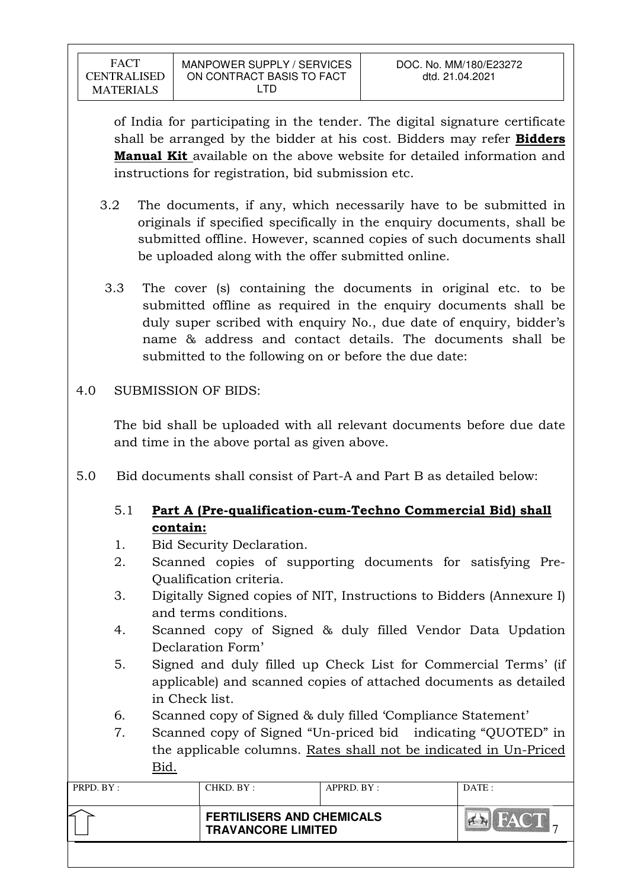of India for participating in the tender. The digital signature certificate shall be arranged by the bidder at his cost. Bidders may refer **Bidders Manual Kit** available on the above website for detailed information and instructions for registration, bid submission etc.

3.2 The documents, if any, which necessarily have to be submitted in originals if specified specifically in the enquiry documents, shall be submitted offline. However, scanned copies of such documents shall be uploaded along with the offer submitted online.

3.3 The cover (s) containing the documents in original etc. to be submitted offline as required in the enquiry documents shall be duly super scribed with enquiry No., due date of enquiry, bidder's name & address and contact details. The documents shall be submitted to the following on or before the due date:

4.0 SUBMISSION OF BIDS:

The bid shall be uploaded with all relevant documents before due date and time in the above portal as given above.

5.0 Bid documents shall consist of Part-A and Part B as detailed below:

5.1 **Part A (Pre-qualification-cum-Techno Commercial Bid) shall contain:**

1. Bid Security Declaration.
2. Scanned copies of supporting documents for satisfying Pre-Qualification criteria.
3. Digitally Signed copies of NIT, Instructions to Bidders (Annexure I) and terms conditions.
4. Scanned copy of Signed & duly filled Vendor Data Updation Declaration Form'
5. Signed and duly filled up Check List for Commercial Terms' (if applicable) and scanned copies of attached documents as detailed in Check list.
6. Scanned copy of Signed & duly filled 'Compliance Statement'
7. Scanned copy of Signed "Un-priced bid indicating "QUOTED" in the applicable columns. Rates shall not be indicated in Un-Priced Bid.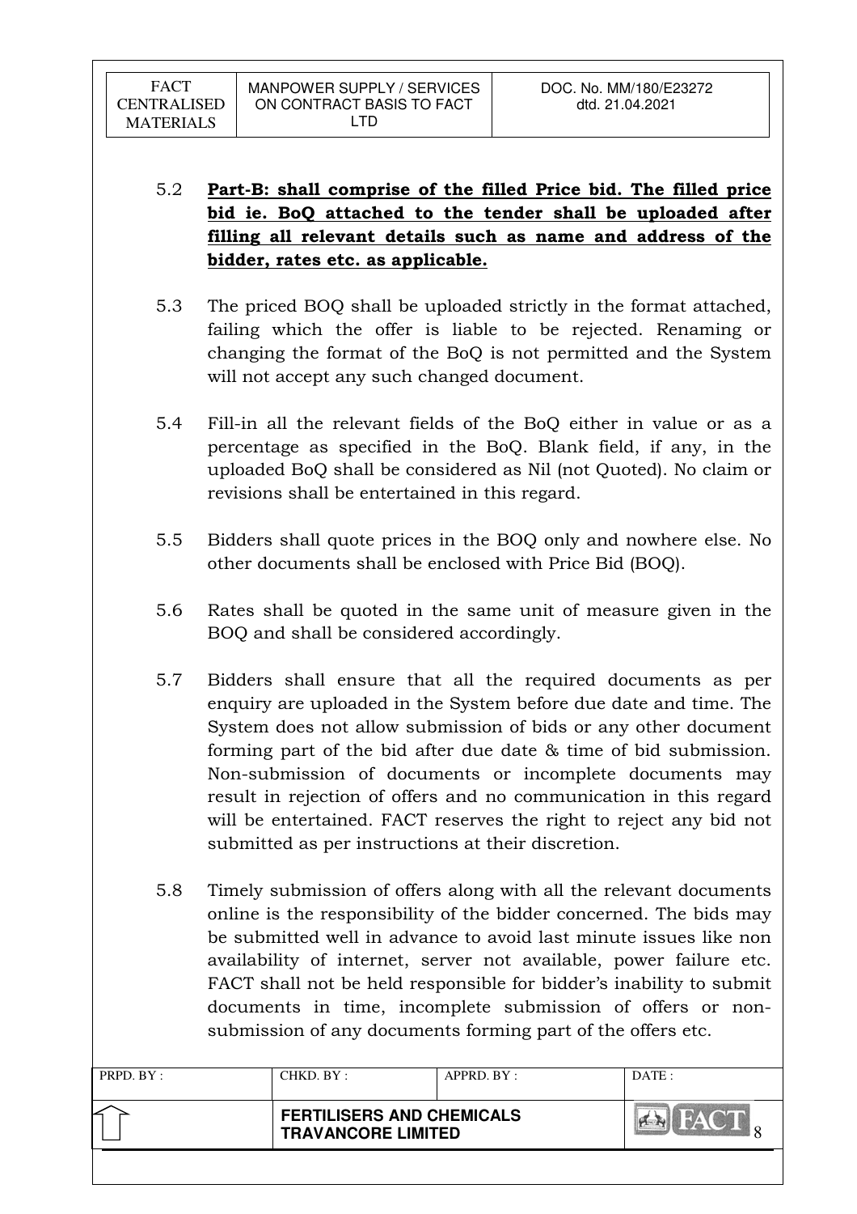5.2 **Part-B: shall comprise of the filled Price bid. The filled price bid ie. BoQ attached to the tender shall be uploaded after filling all relevant details such as name and address of the bidder, rates etc. as applicable.**

5.3 The priced BOQ shall be uploaded strictly in the format attached, failing which the offer is liable to be rejected. Renaming or changing the format of the BoQ is not permitted and the System will not accept any such changed document.

5.4 Fill-in all the relevant fields of the BoQ either in value or as a percentage as specified in the BoQ. Blank field, if any, in the uploaded BoQ shall be considered as Nil (not Quoted). No claim or revisions shall be entertained in this regard.

5.5 Bidders shall quote prices in the BOQ only and nowhere else. No other documents shall be enclosed with Price Bid (BOQ).

5.6 Rates shall be quoted in the same unit of measure given in the BOQ and shall be considered accordingly.

5.7 Bidders shall ensure that all the required documents as per enquiry are uploaded in the System before due date and time. The System does not allow submission of bids or any other document forming part of the bid after due date & time of bid submission. Non-submission of documents or incomplete documents may result in rejection of offers and no communication in this regard will be entertained. FACT reserves the right to reject any bid not submitted as per instructions at their discretion.

5.8 Timely submission of offers along with all the relevant documents online is the responsibility of the bidder concerned. The bids may be submitted well in advance to avoid last minute issues like non availability of internet, server not available, power failure etc. FACT shall not be held responsible for bidder's inability to submit documents in time, incomplete submission of offers or non-submission of any documents forming part of the offers etc.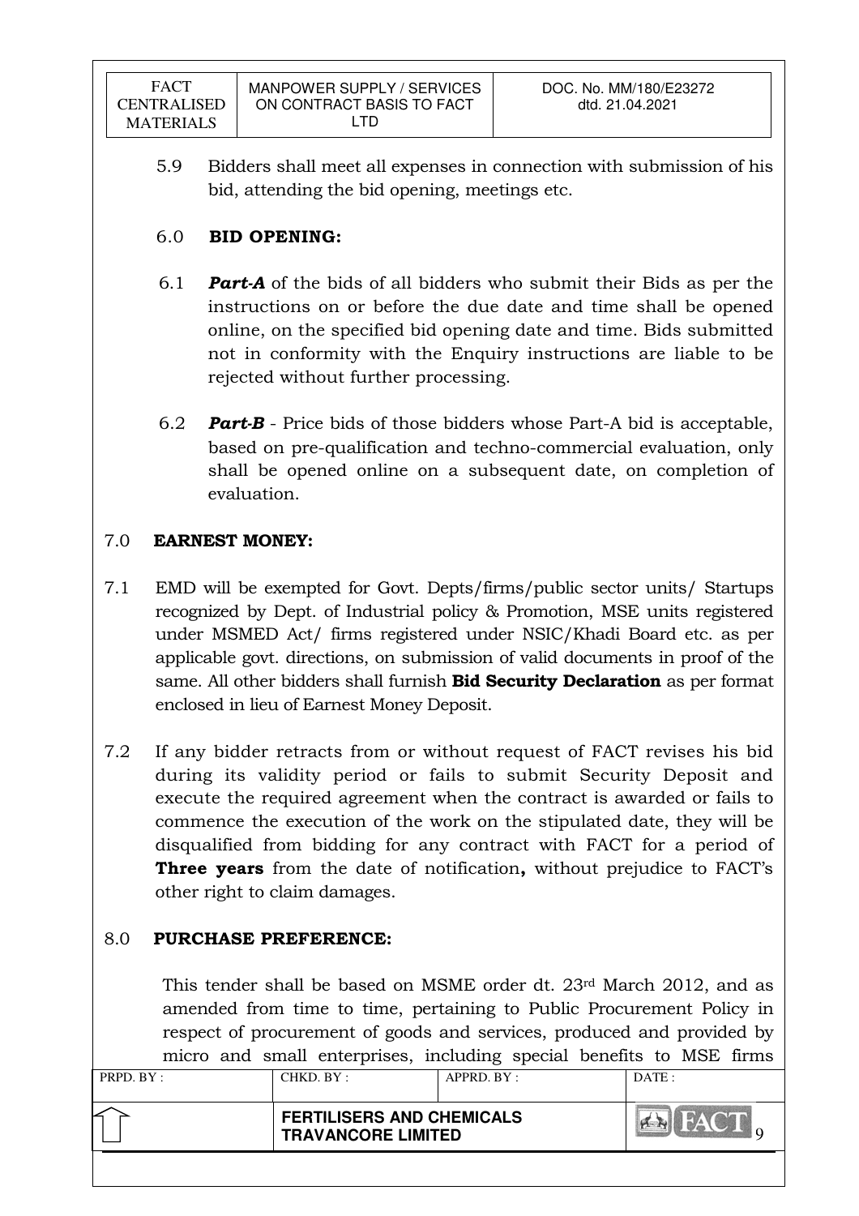5.9 Bidders shall meet all expenses in connection with submission of his bid, attending the bid opening, meetings etc.

## 6.0 BID OPENING:

6.1 ***Part-A*** of the bids of all bidders who submit their Bids as per the instructions on or before the due date and time shall be opened online, on the specified bid opening date and time. Bids submitted not in conformity with the Enquiry instructions are liable to be rejected without further processing.

6.2 ***Part-B*** - Price bids of those bidders whose Part-A bid is acceptable, based on pre-qualification and techno-commercial evaluation, only shall be opened online on a subsequent date, on completion of evaluation.

## 7.0 EARNEST MONEY:

7.1 EMD will be exempted for Govt. Depts/firms/public sector units/ Startups recognized by Dept. of Industrial policy & Promotion, MSE units registered under MSMED Act/ firms registered under NSIC/Khadi Board etc. as per applicable govt. directions, on submission of valid documents in proof of the same. All other bidders shall furnish **Bid Security Declaration** as per format enclosed in lieu of Earnest Money Deposit.

7.2 If any bidder retracts from or without request of FACT revises his bid during its validity period or fails to submit Security Deposit and execute the required agreement when the contract is awarded or fails to commence the execution of the work on the stipulated date, they will be disqualified from bidding for any contract with FACT for a period of **Three years** from the date of notification**,** without prejudice to FACT's other right to claim damages.

## 8.0 PURCHASE PREFERENCE:

This tender shall be based on MSME order dt. 23rd March 2012, and as amended from time to time, pertaining to Public Procurement Policy in respect of procurement of goods and services, produced and provided by micro and small enterprises, including special benefits to MSE firms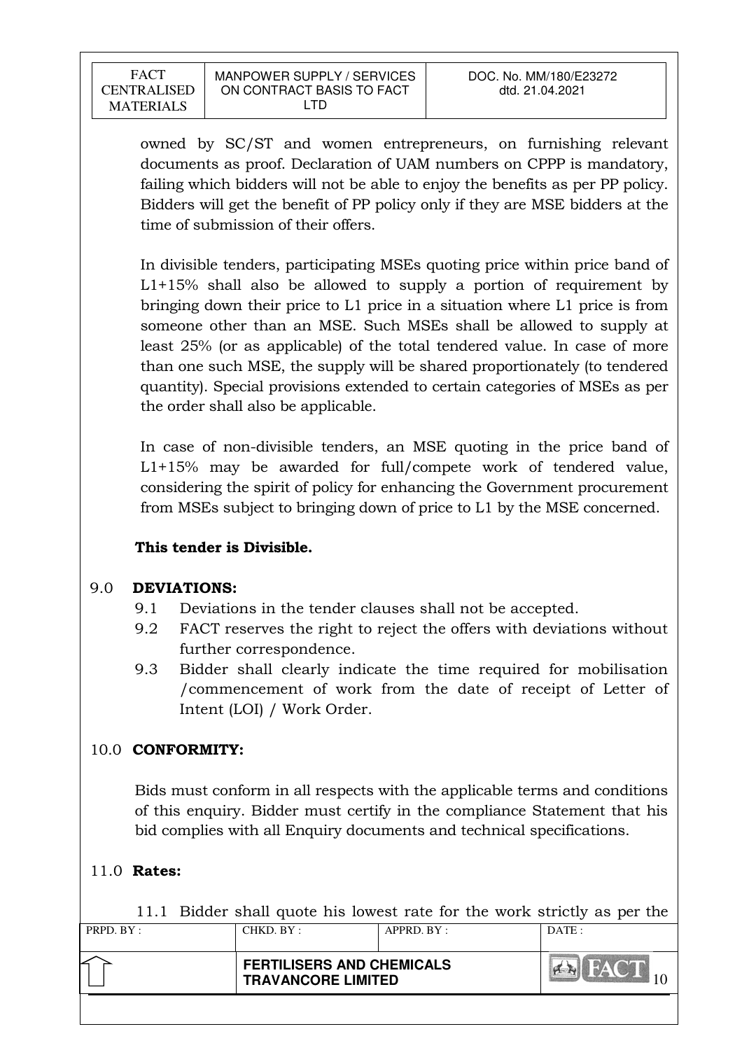owned by SC/ST and women entrepreneurs, on furnishing relevant documents as proof. Declaration of UAM numbers on CPPP is mandatory, failing which bidders will not be able to enjoy the benefits as per PP policy. Bidders will get the benefit of PP policy only if they are MSE bidders at the time of submission of their offers.

In divisible tenders, participating MSEs quoting price within price band of L1+15% shall also be allowed to supply a portion of requirement by bringing down their price to L1 price in a situation where L1 price is from someone other than an MSE. Such MSEs shall be allowed to supply at least 25% (or as applicable) of the total tendered value. In case of more than one such MSE, the supply will be shared proportionately (to tendered quantity). Special provisions extended to certain categories of MSEs as per the order shall also be applicable.

In case of non-divisible tenders, an MSE quoting in the price band of L1+15% may be awarded for full/compete work of tendered value, considering the spirit of policy for enhancing the Government procurement from MSEs subject to bringing down of price to L1 by the MSE concerned.

**This tender is Divisible.**

## 9.0 DEVIATIONS:

9.1 Deviations in the tender clauses shall not be accepted.

9.2 FACT reserves the right to reject the offers with deviations without further correspondence.

9.3 Bidder shall clearly indicate the time required for mobilisation /commencement of work from the date of receipt of Letter of Intent (LOI) / Work Order.

## 10.0 CONFORMITY:

Bids must conform in all respects with the applicable terms and conditions of this enquiry. Bidder must certify in the compliance Statement that his bid complies with all Enquiry documents and technical specifications.

## 11.0 Rates:

11.1 Bidder shall quote his lowest rate for the work strictly as per the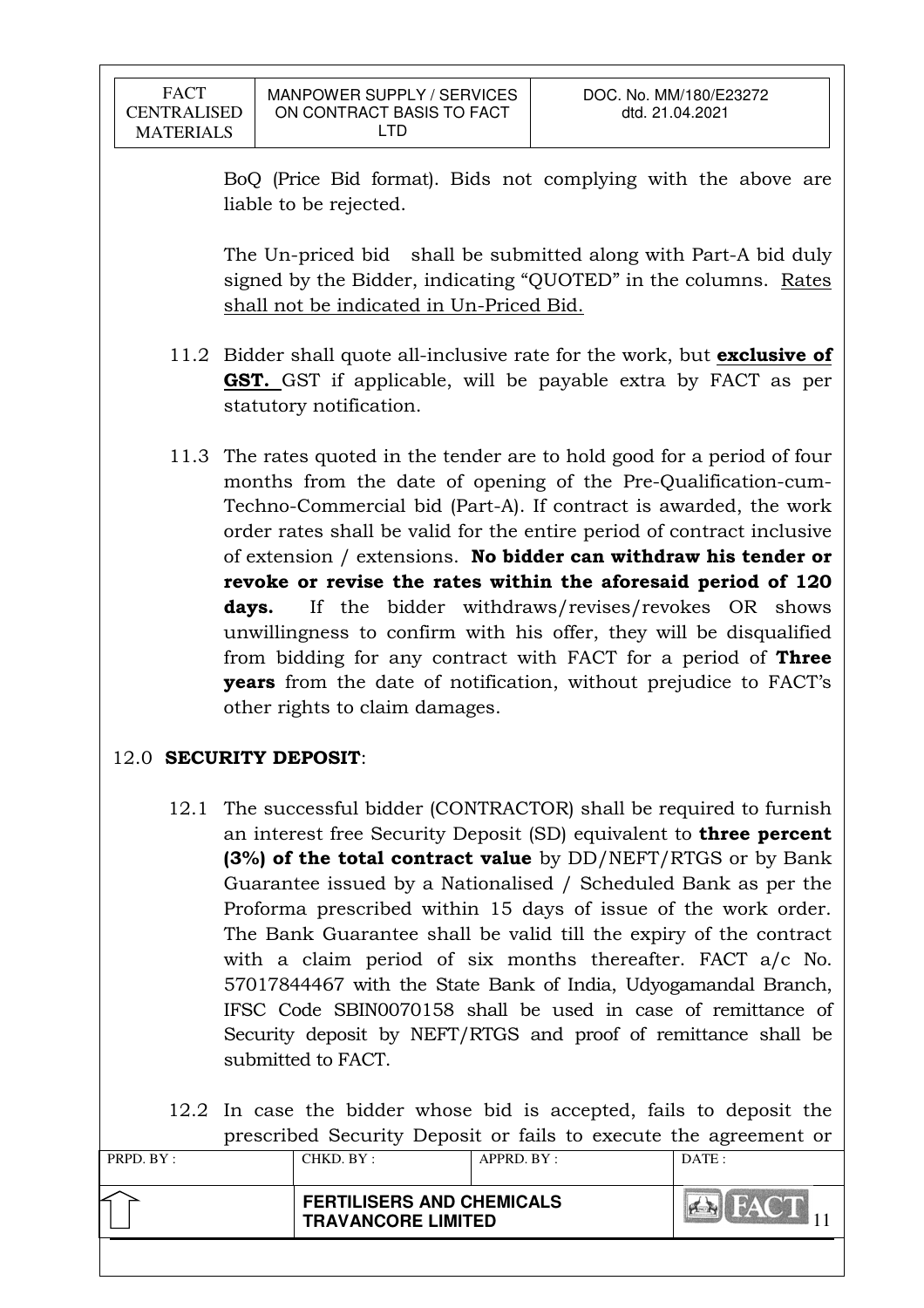BoQ (Price Bid format). Bids not complying with the above are liable to be rejected.

The Un-priced bid shall be submitted along with Part-A bid duly signed by the Bidder, indicating "QUOTED" in the columns. Rates shall not be indicated in Un-Priced Bid.

11.2 Bidder shall quote all-inclusive rate for the work, but **exclusive of GST.** GST if applicable, will be payable extra by FACT as per statutory notification.

11.3 The rates quoted in the tender are to hold good for a period of four months from the date of opening of the Pre-Qualification-cum-Techno-Commercial bid (Part-A). If contract is awarded, the work order rates shall be valid for the entire period of contract inclusive of extension / extensions. **No bidder can withdraw his tender or revoke or revise the rates within the aforesaid period of 120 days.** If the bidder withdraws/revises/revokes OR shows unwillingness to confirm with his offer, they will be disqualified from bidding for any contract with FACT for a period of **Three years** from the date of notification, without prejudice to FACT's other rights to claim damages.

## 12.0 SECURITY DEPOSIT:

12.1 The successful bidder (CONTRACTOR) shall be required to furnish an interest free Security Deposit (SD) equivalent to **three percent (3%) of the total contract value** by DD/NEFT/RTGS or by Bank Guarantee issued by a Nationalised / Scheduled Bank as per the Proforma prescribed within 15 days of issue of the work order. The Bank Guarantee shall be valid till the expiry of the contract with a claim period of six months thereafter. FACT a/c No. 57017844467 with the State Bank of India, Udyogamandal Branch, IFSC Code SBIN0070158 shall be used in case of remittance of Security deposit by NEFT/RTGS and proof of remittance shall be submitted to FACT.

12.2 In case the bidder whose bid is accepted, fails to deposit the prescribed Security Deposit or fails to execute the agreement or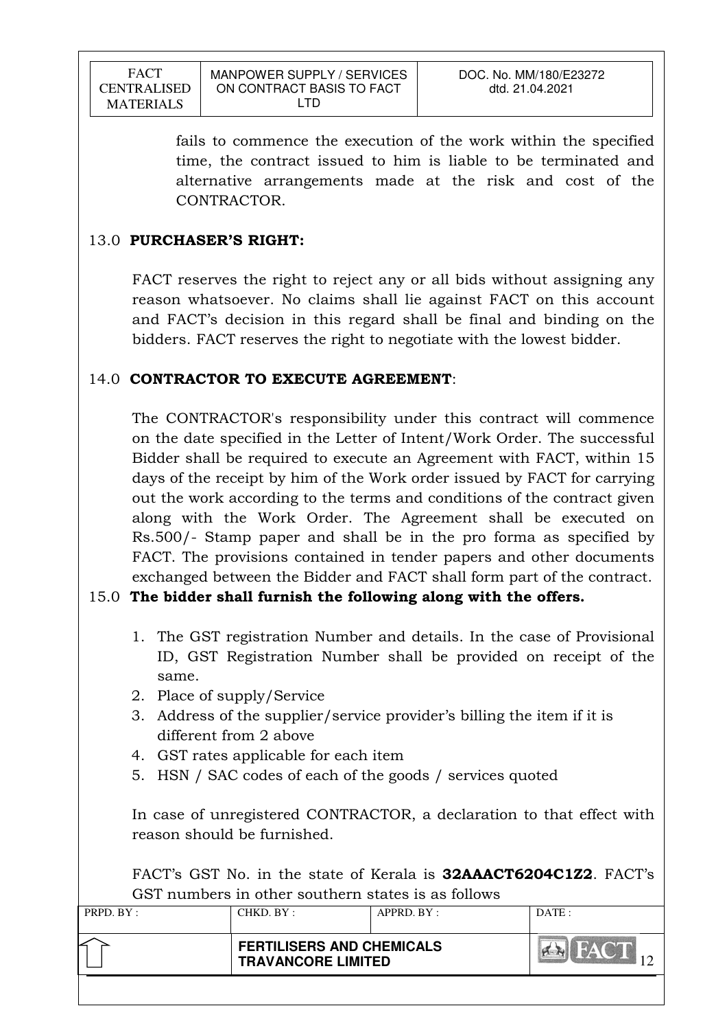fails to commence the execution of the work within the specified time, the contract issued to him is liable to be terminated and alternative arrangements made at the risk and cost of the CONTRACTOR.

## 13.0 PURCHASER'S RIGHT:

FACT reserves the right to reject any or all bids without assigning any reason whatsoever. No claims shall lie against FACT on this account and FACT's decision in this regard shall be final and binding on the bidders. FACT reserves the right to negotiate with the lowest bidder.

## 14.0 CONTRACTOR TO EXECUTE AGREEMENT:

The CONTRACTOR's responsibility under this contract will commence on the date specified in the Letter of Intent/Work Order. The successful Bidder shall be required to execute an Agreement with FACT, within 15 days of the receipt by him of the Work order issued by FACT for carrying out the work according to the terms and conditions of the contract given along with the Work Order. The Agreement shall be executed on Rs.500/- Stamp paper and shall be in the pro forma as specified by FACT. The provisions contained in tender papers and other documents exchanged between the Bidder and FACT shall form part of the contract.

## 15.0 The bidder shall furnish the following along with the offers.

1. The GST registration Number and details. In the case of Provisional ID, GST Registration Number shall be provided on receipt of the same.
2. Place of supply/Service
3. Address of the supplier/service provider's billing the item if it is different from 2 above
4. GST rates applicable for each item
5. HSN / SAC codes of each of the goods / services quoted

In case of unregistered CONTRACTOR, a declaration to that effect with reason should be furnished.

FACT's GST No. in the state of Kerala is **32AAACT6204C1Z2**. FACT's GST numbers in other southern states is as follows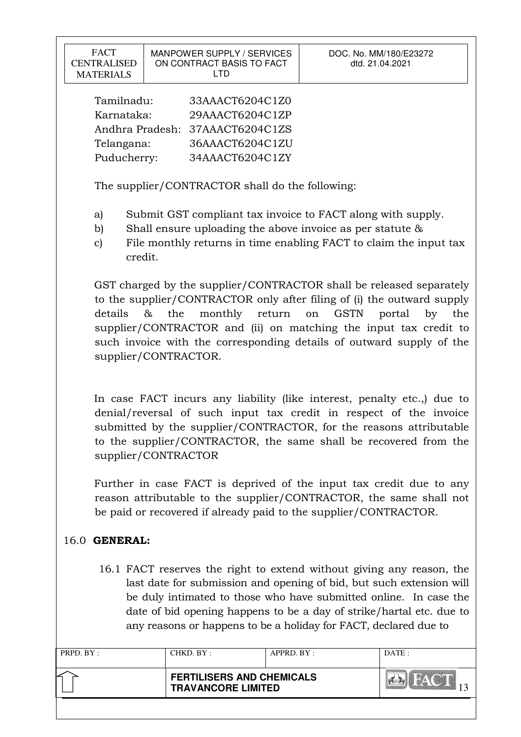Tamilnadu: 33AAACT6204C1Z0
Karnataka: 29AAACT6204C1ZP
Andhra Pradesh: 37AAACT6204C1ZS
Telangana: 36AAACT6204C1ZU
Puducherry: 34AAACT6204C1ZY

The supplier/CONTRACTOR shall do the following:

a) Submit GST compliant tax invoice to FACT along with supply.
b) Shall ensure uploading the above invoice as per statute &
c) File monthly returns in time enabling FACT to claim the input tax credit.

GST charged by the supplier/CONTRACTOR shall be released separately to the supplier/CONTRACTOR only after filing of (i) the outward supply details & the monthly return on GSTN portal by the supplier/CONTRACTOR and (ii) on matching the input tax credit to such invoice with the corresponding details of outward supply of the supplier/CONTRACTOR.

In case FACT incurs any liability (like interest, penalty etc.,) due to denial/reversal of such input tax credit in respect of the invoice submitted by the supplier/CONTRACTOR, for the reasons attributable to the supplier/CONTRACTOR, the same shall be recovered from the supplier/CONTRACTOR

Further in case FACT is deprived of the input tax credit due to any reason attributable to the supplier/CONTRACTOR, the same shall not be paid or recovered if already paid to the supplier/CONTRACTOR.

## 16.0 GENERAL:

16.1 FACT reserves the right to extend without giving any reason, the last date for submission and opening of bid, but such extension will be duly intimated to those who have submitted online. In case the date of bid opening happens to be a day of strike/hartal etc. due to any reasons or happens to be a holiday for FACT, declared due to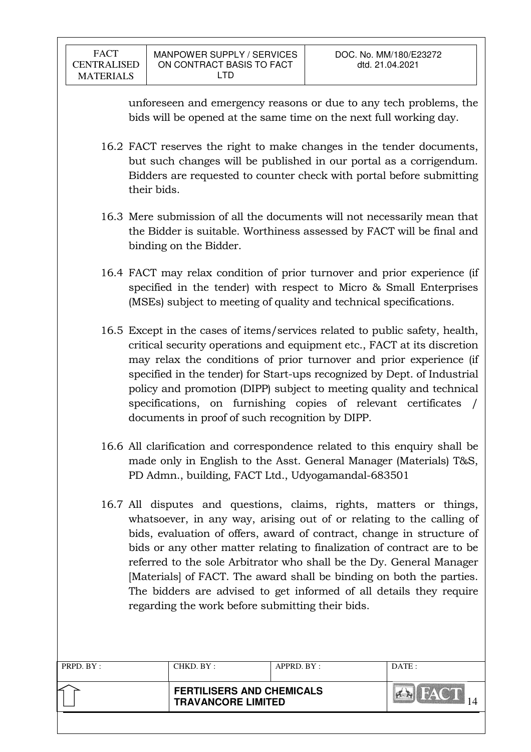unforeseen and emergency reasons or due to any tech problems, the bids will be opened at the same time on the next full working day.

16.2 FACT reserves the right to make changes in the tender documents, but such changes will be published in our portal as a corrigendum. Bidders are requested to counter check with portal before submitting their bids.

16.3 Mere submission of all the documents will not necessarily mean that the Bidder is suitable. Worthiness assessed by FACT will be final and binding on the Bidder.

16.4 FACT may relax condition of prior turnover and prior experience (if specified in the tender) with respect to Micro & Small Enterprises (MSEs) subject to meeting of quality and technical specifications.

16.5 Except in the cases of items/services related to public safety, health, critical security operations and equipment etc., FACT at its discretion may relax the conditions of prior turnover and prior experience (if specified in the tender) for Start-ups recognized by Dept. of Industrial policy and promotion (DIPP) subject to meeting quality and technical specifications, on furnishing copies of relevant certificates / documents in proof of such recognition by DIPP.

16.6 All clarification and correspondence related to this enquiry shall be made only in English to the Asst. General Manager (Materials) T&S, PD Admn., building, FACT Ltd., Udyogamandal-683501

16.7 All disputes and questions, claims, rights, matters or things, whatsoever, in any way, arising out of or relating to the calling of bids, evaluation of offers, award of contract, change in structure of bids or any other matter relating to finalization of contract are to be referred to the sole Arbitrator who shall be the Dy. General Manager [Materials] of FACT. The award shall be binding on both the parties. The bidders are advised to get informed of all details they require regarding the work before submitting their bids.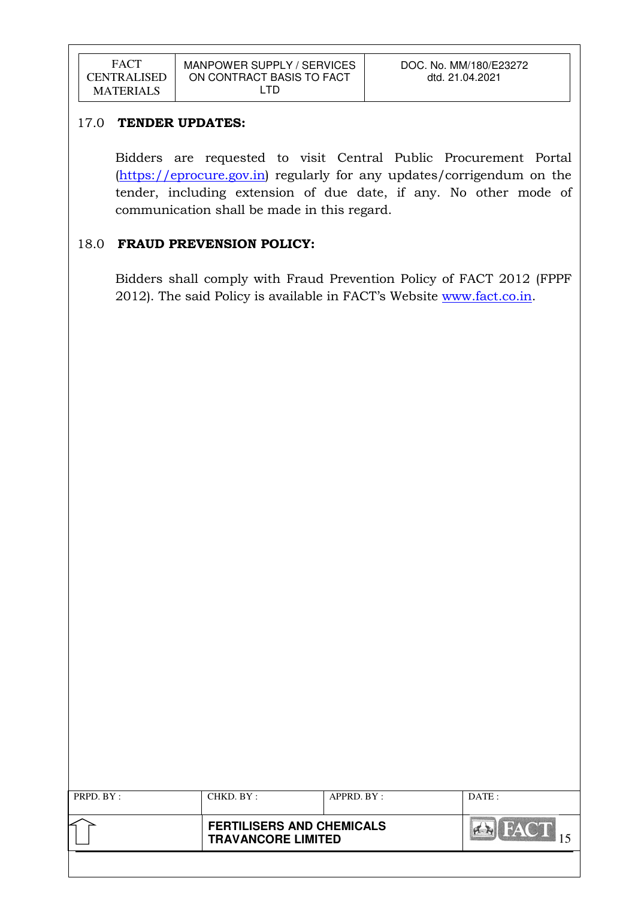## 17.0 TENDER UPDATES:

Bidders are requested to visit Central Public Procurement Portal (https://eprocure.gov.in) regularly for any updates/corrigendum on the tender, including extension of due date, if any. No other mode of communication shall be made in this regard.

## 18.0 FRAUD PREVENSION POLICY:

Bidders shall comply with Fraud Prevention Policy of FACT 2012 (FPPF 2012). The said Policy is available in FACT's Website www.fact.co.in.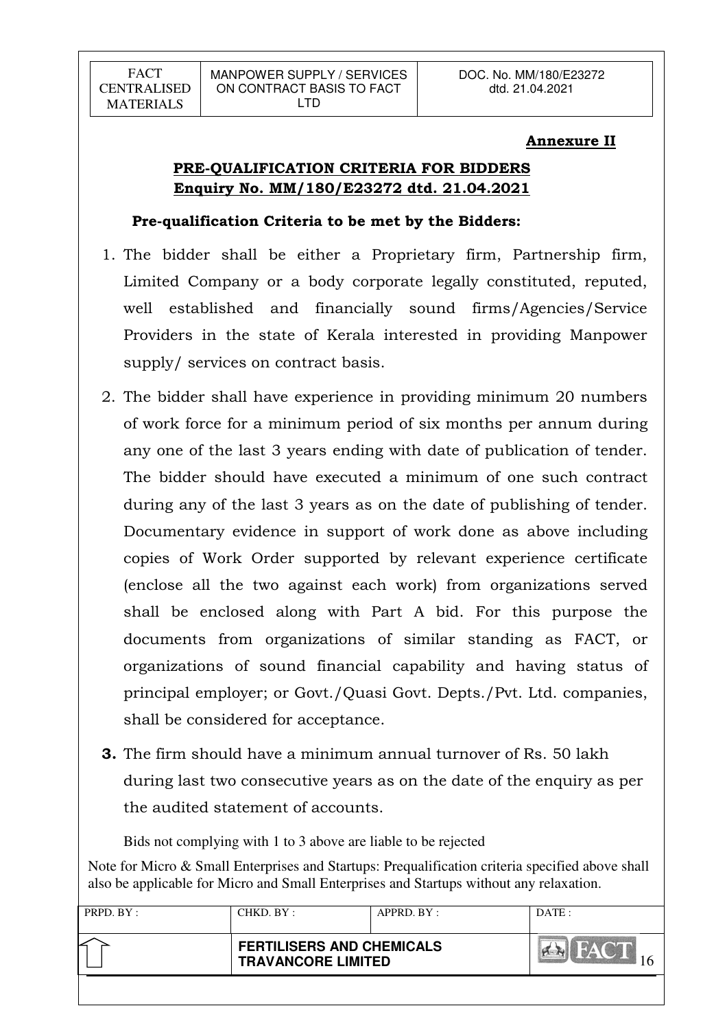**Annexure II**

## PRE-QUALIFICATION CRITERIA FOR BIDDERS
## Enquiry No. MM/180/E23272 dtd. 21.04.2021

**Pre-qualification Criteria to be met by the Bidders:**

1. The bidder shall be either a Proprietary firm, Partnership firm, Limited Company or a body corporate legally constituted, reputed, well established and financially sound firms/Agencies/Service Providers in the state of Kerala interested in providing Manpower supply/ services on contract basis.

2. The bidder shall have experience in providing minimum 20 numbers of work force for a minimum period of six months per annum during any one of the last 3 years ending with date of publication of tender. The bidder should have executed a minimum of one such contract during any of the last 3 years as on the date of publishing of tender. Documentary evidence in support of work done as above including copies of Work Order supported by relevant experience certificate (enclose all the two against each work) from organizations served shall be enclosed along with Part A bid. For this purpose the documents from organizations of similar standing as FACT, or organizations of sound financial capability and having status of principal employer; or Govt./Quasi Govt. Depts./Pvt. Ltd. companies, shall be considered for acceptance.

3. The firm should have a minimum annual turnover of Rs. 50 lakh during last two consecutive years as on the date of the enquiry as per the audited statement of accounts.

Bids not complying with 1 to 3 above are liable to be rejected

Note for Micro & Small Enterprises and Startups: Prequalification criteria specified above shall also be applicable for Micro and Small Enterprises and Startups without any relaxation.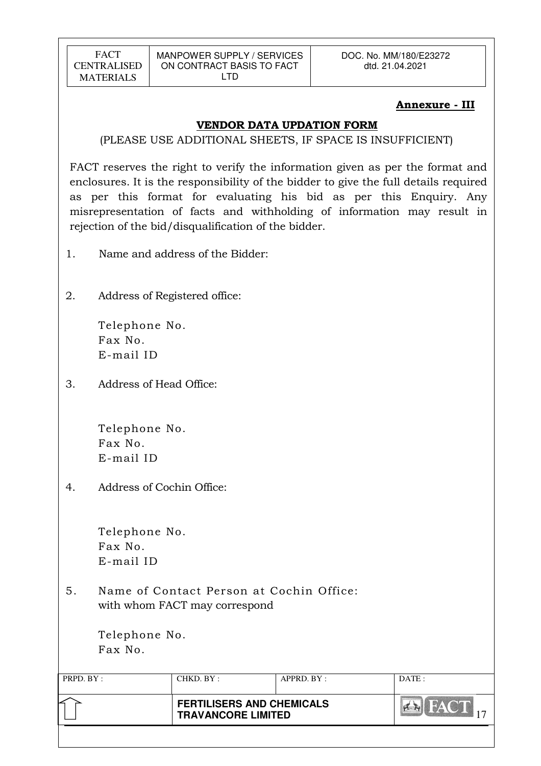**Annexure - III**

## VENDOR DATA UPDATION FORM

(PLEASE USE ADDITIONAL SHEETS, IF SPACE IS INSUFFICIENT)

FACT reserves the right to verify the information given as per the format and enclosures. It is the responsibility of the bidder to give the full details required as per this format for evaluating his bid as per this Enquiry. Any misrepresentation of facts and withholding of information may result in rejection of the bid/disqualification of the bidder.

1. Name and address of the Bidder:

2. Address of Registered office:

   Telephone No.
   Fax No.
   E-mail ID

3. Address of Head Office:

   Telephone No.
   Fax No.
   E-mail ID

4. Address of Cochin Office:

   Telephone No.
   Fax No.
   E-mail ID

5. Name of Contact Person at Cochin Office:
   with whom FACT may correspond

   Telephone No.
   Fax No.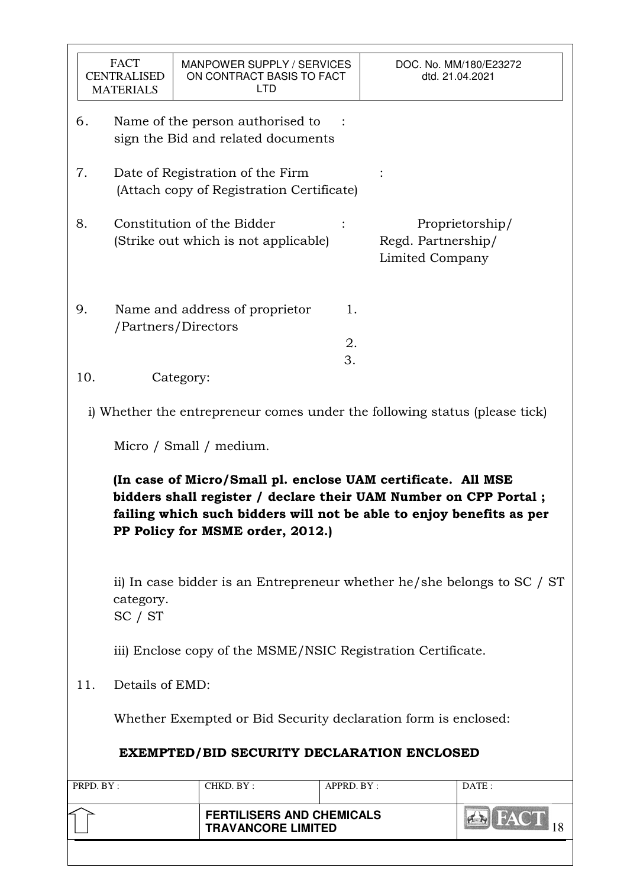6. Name of the person authorised to sign the Bid and related documents :

7. Date of Registration of the Firm (Attach copy of Registration Certificate) :

8. Constitution of the Bidder (Strike out which is not applicable) : Proprietorship/ Regd. Partnership/ Limited Company

9. Name and address of proprietor /Partners/Directors
   1.
   2.
   3.

10. Category:

i) Whether the entrepreneur comes under the following status (please tick)

Micro / Small / medium.

**(In case of Micro/Small pl. enclose UAM certificate. All MSE bidders shall register / declare their UAM Number on CPP Portal ; failing which such bidders will not be able to enjoy benefits as per PP Policy for MSME order, 2012.)**

ii) In case bidder is an Entrepreneur whether he/she belongs to SC / ST category.
SC / ST

iii) Enclose copy of the MSME/NSIC Registration Certificate.

11. Details of EMD:

Whether Exempted or Bid Security declaration form is enclosed:

**EXEMPTED/BID SECURITY DECLARATION ENCLOSED**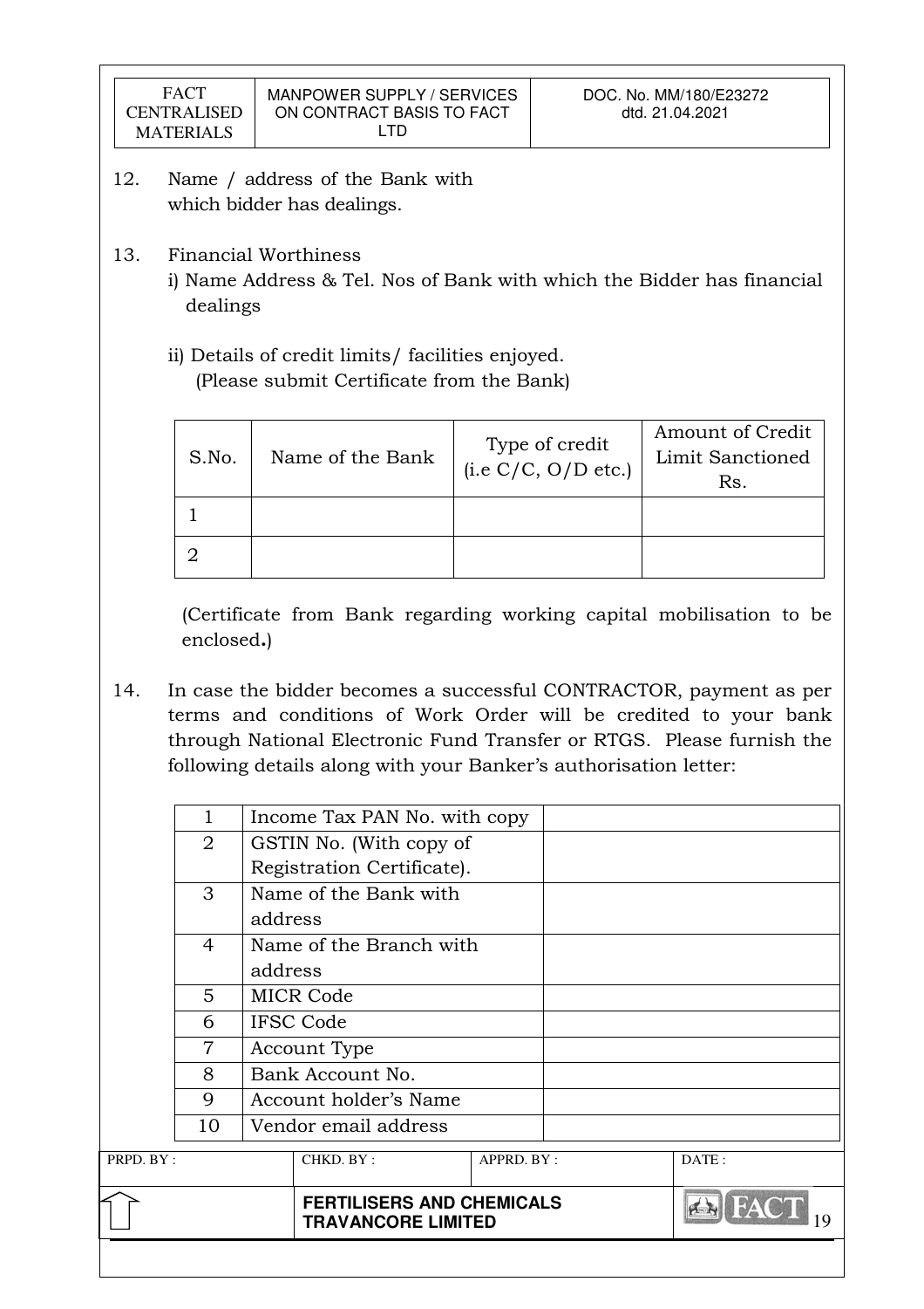12. Name / address of the Bank with which bidder has dealings.

13. Financial Worthiness
    i) Name Address & Tel. Nos of Bank with which the Bidder has financial dealings

    ii) Details of credit limits/ facilities enjoyed.
    (Please submit Certificate from the Bank)

| S.No. | Name of the Bank | Type of credit (i.e C/C, O/D etc.) | Amount of Credit Limit Sanctioned Rs. |
|---|---|---|---|
| 1 | | | |
| 2 | | | |

(Certificate from Bank regarding working capital mobilisation to be enclosed**.**)

14. In case the bidder becomes a successful CONTRACTOR, payment as per terms and conditions of Work Order will be credited to your bank through National Electronic Fund Transfer or RTGS. Please furnish the following details along with your Banker's authorisation letter:

| | | |
|---|---|---|
| 1 | Income Tax PAN No. with copy | |
| 2 | GSTIN No. (With copy of Registration Certificate). | |
| 3 | Name of the Bank with address | |
| 4 | Name of the Branch with address | |
| 5 | MICR Code | |
| 6 | IFSC Code | |
| 7 | Account Type | |
| 8 | Bank Account No. | |
| 9 | Account holder's Name | |
| 10 | Vendor email address | |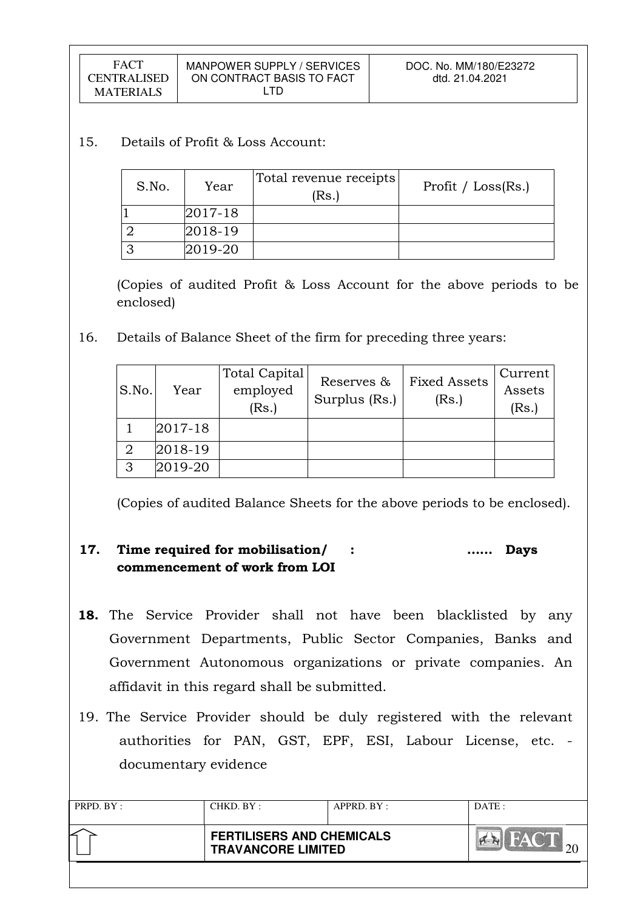15. Details of Profit & Loss Account:

| S.No. | Year | Total revenue receipts (Rs.) | Profit / Loss(Rs.) |
|---|---|---|---|
| 1 | 2017-18 | | |
| 2 | 2018-19 | | |
| 3 | 2019-20 | | |

(Copies of audited Profit & Loss Account for the above periods to be enclosed)

16. Details of Balance Sheet of the firm for preceding three years:

| S.No. | Year | Total Capital employed (Rs.) | Reserves & Surplus (Rs.) | Fixed Assets (Rs.) | Current Assets (Rs.) |
|---|---|---|---|---|---|
| 1 | 2017-18 | | | | |
| 2 | 2018-19 | | | | |
| 3 | 2019-20 | | | | |

(Copies of audited Balance Sheets for the above periods to be enclosed).

**17. Time required for mobilisation/ commencement of work from LOI : ...... Days**

**18.** The Service Provider shall not have been blacklisted by any Government Departments, Public Sector Companies, Banks and Government Autonomous organizations or private companies. An affidavit in this regard shall be submitted.

19. The Service Provider should be duly registered with the relevant authorities for PAN, GST, EPF, ESI, Labour License, etc. - documentary evidence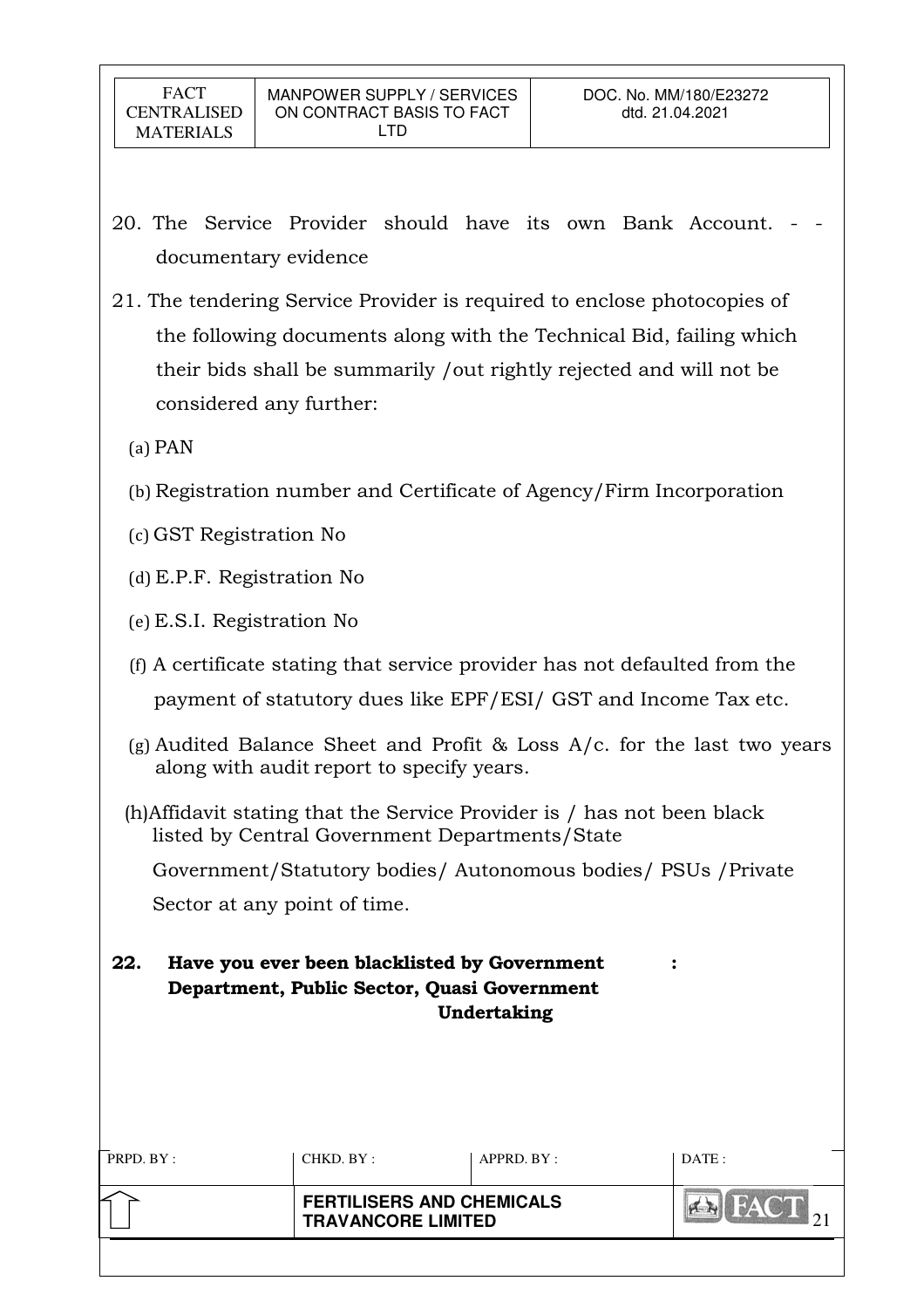20. The Service Provider should have its own Bank Account. - - documentary evidence

21. The tendering Service Provider is required to enclose photocopies of the following documents along with the Technical Bid, failing which their bids shall be summarily /out rightly rejected and will not be considered any further:

   (a) PAN

   (b) Registration number and Certificate of Agency/Firm Incorporation

   (c) GST Registration No

   (d) E.P.F. Registration No

   (e) E.S.I. Registration No

   (f) A certificate stating that service provider has not defaulted from the payment of statutory dues like EPF/ESI/ GST and Income Tax etc.

   (g) Audited Balance Sheet and Profit & Loss A/c. for the last two years along with audit report to specify years.

   (h)Affidavit stating that the Service Provider is / has not been black listed by Central Government Departments/State Government/Statutory bodies/ Autonomous bodies/ PSUs /Private Sector at any point of time.

**22. Have you ever been blacklisted by Government Department, Public Sector, Quasi Government Undertaking** :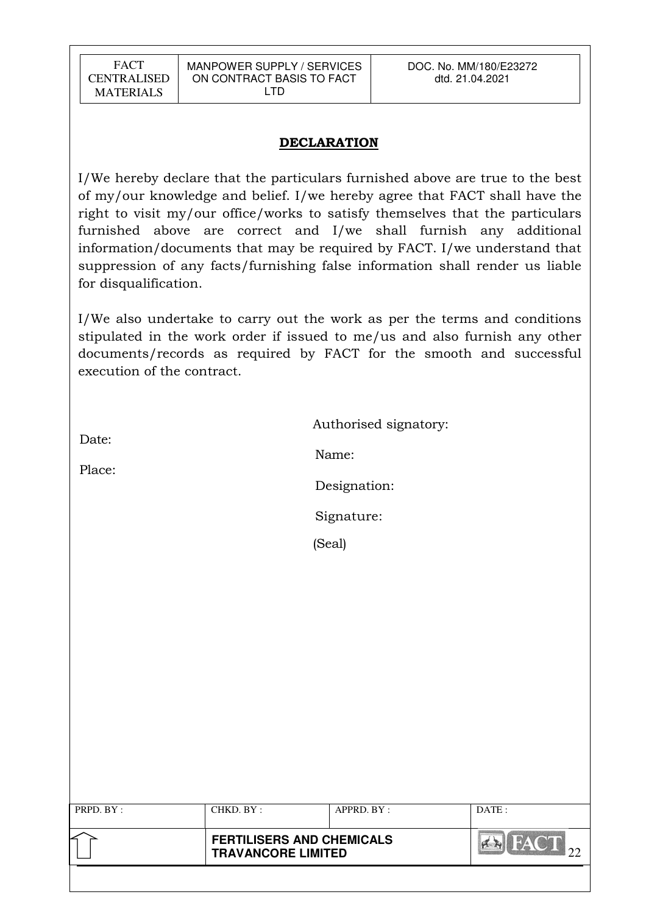## DECLARATION

I/We hereby declare that the particulars furnished above are true to the best of my/our knowledge and belief. I/we hereby agree that FACT shall have the right to visit my/our office/works to satisfy themselves that the particulars furnished above are correct and I/we shall furnish any additional information/documents that may be required by FACT. I/we understand that suppression of any facts/furnishing false information shall render us liable for disqualification.

I/We also undertake to carry out the work as per the terms and conditions stipulated in the work order if issued to me/us and also furnish any other documents/records as required by FACT for the smooth and successful execution of the contract.

Authorised signatory:

Date:

Name:

Place:

Designation:

Signature:

(Seal)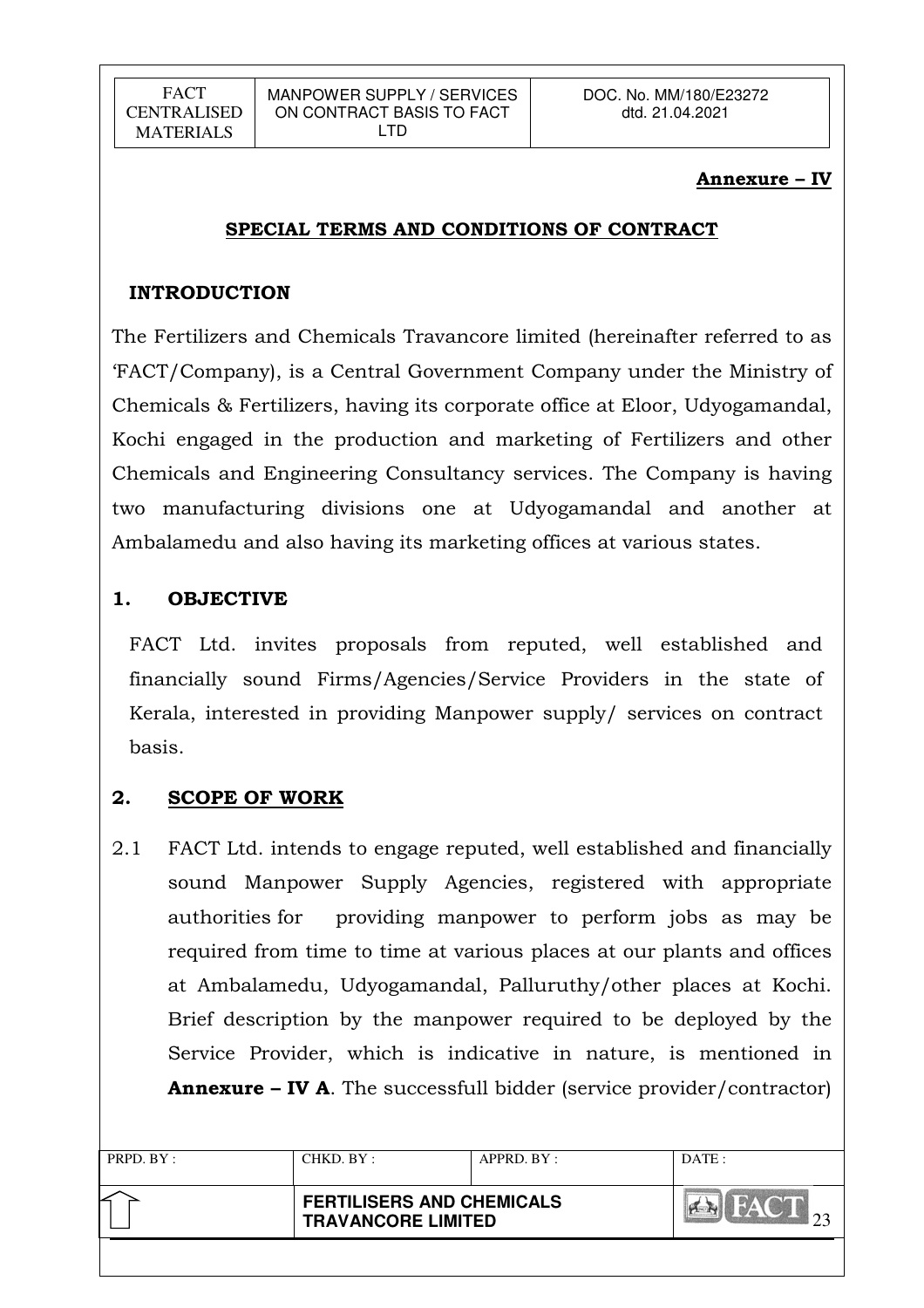**Annexure – IV**

## SPECIAL TERMS AND CONDITIONS OF CONTRACT

### INTRODUCTION

The Fertilizers and Chemicals Travancore limited (hereinafter referred to as 'FACT/Company), is a Central Government Company under the Ministry of Chemicals & Fertilizers, having its corporate office at Eloor, Udyogamandal, Kochi engaged in the production and marketing of Fertilizers and other Chemicals and Engineering Consultancy services. The Company is having two manufacturing divisions one at Udyogamandal and another at Ambalamedu and also having its marketing offices at various states.

### 1. OBJECTIVE

FACT Ltd. invites proposals from reputed, well established and financially sound Firms/Agencies/Service Providers in the state of Kerala, interested in providing Manpower supply/ services on contract basis.

### 2. SCOPE OF WORK

2.1 FACT Ltd. intends to engage reputed, well established and financially sound Manpower Supply Agencies, registered with appropriate authorities for providing manpower to perform jobs as may be required from time to time at various places at our plants and offices at Ambalamedu, Udyogamandal, Palluruthy/other places at Kochi. Brief description by the manpower required to be deployed by the Service Provider, which is indicative in nature, is mentioned in **Annexure – IV A**. The successfull bidder (service provider/contractor)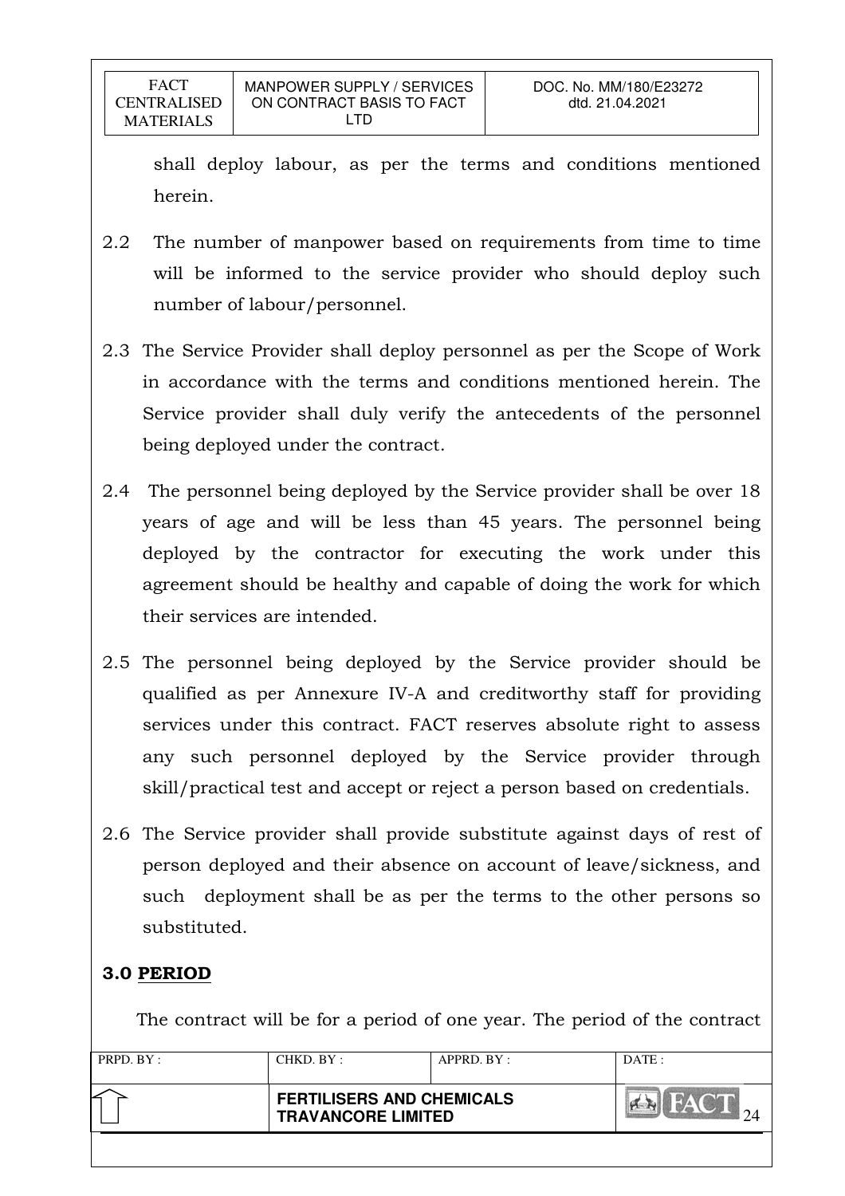shall deploy labour, as per the terms and conditions mentioned herein.

2.2 The number of manpower based on requirements from time to time will be informed to the service provider who should deploy such number of labour/personnel.

2.3 The Service Provider shall deploy personnel as per the Scope of Work in accordance with the terms and conditions mentioned herein. The Service provider shall duly verify the antecedents of the personnel being deployed under the contract.

2.4 The personnel being deployed by the Service provider shall be over 18 years of age and will be less than 45 years. The personnel being deployed by the contractor for executing the work under this agreement should be healthy and capable of doing the work for which their services are intended.

2.5 The personnel being deployed by the Service provider should be qualified as per Annexure IV-A and creditworthy staff for providing services under this contract. FACT reserves absolute right to assess any such personnel deployed by the Service provider through skill/practical test and accept or reject a person based on credentials.

2.6 The Service provider shall provide substitute against days of rest of person deployed and their absence on account of leave/sickness, and such deployment shall be as per the terms to the other persons so substituted.

### 3.0 PERIOD

The contract will be for a period of one year. The period of the contract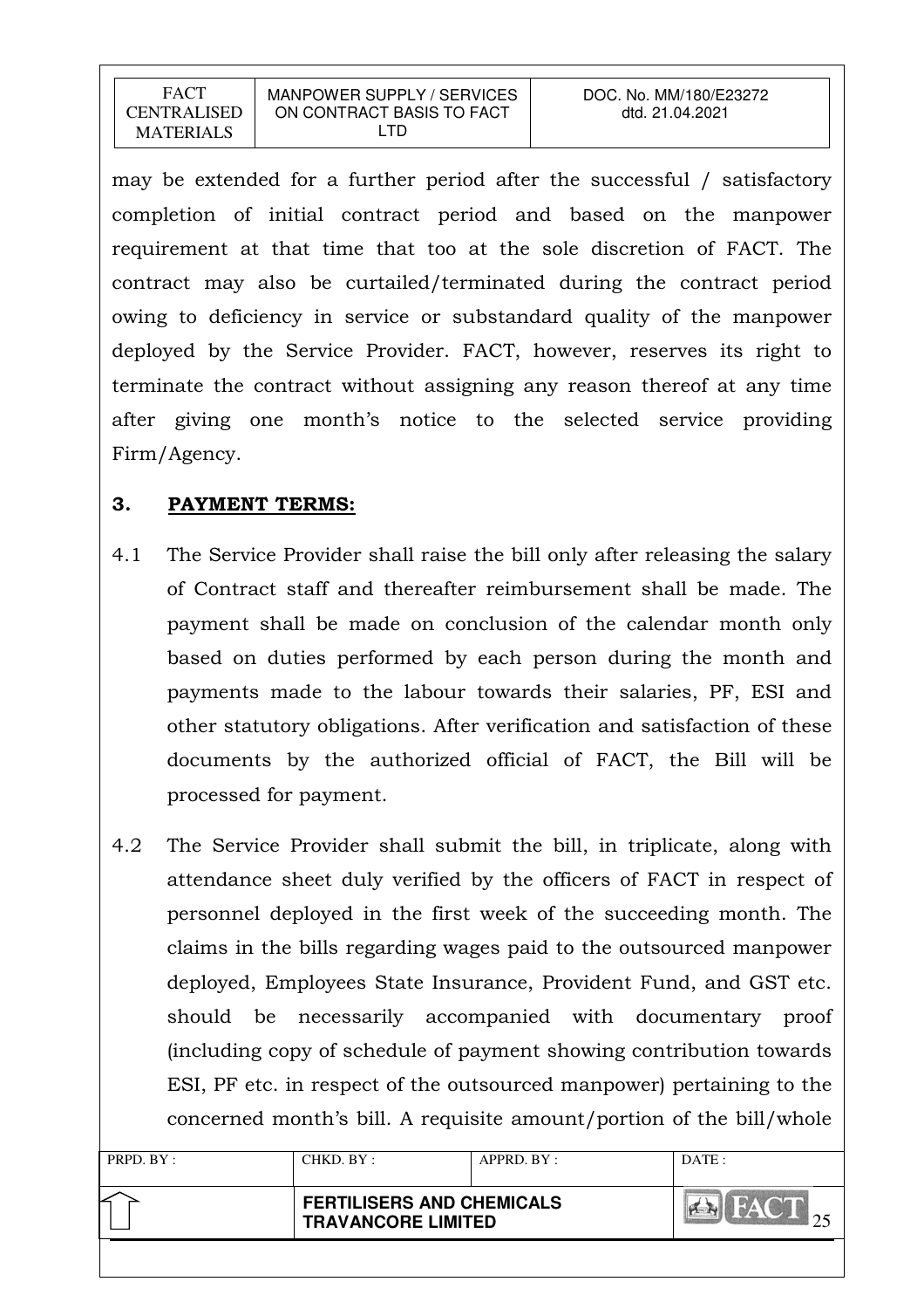may be extended for a further period after the successful / satisfactory completion of initial contract period and based on the manpower requirement at that time that too at the sole discretion of FACT. The contract may also be curtailed/terminated during the contract period owing to deficiency in service or substandard quality of the manpower deployed by the Service Provider. FACT, however, reserves its right to terminate the contract without assigning any reason thereof at any time after giving one month's notice to the selected service providing Firm/Agency.

## 3. PAYMENT TERMS:

4.1 The Service Provider shall raise the bill only after releasing the salary of Contract staff and thereafter reimbursement shall be made. The payment shall be made on conclusion of the calendar month only based on duties performed by each person during the month and payments made to the labour towards their salaries, PF, ESI and other statutory obligations. After verification and satisfaction of these documents by the authorized official of FACT, the Bill will be processed for payment.

4.2 The Service Provider shall submit the bill, in triplicate, along with attendance sheet duly verified by the officers of FACT in respect of personnel deployed in the first week of the succeeding month. The claims in the bills regarding wages paid to the outsourced manpower deployed, Employees State Insurance, Provident Fund, and GST etc. should be necessarily accompanied with documentary proof (including copy of schedule of payment showing contribution towards ESI, PF etc. in respect of the outsourced manpower) pertaining to the concerned month's bill. A requisite amount/portion of the bill/whole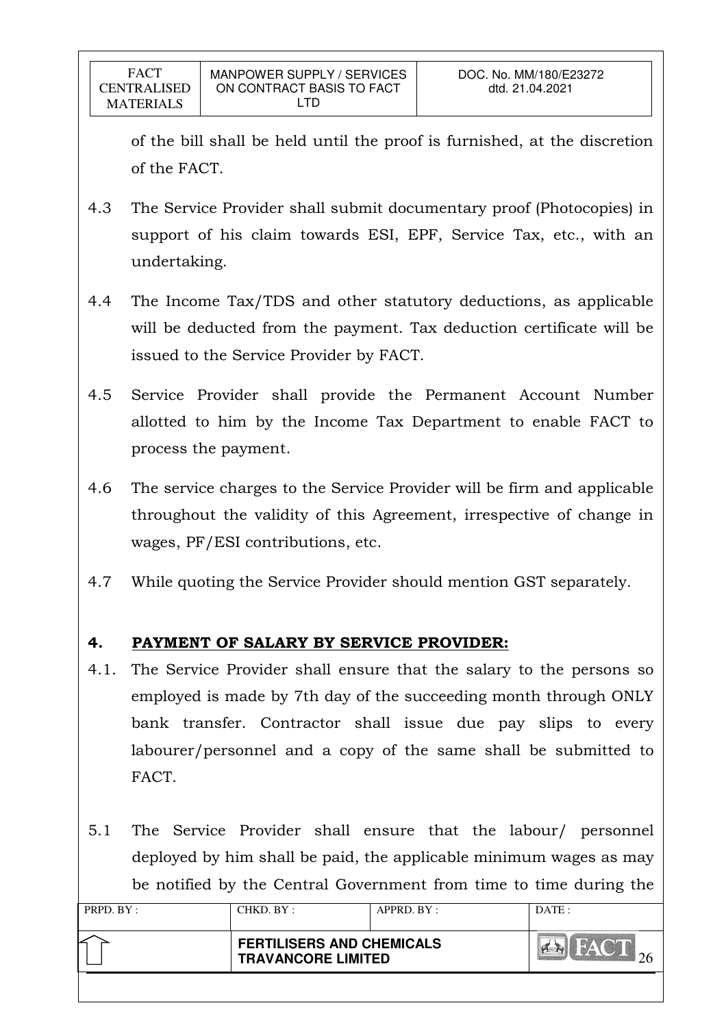of the bill shall be held until the proof is furnished, at the discretion of the FACT.

4.3 The Service Provider shall submit documentary proof (Photocopies) in support of his claim towards ESI, EPF, Service Tax, etc., with an undertaking.

4.4 The Income Tax/TDS and other statutory deductions, as applicable will be deducted from the payment. Tax deduction certificate will be issued to the Service Provider by FACT.

4.5 Service Provider shall provide the Permanent Account Number allotted to him by the Income Tax Department to enable FACT to process the payment.

4.6 The service charges to the Service Provider will be firm and applicable throughout the validity of this Agreement, irrespective of change in wages, PF/ESI contributions, etc.

4.7 While quoting the Service Provider should mention GST separately.

## 4. PAYMENT OF SALARY BY SERVICE PROVIDER:

4.1. The Service Provider shall ensure that the salary to the persons so employed is made by 7th day of the succeeding month through ONLY bank transfer. Contractor shall issue due pay slips to every labourer/personnel and a copy of the same shall be submitted to FACT.

5.1 The Service Provider shall ensure that the labour/ personnel deployed by him shall be paid, the applicable minimum wages as may be notified by the Central Government from time to time during the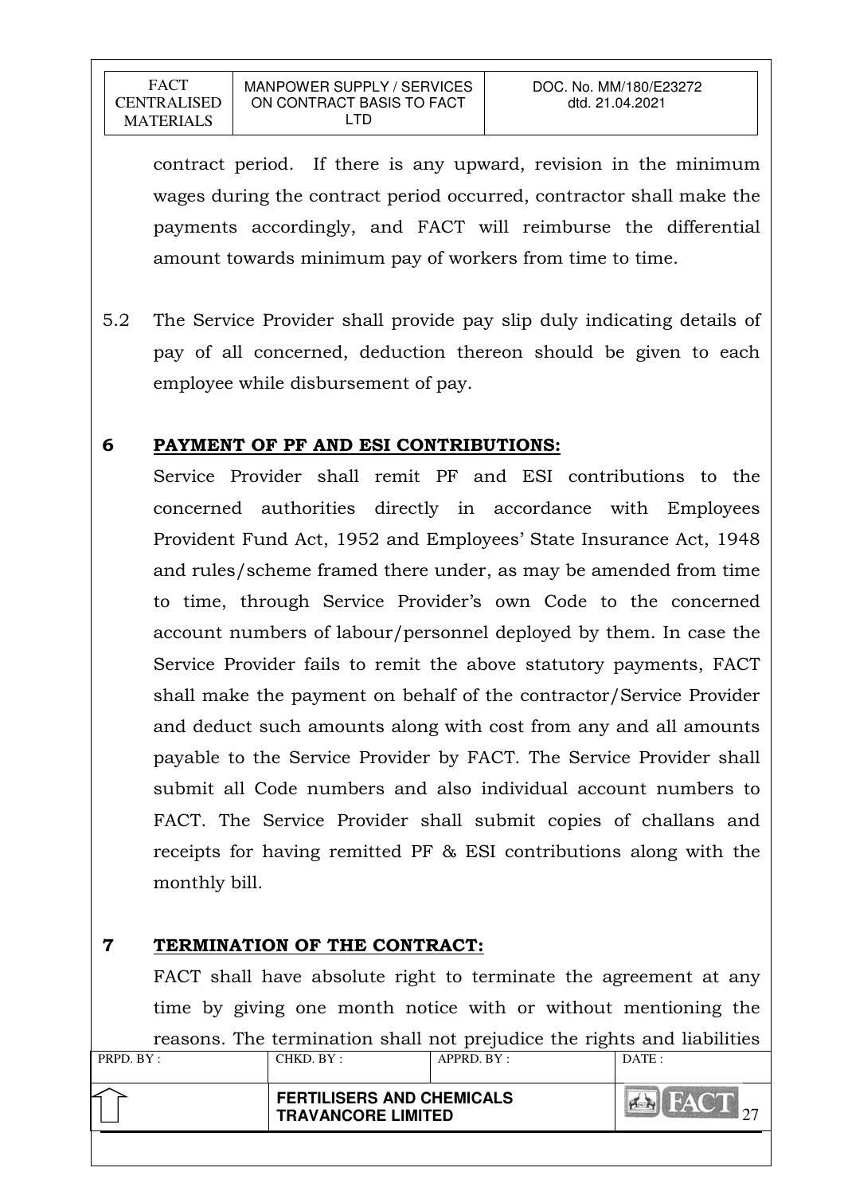contract period. If there is any upward, revision in the minimum wages during the contract period occurred, contractor shall make the payments accordingly, and FACT will reimburse the differential amount towards minimum pay of workers from time to time.

5.2 The Service Provider shall provide pay slip duly indicating details of pay of all concerned, deduction thereon should be given to each employee while disbursement of pay.

**6 PAYMENT OF PF AND ESI CONTRIBUTIONS:**

Service Provider shall remit PF and ESI contributions to the concerned authorities directly in accordance with Employees Provident Fund Act, 1952 and Employees' State Insurance Act, 1948 and rules/scheme framed there under, as may be amended from time to time, through Service Provider's own Code to the concerned account numbers of labour/personnel deployed by them. In case the Service Provider fails to remit the above statutory payments, FACT shall make the payment on behalf of the contractor/Service Provider and deduct such amounts along with cost from any and all amounts payable to the Service Provider by FACT. The Service Provider shall submit all Code numbers and also individual account numbers to FACT. The Service Provider shall submit copies of challans and receipts for having remitted PF & ESI contributions along with the monthly bill.

**7 TERMINATION OF THE CONTRACT:**

FACT shall have absolute right to terminate the agreement at any time by giving one month notice with or without mentioning the reasons. The termination shall not prejudice the rights and liabilities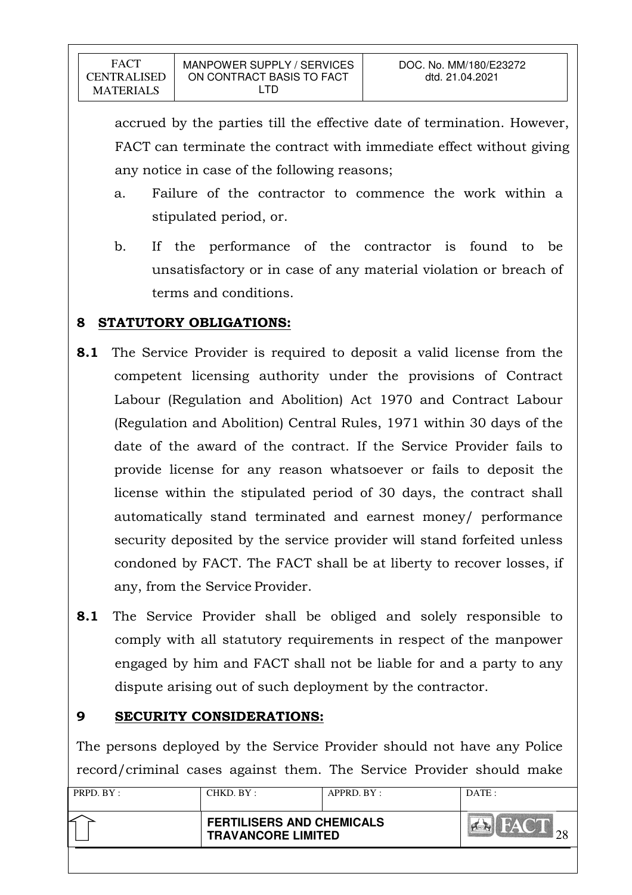accrued by the parties till the effective date of termination. However, FACT can terminate the contract with immediate effect without giving any notice in case of the following reasons;

a. Failure of the contractor to commence the work within a stipulated period, or.

b. If the performance of the contractor is found to be unsatisfactory or in case of any material violation or breach of terms and conditions.

## 8 STATUTORY OBLIGATIONS:

**8.1** The Service Provider is required to deposit a valid license from the competent licensing authority under the provisions of Contract Labour (Regulation and Abolition) Act 1970 and Contract Labour (Regulation and Abolition) Central Rules, 1971 within 30 days of the date of the award of the contract. If the Service Provider fails to provide license for any reason whatsoever or fails to deposit the license within the stipulated period of 30 days, the contract shall automatically stand terminated and earnest money/ performance security deposited by the service provider will stand forfeited unless condoned by FACT. The FACT shall be at liberty to recover losses, if any, from the Service Provider.

**8.1** The Service Provider shall be obliged and solely responsible to comply with all statutory requirements in respect of the manpower engaged by him and FACT shall not be liable for and a party to any dispute arising out of such deployment by the contractor.

## 9 SECURITY CONSIDERATIONS:

The persons deployed by the Service Provider should not have any Police record/criminal cases against them. The Service Provider should make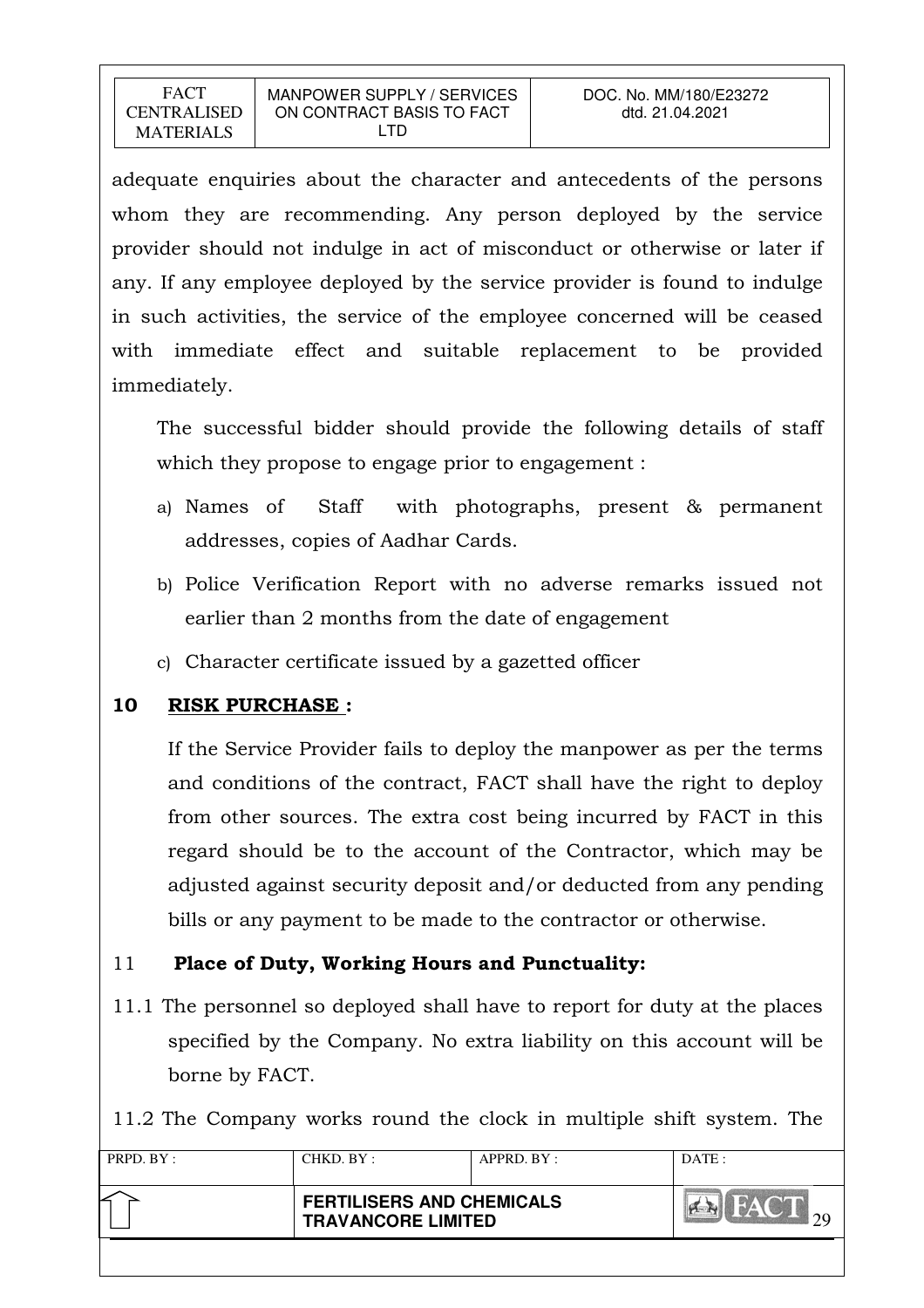adequate enquiries about the character and antecedents of the persons whom they are recommending. Any person deployed by the service provider should not indulge in act of misconduct or otherwise or later if any. If any employee deployed by the service provider is found to indulge in such activities, the service of the employee concerned will be ceased with immediate effect and suitable replacement to be provided immediately.

The successful bidder should provide the following details of staff which they propose to engage prior to engagement :

a) Names of Staff with photographs, present & permanent addresses, copies of Aadhar Cards.

b) Police Verification Report with no adverse remarks issued not earlier than 2 months from the date of engagement

c) Character certificate issued by a gazetted officer

## 10 RISK PURCHASE :

If the Service Provider fails to deploy the manpower as per the terms and conditions of the contract, FACT shall have the right to deploy from other sources. The extra cost being incurred by FACT in this regard should be to the account of the Contractor, which may be adjusted against security deposit and/or deducted from any pending bills or any payment to be made to the contractor or otherwise.

## 11 Place of Duty, Working Hours and Punctuality:

11.1 The personnel so deployed shall have to report for duty at the places specified by the Company. No extra liability on this account will be borne by FACT.

11.2 The Company works round the clock in multiple shift system. The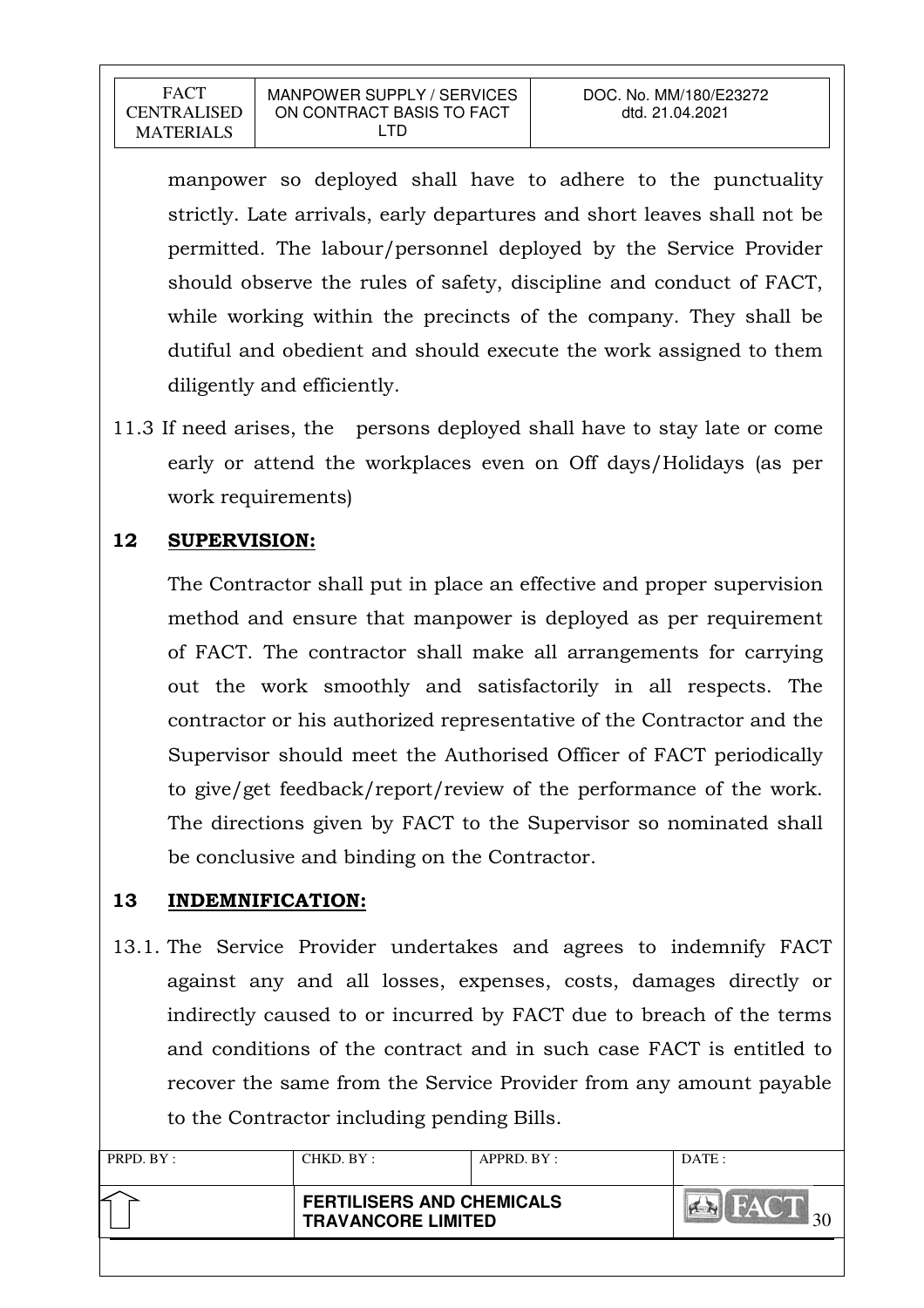manpower so deployed shall have to adhere to the punctuality strictly. Late arrivals, early departures and short leaves shall not be permitted. The labour/personnel deployed by the Service Provider should observe the rules of safety, discipline and conduct of FACT, while working within the precincts of the company. They shall be dutiful and obedient and should execute the work assigned to them diligently and efficiently.

11.3 If need arises, the persons deployed shall have to stay late or come early or attend the workplaces even on Off days/Holidays (as per work requirements)

## 12 SUPERVISION:

The Contractor shall put in place an effective and proper supervision method and ensure that manpower is deployed as per requirement of FACT. The contractor shall make all arrangements for carrying out the work smoothly and satisfactorily in all respects. The contractor or his authorized representative of the Contractor and the Supervisor should meet the Authorised Officer of FACT periodically to give/get feedback/report/review of the performance of the work. The directions given by FACT to the Supervisor so nominated shall be conclusive and binding on the Contractor.

## 13 INDEMNIFICATION:

13.1. The Service Provider undertakes and agrees to indemnify FACT against any and all losses, expenses, costs, damages directly or indirectly caused to or incurred by FACT due to breach of the terms and conditions of the contract and in such case FACT is entitled to recover the same from the Service Provider from any amount payable to the Contractor including pending Bills.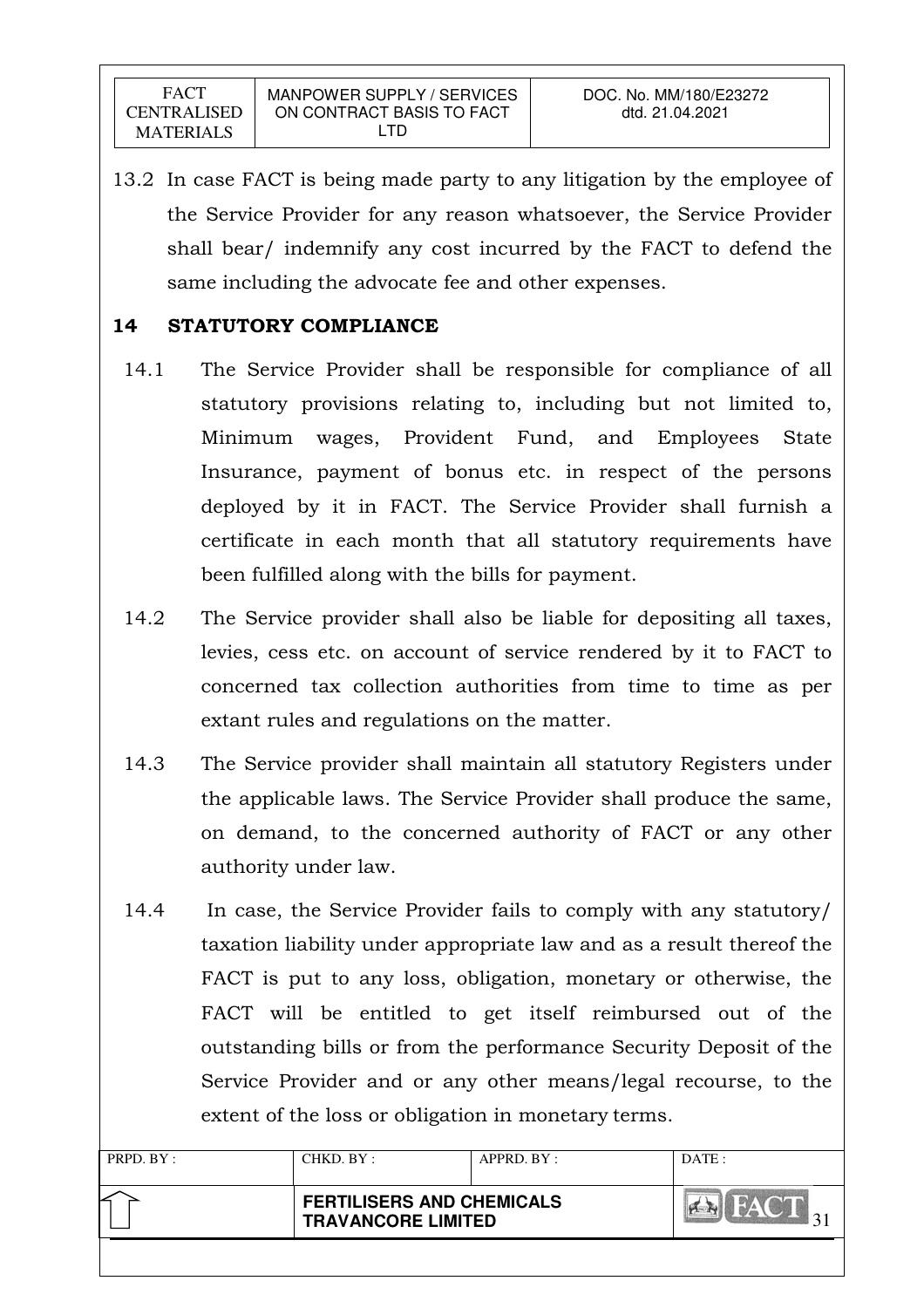13.2 In case FACT is being made party to any litigation by the employee of the Service Provider for any reason whatsoever, the Service Provider shall bear/ indemnify any cost incurred by the FACT to defend the same including the advocate fee and other expenses.

## 14 STATUTORY COMPLIANCE

14.1 The Service Provider shall be responsible for compliance of all statutory provisions relating to, including but not limited to, Minimum wages, Provident Fund, and Employees State Insurance, payment of bonus etc. in respect of the persons deployed by it in FACT. The Service Provider shall furnish a certificate in each month that all statutory requirements have been fulfilled along with the bills for payment.

14.2 The Service provider shall also be liable for depositing all taxes, levies, cess etc. on account of service rendered by it to FACT to concerned tax collection authorities from time to time as per extant rules and regulations on the matter.

14.3 The Service provider shall maintain all statutory Registers under the applicable laws. The Service Provider shall produce the same, on demand, to the concerned authority of FACT or any other authority under law.

14.4 In case, the Service Provider fails to comply with any statutory/ taxation liability under appropriate law and as a result thereof the FACT is put to any loss, obligation, monetary or otherwise, the FACT will be entitled to get itself reimbursed out of the outstanding bills or from the performance Security Deposit of the Service Provider and or any other means/legal recourse, to the extent of the loss or obligation in monetary terms.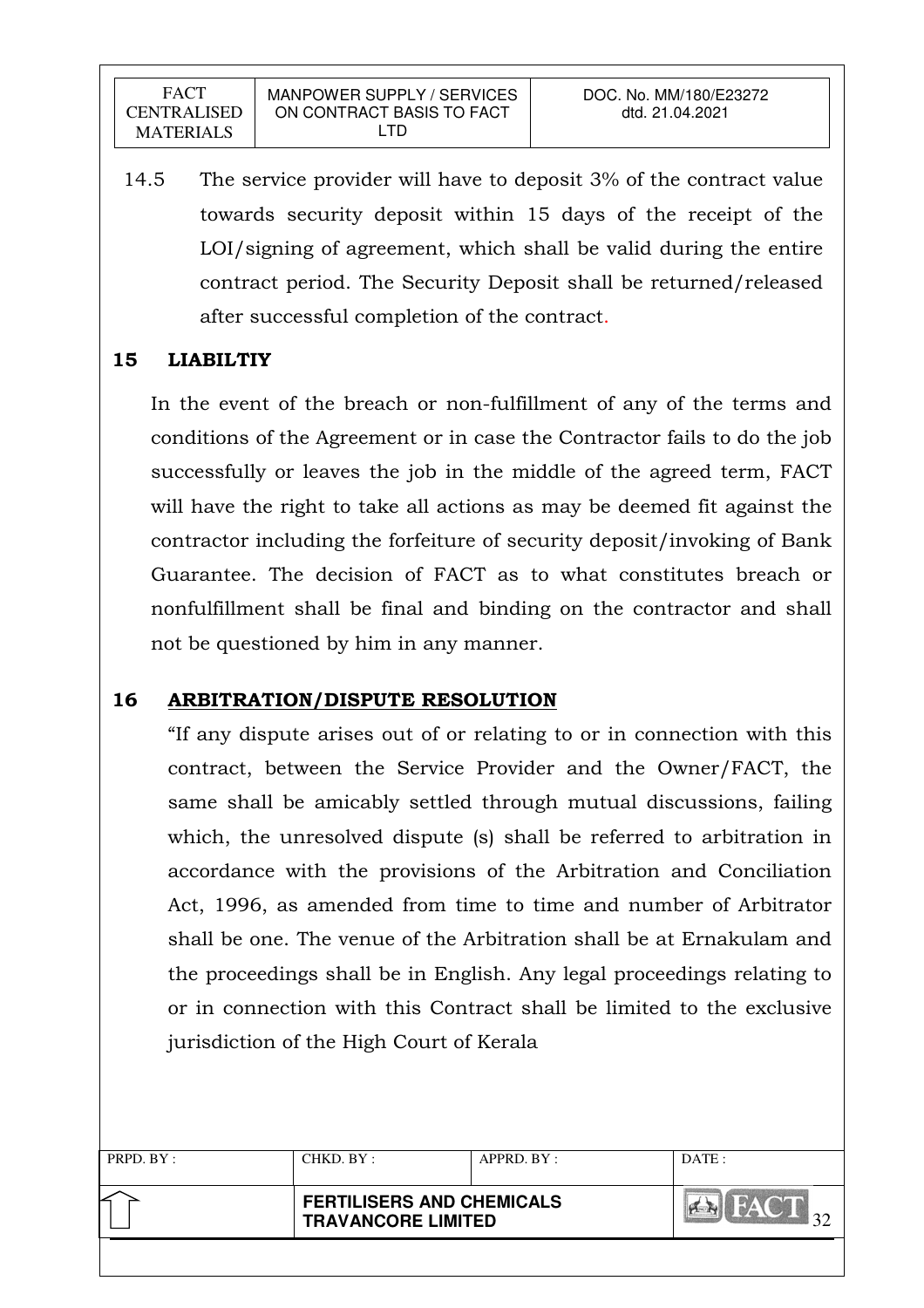14.5 The service provider will have to deposit 3% of the contract value towards security deposit within 15 days of the receipt of the LOI/signing of agreement, which shall be valid during the entire contract period. The Security Deposit shall be returned/released after successful completion of the contract.

## 15 LIABILTIY

In the event of the breach or non-fulfillment of any of the terms and conditions of the Agreement or in case the Contractor fails to do the job successfully or leaves the job in the middle of the agreed term, FACT will have the right to take all actions as may be deemed fit against the contractor including the forfeiture of security deposit/invoking of Bank Guarantee. The decision of FACT as to what constitutes breach or nonfulfillment shall be final and binding on the contractor and shall not be questioned by him in any manner.

## 16 ARBITRATION/DISPUTE RESOLUTION

"If any dispute arises out of or relating to or in connection with this contract, between the Service Provider and the Owner/FACT, the same shall be amicably settled through mutual discussions, failing which, the unresolved dispute (s) shall be referred to arbitration in accordance with the provisions of the Arbitration and Conciliation Act, 1996, as amended from time to time and number of Arbitrator shall be one. The venue of the Arbitration shall be at Ernakulam and the proceedings shall be in English. Any legal proceedings relating to or in connection with this Contract shall be limited to the exclusive jurisdiction of the High Court of Kerala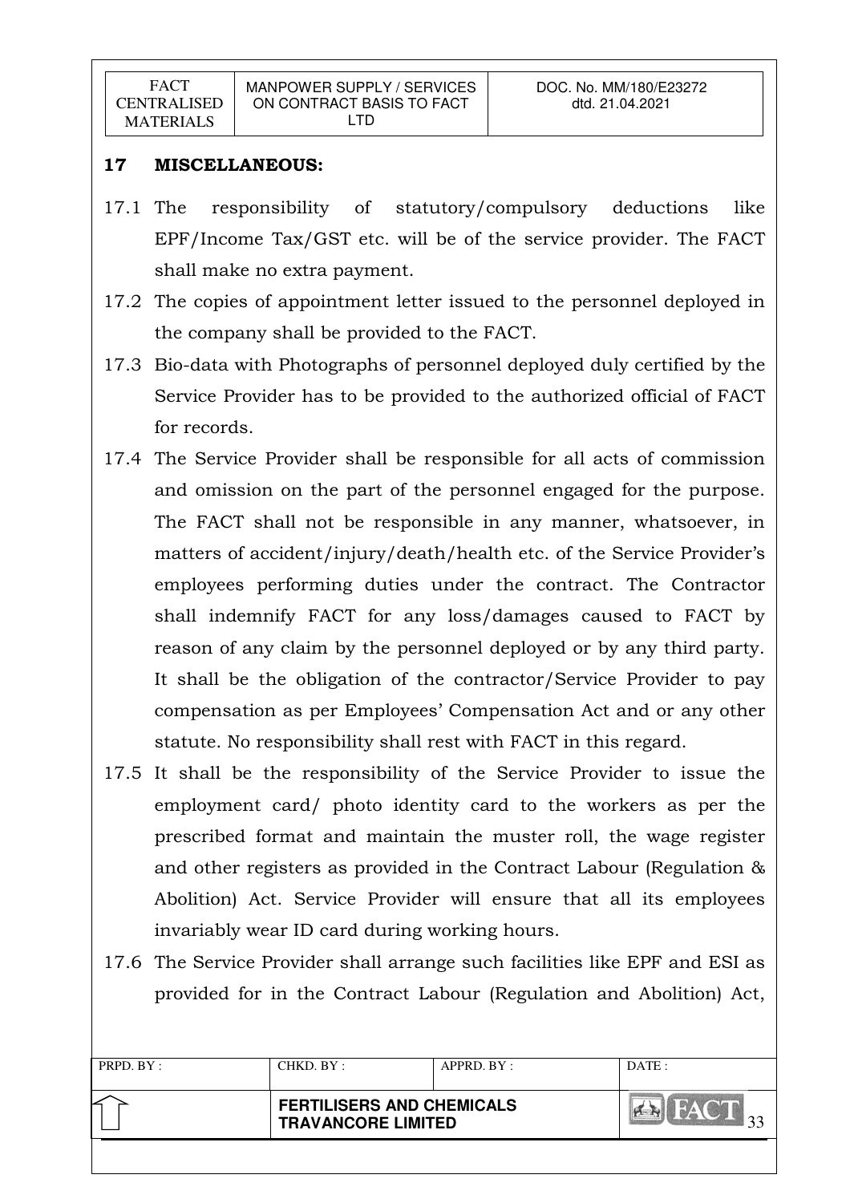## 17 MISCELLANEOUS:

17.1 The responsibility of statutory/compulsory deductions like EPF/Income Tax/GST etc. will be of the service provider. The FACT shall make no extra payment.

17.2 The copies of appointment letter issued to the personnel deployed in the company shall be provided to the FACT.

17.3 Bio-data with Photographs of personnel deployed duly certified by the Service Provider has to be provided to the authorized official of FACT for records.

17.4 The Service Provider shall be responsible for all acts of commission and omission on the part of the personnel engaged for the purpose. The FACT shall not be responsible in any manner, whatsoever, in matters of accident/injury/death/health etc. of the Service Provider's employees performing duties under the contract. The Contractor shall indemnify FACT for any loss/damages caused to FACT by reason of any claim by the personnel deployed or by any third party. It shall be the obligation of the contractor/Service Provider to pay compensation as per Employees' Compensation Act and or any other statute. No responsibility shall rest with FACT in this regard.

17.5 It shall be the responsibility of the Service Provider to issue the employment card/ photo identity card to the workers as per the prescribed format and maintain the muster roll, the wage register and other registers as provided in the Contract Labour (Regulation & Abolition) Act. Service Provider will ensure that all its employees invariably wear ID card during working hours.

17.6 The Service Provider shall arrange such facilities like EPF and ESI as provided for in the Contract Labour (Regulation and Abolition) Act,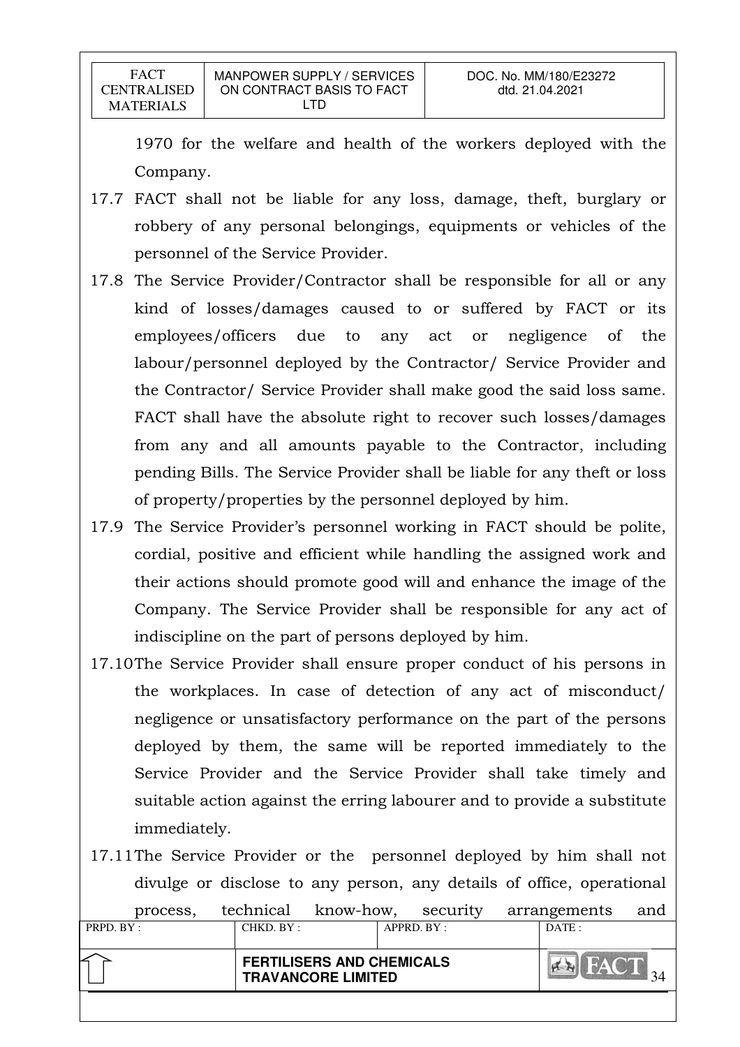1970 for the welfare and health of the workers deployed with the Company.

17.7 FACT shall not be liable for any loss, damage, theft, burglary or robbery of any personal belongings, equipments or vehicles of the personnel of the Service Provider.

17.8 The Service Provider/Contractor shall be responsible for all or any kind of losses/damages caused to or suffered by FACT or its employees/officers due to any act or negligence of the labour/personnel deployed by the Contractor/ Service Provider and the Contractor/ Service Provider shall make good the said loss same. FACT shall have the absolute right to recover such losses/damages from any and all amounts payable to the Contractor, including pending Bills. The Service Provider shall be liable for any theft or loss of property/properties by the personnel deployed by him.

17.9 The Service Provider's personnel working in FACT should be polite, cordial, positive and efficient while handling the assigned work and their actions should promote good will and enhance the image of the Company. The Service Provider shall be responsible for any act of indiscipline on the part of persons deployed by him.

17.10 The Service Provider shall ensure proper conduct of his persons in the workplaces. In case of detection of any act of misconduct/ negligence or unsatisfactory performance on the part of the persons deployed by them, the same will be reported immediately to the Service Provider and the Service Provider shall take timely and suitable action against the erring labourer and to provide a substitute immediately.

17.11 The Service Provider or the personnel deployed by him shall not divulge or disclose to any person, any details of office, operational process, technical know-how, security arrangements and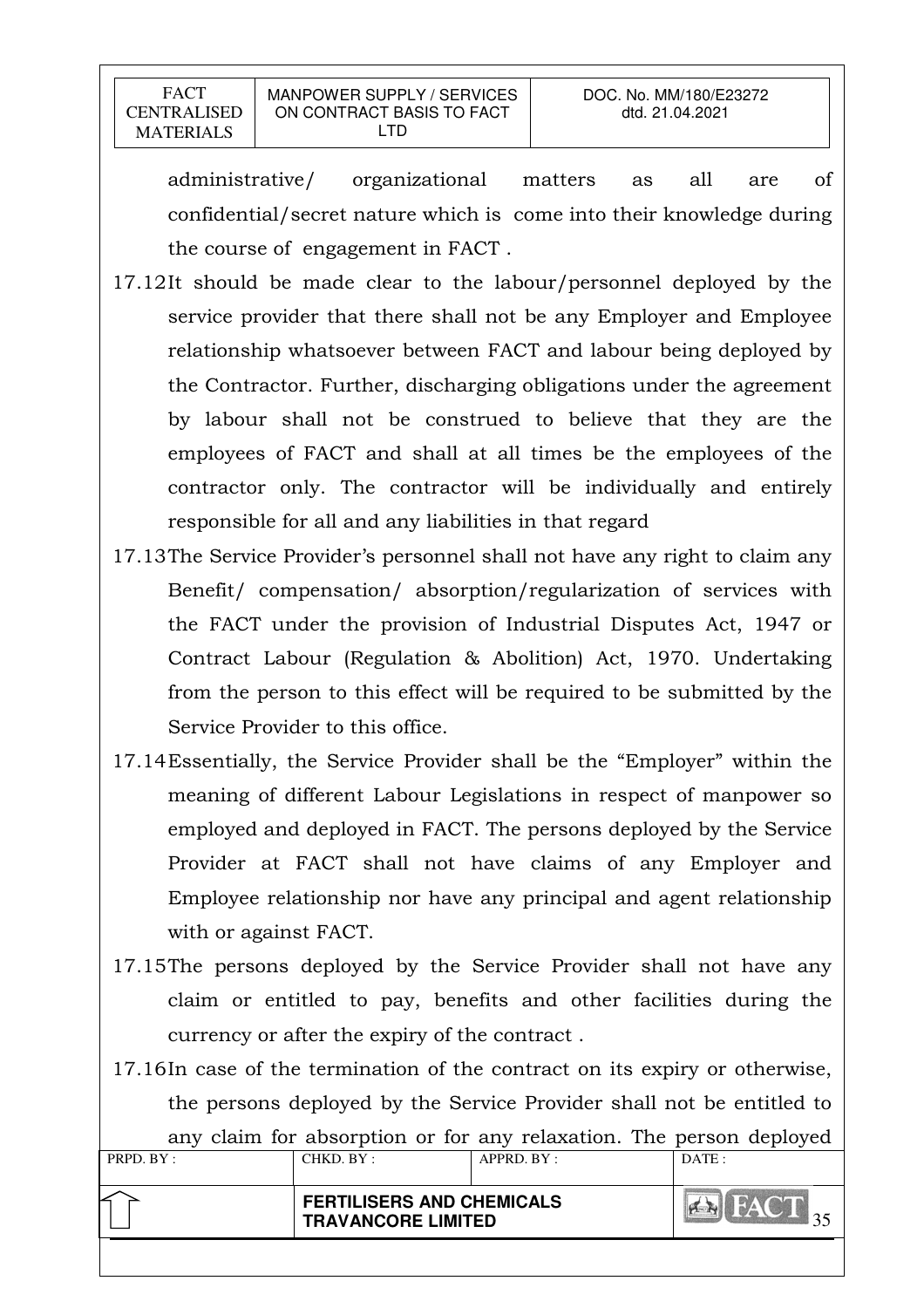administrative/ organizational matters as all are of confidential/secret nature which is come into their knowledge during the course of engagement in FACT .

17.12 It should be made clear to the labour/personnel deployed by the service provider that there shall not be any Employer and Employee relationship whatsoever between FACT and labour being deployed by the Contractor. Further, discharging obligations under the agreement by labour shall not be construed to believe that they are the employees of FACT and shall at all times be the employees of the contractor only. The contractor will be individually and entirely responsible for all and any liabilities in that regard

17.13 The Service Provider's personnel shall not have any right to claim any Benefit/ compensation/ absorption/regularization of services with the FACT under the provision of Industrial Disputes Act, 1947 or Contract Labour (Regulation & Abolition) Act, 1970. Undertaking from the person to this effect will be required to be submitted by the Service Provider to this office.

17.14 Essentially, the Service Provider shall be the "Employer" within the meaning of different Labour Legislations in respect of manpower so employed and deployed in FACT. The persons deployed by the Service Provider at FACT shall not have claims of any Employer and Employee relationship nor have any principal and agent relationship with or against FACT.

17.15 The persons deployed by the Service Provider shall not have any claim or entitled to pay, benefits and other facilities during the currency or after the expiry of the contract .

17.16 In case of the termination of the contract on its expiry or otherwise, the persons deployed by the Service Provider shall not be entitled to any claim for absorption or for any relaxation. The person deployed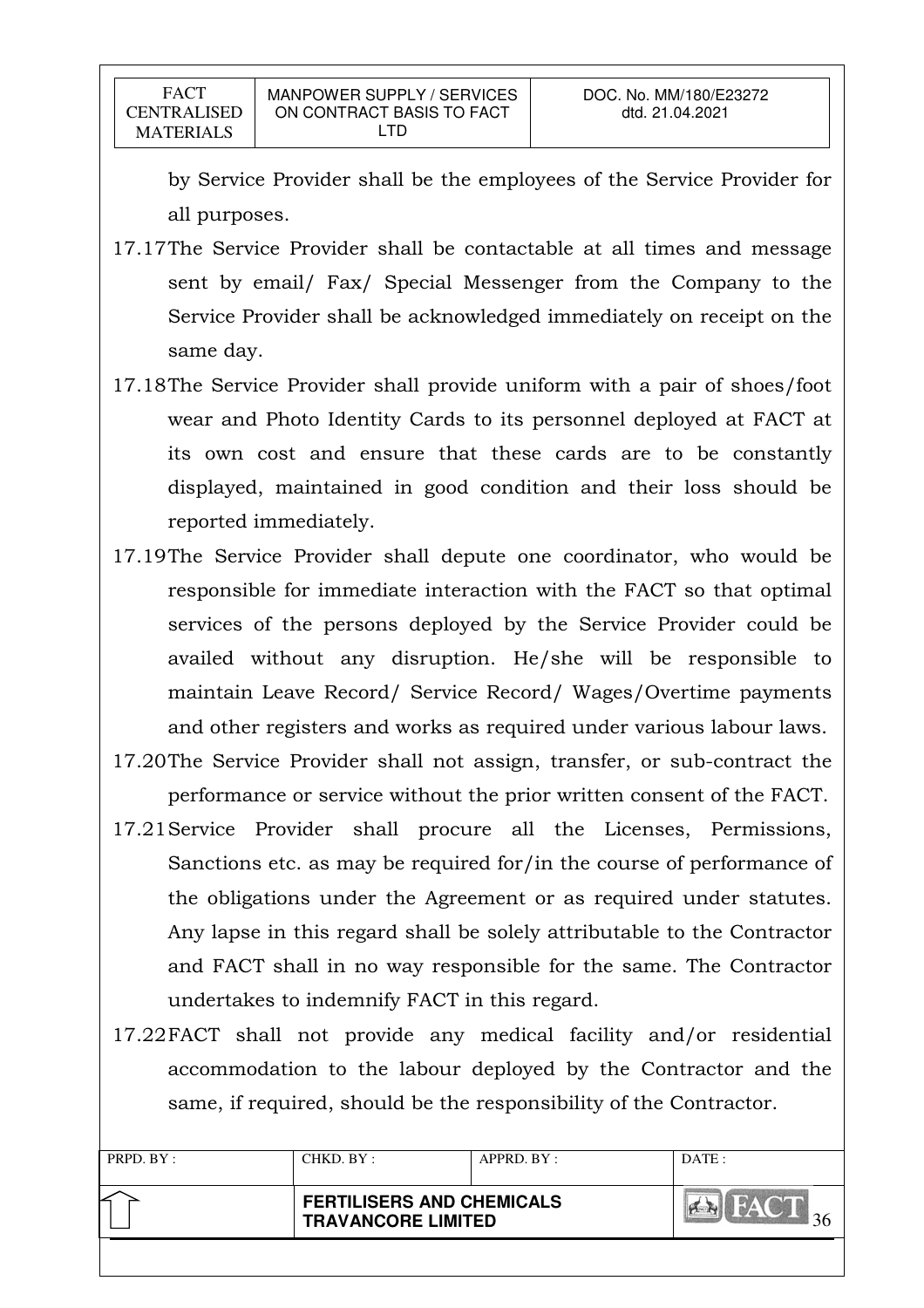by Service Provider shall be the employees of the Service Provider for all purposes.

17.17 The Service Provider shall be contactable at all times and message sent by email/ Fax/ Special Messenger from the Company to the Service Provider shall be acknowledged immediately on receipt on the same day.

17.18 The Service Provider shall provide uniform with a pair of shoes/foot wear and Photo Identity Cards to its personnel deployed at FACT at its own cost and ensure that these cards are to be constantly displayed, maintained in good condition and their loss should be reported immediately.

17.19 The Service Provider shall depute one coordinator, who would be responsible for immediate interaction with the FACT so that optimal services of the persons deployed by the Service Provider could be availed without any disruption. He/she will be responsible to maintain Leave Record/ Service Record/ Wages/Overtime payments and other registers and works as required under various labour laws.

17.20 The Service Provider shall not assign, transfer, or sub-contract the performance or service without the prior written consent of the FACT.

17.21 Service Provider shall procure all the Licenses, Permissions, Sanctions etc. as may be required for/in the course of performance of the obligations under the Agreement or as required under statutes. Any lapse in this regard shall be solely attributable to the Contractor and FACT shall in no way responsible for the same. The Contractor undertakes to indemnify FACT in this regard.

17.22 FACT shall not provide any medical facility and/or residential accommodation to the labour deployed by the Contractor and the same, if required, should be the responsibility of the Contractor.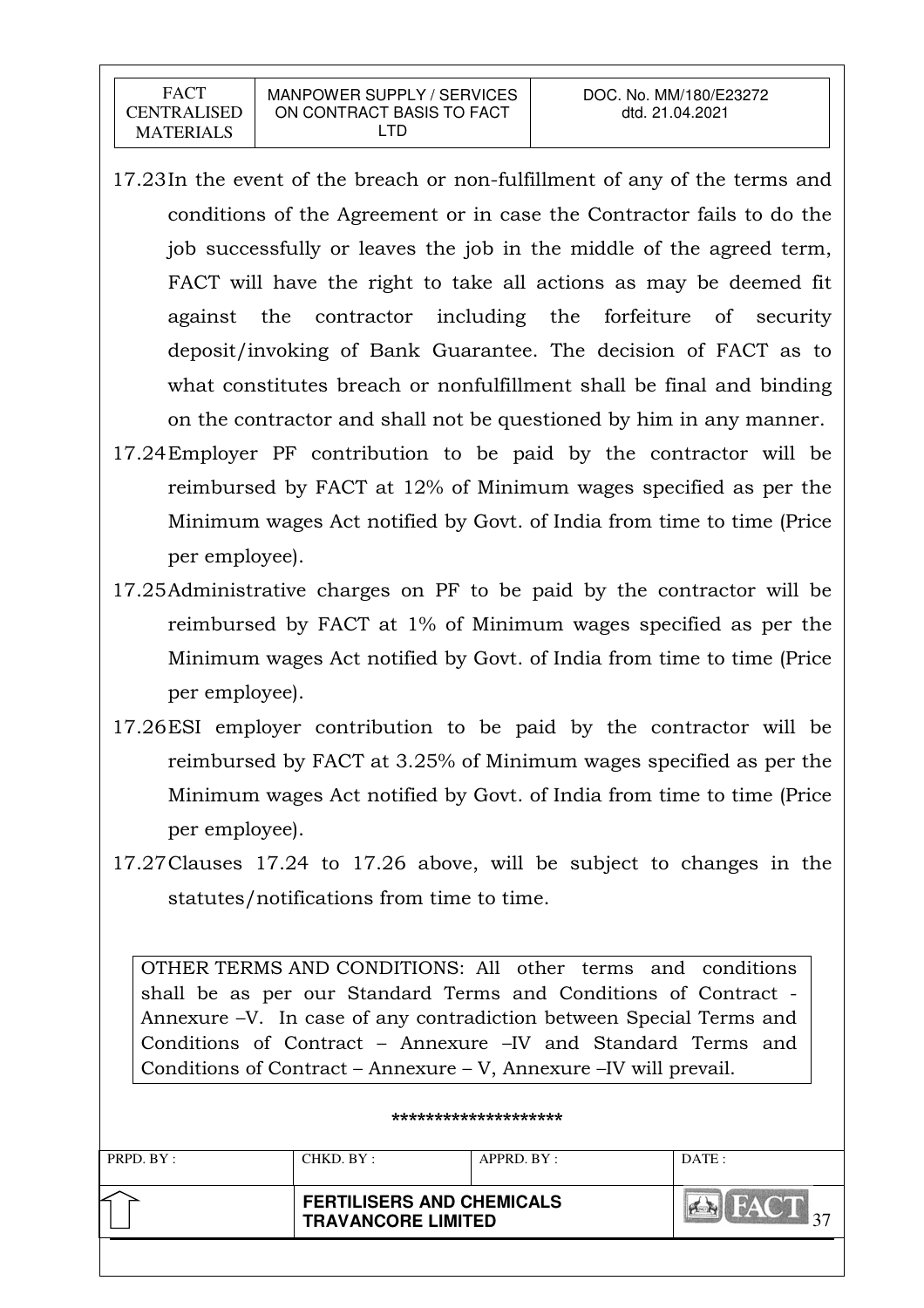17.23 In the event of the breach or non-fulfillment of any of the terms and conditions of the Agreement or in case the Contractor fails to do the job successfully or leaves the job in the middle of the agreed term, FACT will have the right to take all actions as may be deemed fit against the contractor including the forfeiture of security deposit/invoking of Bank Guarantee. The decision of FACT as to what constitutes breach or nonfulfillment shall be final and binding on the contractor and shall not be questioned by him in any manner.

17.24 Employer PF contribution to be paid by the contractor will be reimbursed by FACT at 12% of Minimum wages specified as per the Minimum wages Act notified by Govt. of India from time to time (Price per employee).

17.25 Administrative charges on PF to be paid by the contractor will be reimbursed by FACT at 1% of Minimum wages specified as per the Minimum wages Act notified by Govt. of India from time to time (Price per employee).

17.26 ESI employer contribution to be paid by the contractor will be reimbursed by FACT at 3.25% of Minimum wages specified as per the Minimum wages Act notified by Govt. of India from time to time (Price per employee).

17.27 Clauses 17.24 to 17.26 above, will be subject to changes in the statutes/notifications from time to time.

OTHER TERMS AND CONDITIONS: All other terms and conditions shall be as per our Standard Terms and Conditions of Contract - Annexure –V. In case of any contradiction between Special Terms and Conditions of Contract – Annexure –IV and Standard Terms and Conditions of Contract – Annexure – V, Annexure –IV will prevail.

********************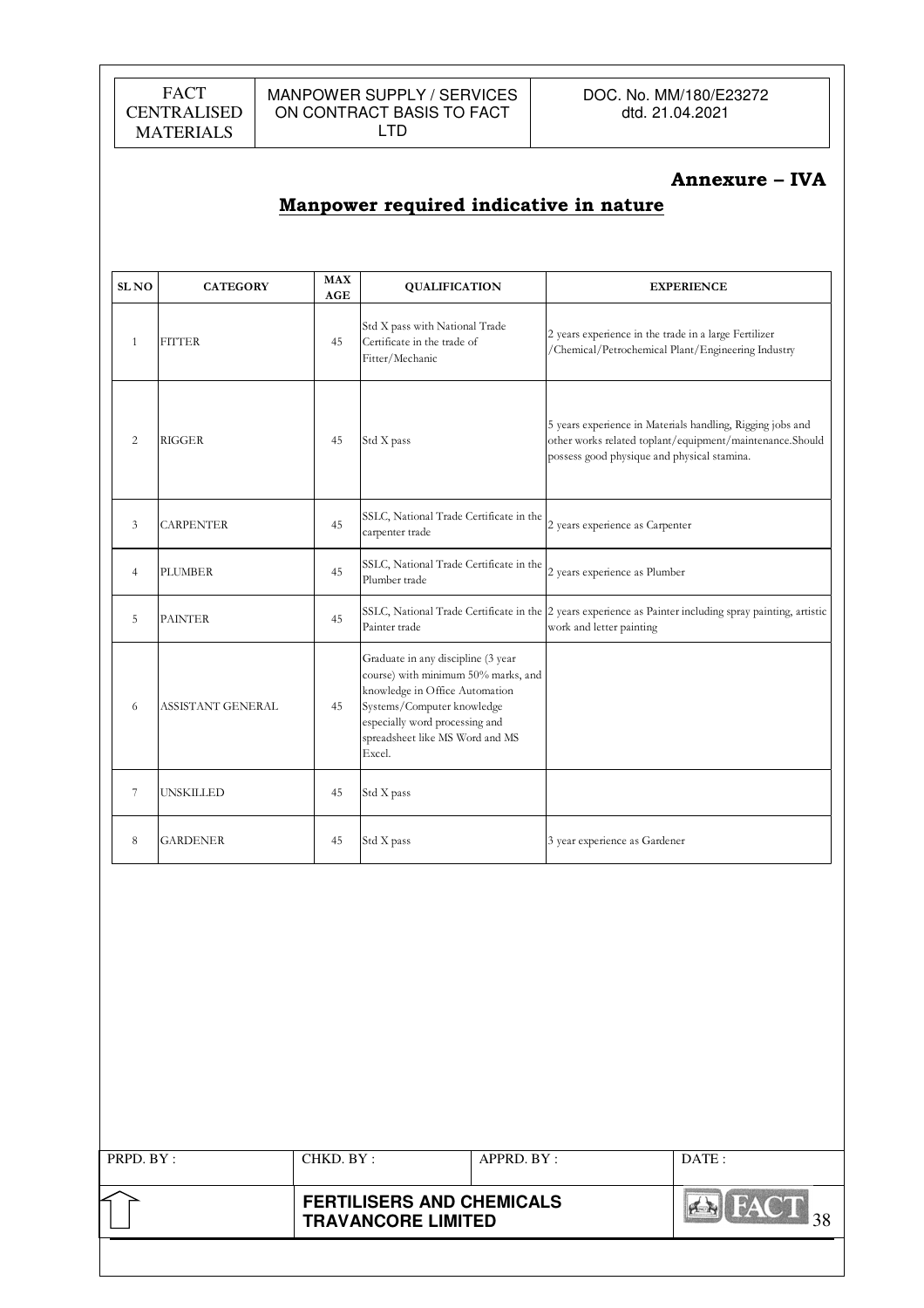## Annexure – IVA

## Manpower required indicative in nature

| SL NO | CATEGORY | MAX AGE | QUALIFICATION | EXPERIENCE |
|---|---|---|---|---|
| 1 | FITTER | 45 | Std X pass with National Trade Certificate in the trade of Fitter/Mechanic | 2 years experience in the trade in a large Fertilizer /Chemical/Petrochemical Plant/Engineering Industry |
| 2 | RIGGER | 45 | Std X pass | 5 years experience in Materials handling, Rigging jobs and other works related toplant/equipment/maintenance.Should possess good physique and physical stamina. |
| 3 | CARPENTER | 45 | SSLC, National Trade Certificate in the carpenter trade | 2 years experience as Carpenter |
| 4 | PLUMBER | 45 | SSLC, National Trade Certificate in the Plumber trade | 2 years experience as Plumber |
| 5 | PAINTER | 45 | SSLC, National Trade Certificate in the Painter trade | 2 years experience as Painter including spray painting, artistic work and letter painting |
| 6 | ASSISTANT GENERAL | 45 | Graduate in any discipline (3 year course) with minimum 50% marks, and knowledge in Office Automation Systems/Computer knowledge especially word processing and spreadsheet like MS Word and MS Excel. | |
| 7 | UNSKILLED | 45 | Std X pass | |
| 8 | GARDENER | 45 | Std X pass | 3 year experience as Gardener |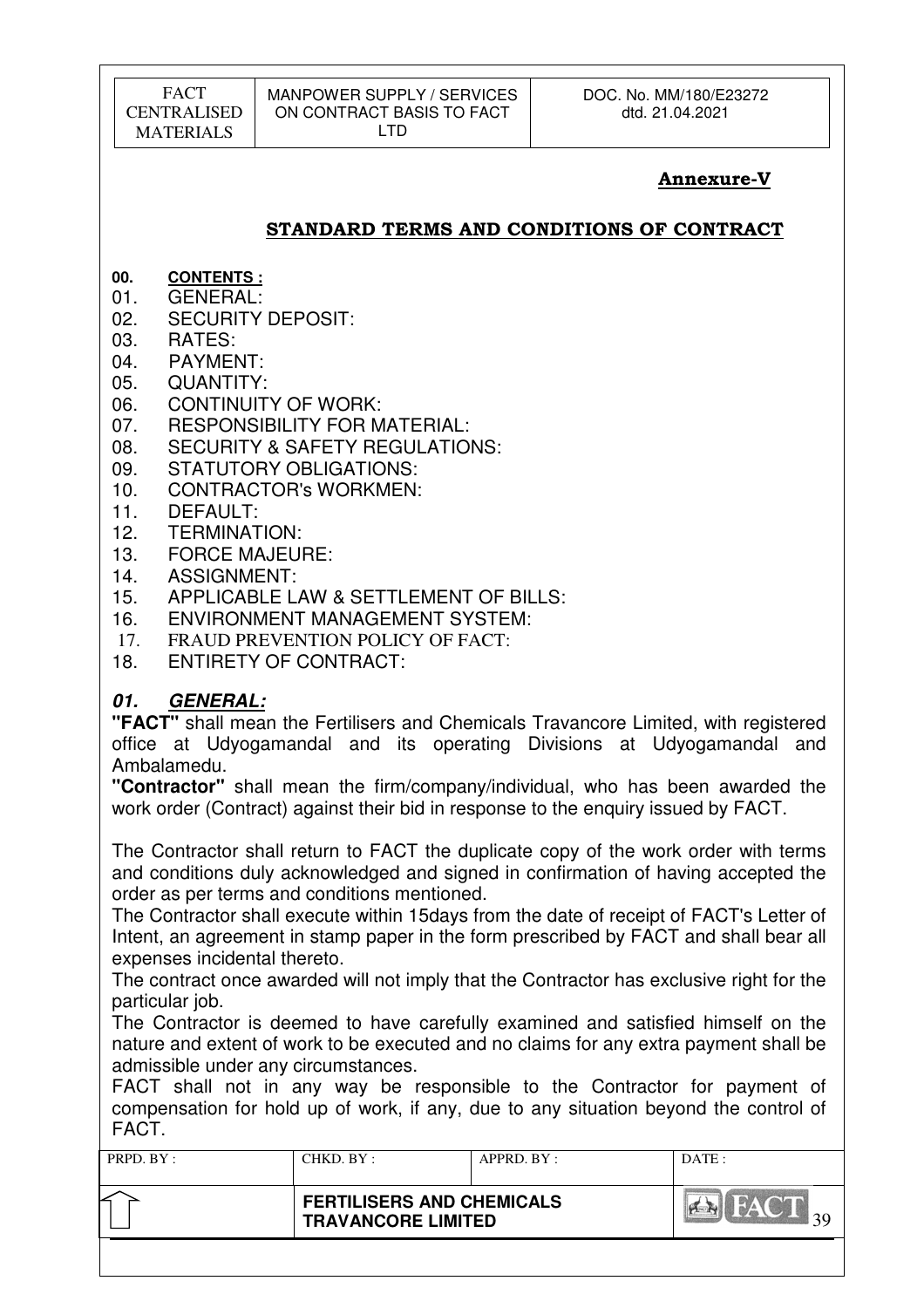**Annexure-V**

## STANDARD TERMS AND CONDITIONS OF CONTRACT

**00. CONTENTS :**

01. GENERAL:
02. SECURITY DEPOSIT:
03. RATES:
04. PAYMENT:
05. QUANTITY:
06. CONTINUITY OF WORK:
07. RESPONSIBILITY FOR MATERIAL:
08. SECURITY & SAFETY REGULATIONS:
09. STATUTORY OBLIGATIONS:
10. CONTRACTOR's WORKMEN:
11. DEFAULT:
12. TERMINATION:
13. FORCE MAJEURE:
14. ASSIGNMENT:
15. APPLICABLE LAW & SETTLEMENT OF BILLS:
16. ENVIRONMENT MANAGEMENT SYSTEM:
17. FRAUD PREVENTION POLICY OF FACT:
18. ENTIRETY OF CONTRACT:

### *01. GENERAL:*

**"FACT"** shall mean the Fertilisers and Chemicals Travancore Limited, with registered office at Udyogamandal and its operating Divisions at Udyogamandal and Ambalamedu.

**"Contractor"** shall mean the firm/company/individual, who has been awarded the work order (Contract) against their bid in response to the enquiry issued by FACT.

The Contractor shall return to FACT the duplicate copy of the work order with terms and conditions duly acknowledged and signed in confirmation of having accepted the order as per terms and conditions mentioned.

The Contractor shall execute within 15days from the date of receipt of FACT's Letter of Intent, an agreement in stamp paper in the form prescribed by FACT and shall bear all expenses incidental thereto.

The contract once awarded will not imply that the Contractor has exclusive right for the particular job.

The Contractor is deemed to have carefully examined and satisfied himself on the nature and extent of work to be executed and no claims for any extra payment shall be admissible under any circumstances.

FACT shall not in any way be responsible to the Contractor for payment of compensation for hold up of work, if any, due to any situation beyond the control of FACT.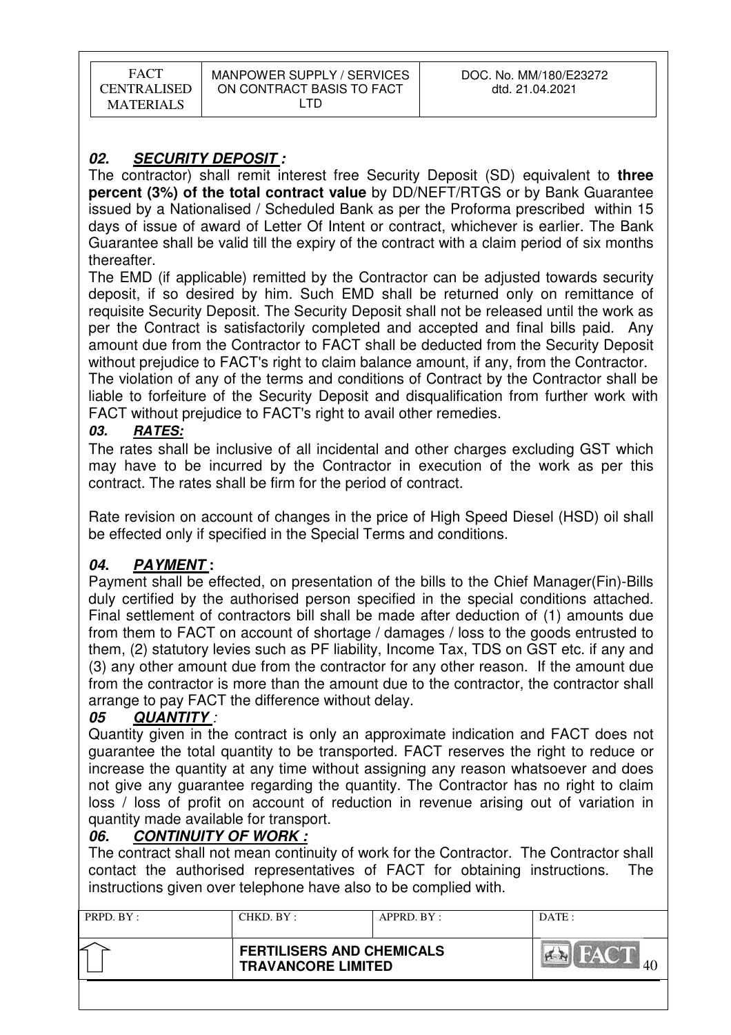## *02. SECURITY DEPOSIT :*

The contractor) shall remit interest free Security Deposit (SD) equivalent to **three percent (3%) of the total contract value** by DD/NEFT/RTGS or by Bank Guarantee issued by a Nationalised / Scheduled Bank as per the Proforma prescribed within 15 days of issue of award of Letter Of Intent or contract, whichever is earlier. The Bank Guarantee shall be valid till the expiry of the contract with a claim period of six months thereafter.

The EMD (if applicable) remitted by the Contractor can be adjusted towards security deposit, if so desired by him. Such EMD shall be returned only on remittance of requisite Security Deposit. The Security Deposit shall not be released until the work as per the Contract is satisfactorily completed and accepted and final bills paid. Any amount due from the Contractor to FACT shall be deducted from the Security Deposit without prejudice to FACT's right to claim balance amount, if any, from the Contractor.

The violation of any of the terms and conditions of Contract by the Contractor shall be liable to forfeiture of the Security Deposit and disqualification from further work with FACT without prejudice to FACT's right to avail other remedies.

## *03. RATES:*

The rates shall be inclusive of all incidental and other charges excluding GST which may have to be incurred by the Contractor in execution of the work as per this contract. The rates shall be firm for the period of contract.

Rate revision on account of changes in the price of High Speed Diesel (HSD) oil shall be effected only if specified in the Special Terms and conditions.

## *04. PAYMENT :*

Payment shall be effected, on presentation of the bills to the Chief Manager(Fin)-Bills duly certified by the authorised person specified in the special conditions attached. Final settlement of contractors bill shall be made after deduction of (1) amounts due from them to FACT on account of shortage / damages / loss to the goods entrusted to them, (2) statutory levies such as PF liability, Income Tax, TDS on GST etc. if any and (3) any other amount due from the contractor for any other reason. If the amount due from the contractor is more than the amount due to the contractor, the contractor shall arrange to pay FACT the difference without delay.

## *05 QUANTITY :*

Quantity given in the contract is only an approximate indication and FACT does not guarantee the total quantity to be transported. FACT reserves the right to reduce or increase the quantity at any time without assigning any reason whatsoever and does not give any guarantee regarding the quantity. The Contractor has no right to claim loss / loss of profit on account of reduction in revenue arising out of variation in quantity made available for transport.

## *06. CONTINUITY OF WORK :*

The contract shall not mean continuity of work for the Contractor. The Contractor shall contact the authorised representatives of FACT for obtaining instructions. The instructions given over telephone have also to be complied with.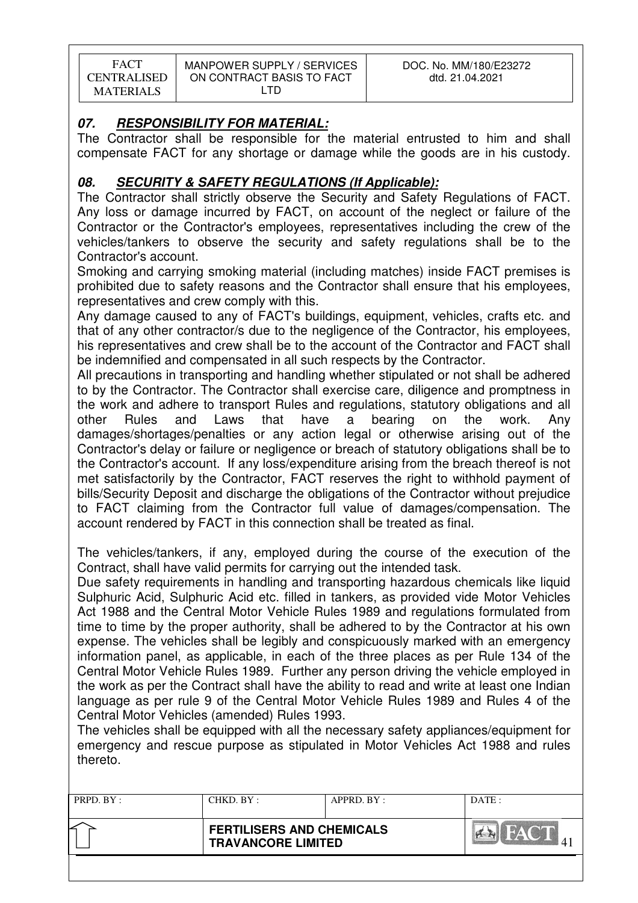## *07. RESPONSIBILITY FOR MATERIAL:*

The Contractor shall be responsible for the material entrusted to him and shall compensate FACT for any shortage or damage while the goods are in his custody.

## *08. SECURITY & SAFETY REGULATIONS (If Applicable):*

The Contractor shall strictly observe the Security and Safety Regulations of FACT. Any loss or damage incurred by FACT, on account of the neglect or failure of the Contractor or the Contractor's employees, representatives including the crew of the vehicles/tankers to observe the security and safety regulations shall be to the Contractor's account.

Smoking and carrying smoking material (including matches) inside FACT premises is prohibited due to safety reasons and the Contractor shall ensure that his employees, representatives and crew comply with this.

Any damage caused to any of FACT's buildings, equipment, vehicles, crafts etc. and that of any other contractor/s due to the negligence of the Contractor, his employees, his representatives and crew shall be to the account of the Contractor and FACT shall be indemnified and compensated in all such respects by the Contractor.

All precautions in transporting and handling whether stipulated or not shall be adhered to by the Contractor. The Contractor shall exercise care, diligence and promptness in the work and adhere to transport Rules and regulations, statutory obligations and all other Rules and Laws that have a bearing on the work. Any damages/shortages/penalties or any action legal or otherwise arising out of the Contractor's delay or failure or negligence or breach of statutory obligations shall be to the Contractor's account. If any loss/expenditure arising from the breach thereof is not met satisfactorily by the Contractor, FACT reserves the right to withhold payment of bills/Security Deposit and discharge the obligations of the Contractor without prejudice to FACT claiming from the Contractor full value of damages/compensation. The account rendered by FACT in this connection shall be treated as final.

The vehicles/tankers, if any, employed during the course of the execution of the Contract, shall have valid permits for carrying out the intended task.

Due safety requirements in handling and transporting hazardous chemicals like liquid Sulphuric Acid, Sulphuric Acid etc. filled in tankers, as provided vide Motor Vehicles Act 1988 and the Central Motor Vehicle Rules 1989 and regulations formulated from time to time by the proper authority, shall be adhered to by the Contractor at his own expense. The vehicles shall be legibly and conspicuously marked with an emergency information panel, as applicable, in each of the three places as per Rule 134 of the Central Motor Vehicle Rules 1989. Further any person driving the vehicle employed in the work as per the Contract shall have the ability to read and write at least one Indian language as per rule 9 of the Central Motor Vehicle Rules 1989 and Rules 4 of the Central Motor Vehicles (amended) Rules 1993.

The vehicles shall be equipped with all the necessary safety appliances/equipment for emergency and rescue purpose as stipulated in Motor Vehicles Act 1988 and rules thereto.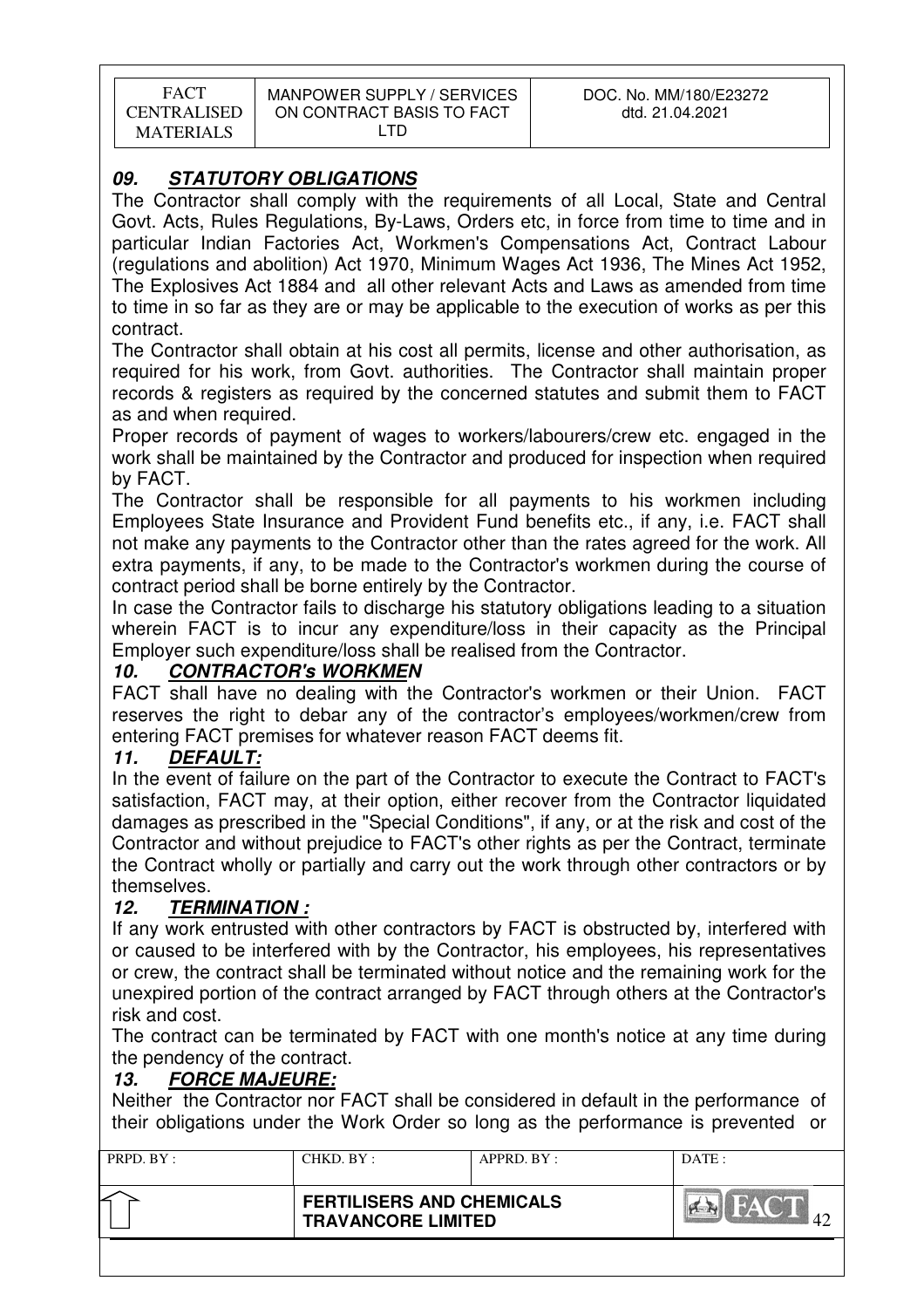## *09. STATUTORY OBLIGATIONS*

The Contractor shall comply with the requirements of all Local, State and Central Govt. Acts, Rules Regulations, By-Laws, Orders etc, in force from time to time and in particular Indian Factories Act, Workmen's Compensations Act, Contract Labour (regulations and abolition) Act 1970, Minimum Wages Act 1936, The Mines Act 1952, The Explosives Act 1884 and all other relevant Acts and Laws as amended from time to time in so far as they are or may be applicable to the execution of works as per this contract.

The Contractor shall obtain at his cost all permits, license and other authorisation, as required for his work, from Govt. authorities. The Contractor shall maintain proper records & registers as required by the concerned statutes and submit them to FACT as and when required.

Proper records of payment of wages to workers/labourers/crew etc. engaged in the work shall be maintained by the Contractor and produced for inspection when required by FACT.

The Contractor shall be responsible for all payments to his workmen including Employees State Insurance and Provident Fund benefits etc., if any, i.e. FACT shall not make any payments to the Contractor other than the rates agreed for the work. All extra payments, if any, to be made to the Contractor's workmen during the course of contract period shall be borne entirely by the Contractor.

In case the Contractor fails to discharge his statutory obligations leading to a situation wherein FACT is to incur any expenditure/loss in their capacity as the Principal Employer such expenditure/loss shall be realised from the Contractor.

## *10. CONTRACTOR's WORKMEN*

FACT shall have no dealing with the Contractor's workmen or their Union. FACT reserves the right to debar any of the contractor's employees/workmen/crew from entering FACT premises for whatever reason FACT deems fit.

## *11. DEFAULT:*

In the event of failure on the part of the Contractor to execute the Contract to FACT's satisfaction, FACT may, at their option, either recover from the Contractor liquidated damages as prescribed in the "Special Conditions", if any, or at the risk and cost of the Contractor and without prejudice to FACT's other rights as per the Contract, terminate the Contract wholly or partially and carry out the work through other contractors or by themselves.

## *12. TERMINATION :*

If any work entrusted with other contractors by FACT is obstructed by, interfered with or caused to be interfered with by the Contractor, his employees, his representatives or crew, the contract shall be terminated without notice and the remaining work for the unexpired portion of the contract arranged by FACT through others at the Contractor's risk and cost.

The contract can be terminated by FACT with one month's notice at any time during the pendency of the contract.

## *13. FORCE MAJEURE:*

Neither the Contractor nor FACT shall be considered in default in the performance of their obligations under the Work Order so long as the performance is prevented or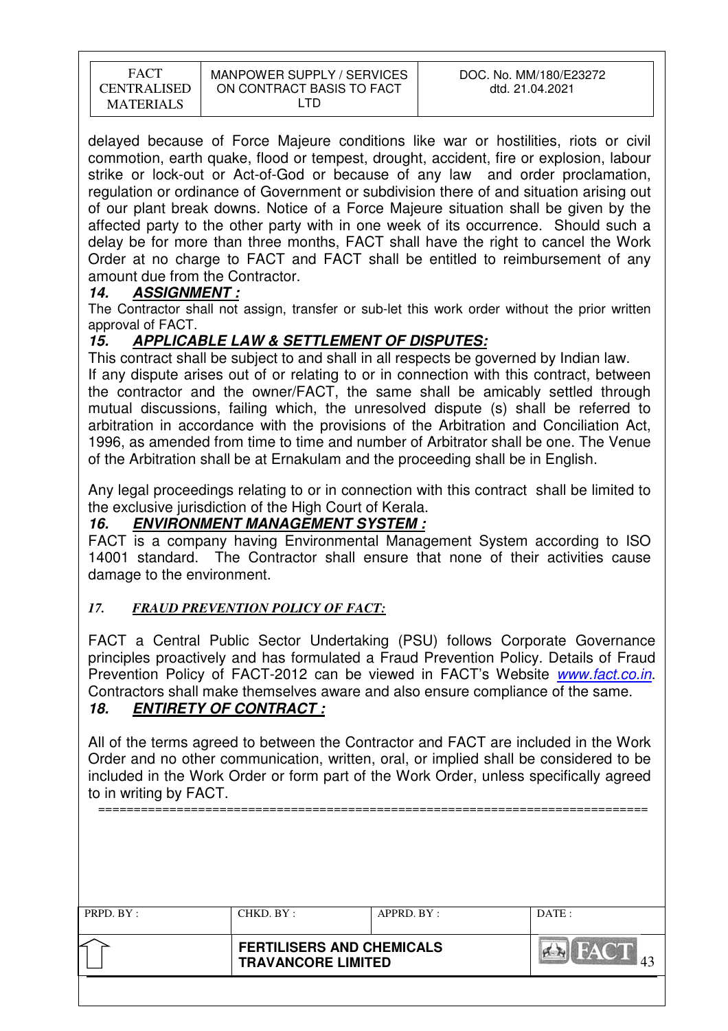delayed because of Force Majeure conditions like war or hostilities, riots or civil commotion, earth quake, flood or tempest, drought, accident, fire or explosion, labour strike or lock-out or Act-of-God or because of any law and order proclamation, regulation or ordinance of Government or subdivision there of and situation arising out of our plant break downs. Notice of a Force Majeure situation shall be given by the affected party to the other party with in one week of its occurrence. Should such a delay be for more than three months, FACT shall have the right to cancel the Work Order at no charge to FACT and FACT shall be entitled to reimbursement of any amount due from the Contractor.

### *14. ASSIGNMENT :*

The Contractor shall not assign, transfer or sub-let this work order without the prior written approval of FACT.

### *15. APPLICABLE LAW & SETTLEMENT OF DISPUTES:*

This contract shall be subject to and shall in all respects be governed by Indian law.

If any dispute arises out of or relating to or in connection with this contract, between the contractor and the owner/FACT, the same shall be amicably settled through mutual discussions, failing which, the unresolved dispute (s) shall be referred to arbitration in accordance with the provisions of the Arbitration and Conciliation Act, 1996, as amended from time to time and number of Arbitrator shall be one. The Venue of the Arbitration shall be at Ernakulam and the proceeding shall be in English.

Any legal proceedings relating to or in connection with this contract shall be limited to the exclusive jurisdiction of the High Court of Kerala.

### *16. ENVIRONMENT MANAGEMENT SYSTEM :*

FACT is a company having Environmental Management System according to ISO 14001 standard. The Contractor shall ensure that none of their activities cause damage to the environment.

### *17. FRAUD PREVENTION POLICY OF FACT:*

FACT a Central Public Sector Undertaking (PSU) follows Corporate Governance principles proactively and has formulated a Fraud Prevention Policy. Details of Fraud Prevention Policy of FACT-2012 can be viewed in FACT's Website *www.fact.co.in*. Contractors shall make themselves aware and also ensure compliance of the same.

### *18. ENTIRETY OF CONTRACT :*

All of the terms agreed to between the Contractor and FACT are included in the Work Order and no other communication, written, oral, or implied shall be considered to be included in the Work Order or form part of the Work Order, unless specifically agreed to in writing by FACT.

===========================================================================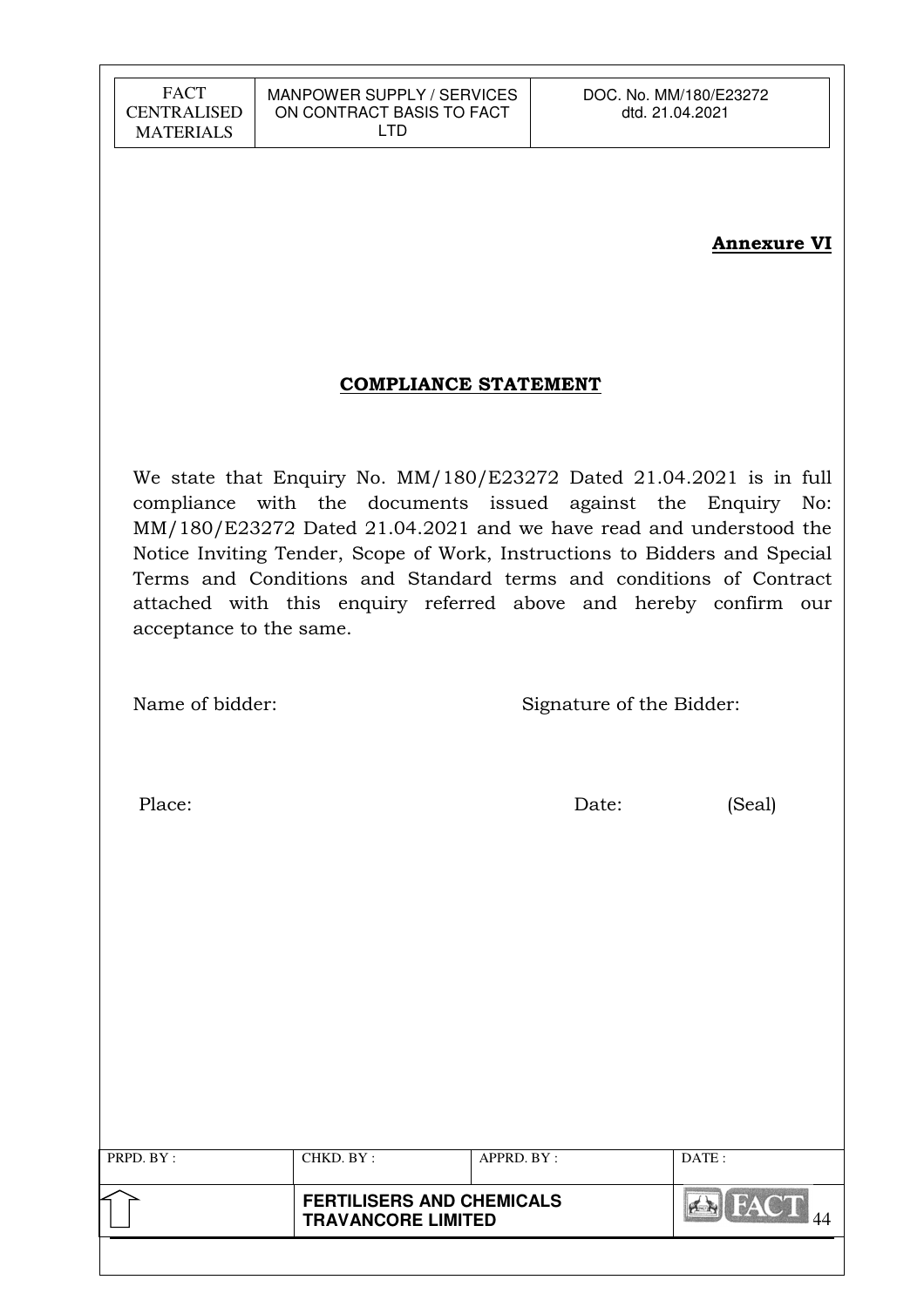**Annexure VI**

## COMPLIANCE STATEMENT

We state that Enquiry No. MM/180/E23272 Dated 21.04.2021 is in full compliance with the documents issued against the Enquiry No: MM/180/E23272 Dated 21.04.2021 and we have read and understood the Notice Inviting Tender, Scope of Work, Instructions to Bidders and Special Terms and Conditions and Standard terms and conditions of Contract attached with this enquiry referred above and hereby confirm our acceptance to the same.

Name of bidder: Signature of the Bidder:

Place: Date: (Seal)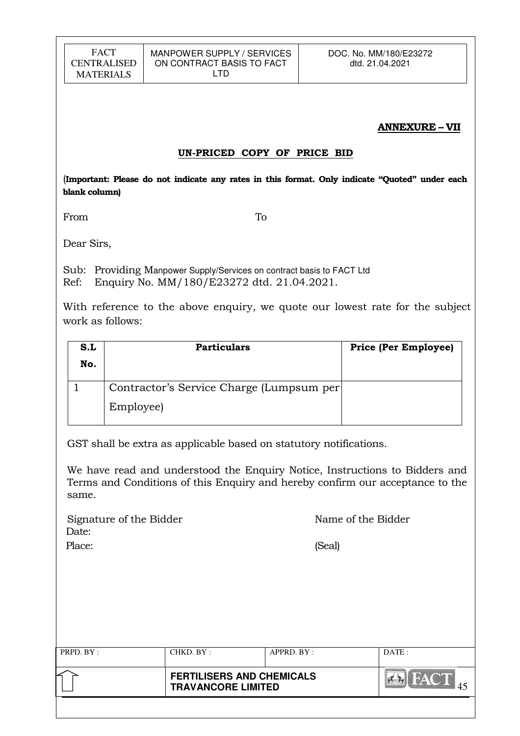**ANNEXURE – VII**

**UN-PRICED COPY OF PRICE BID**

(**Important: Please do not indicate any rates in this format. Only indicate "Quoted" under each blank column)**

From To

Dear Sirs,

Sub: Providing Manpower Supply/Services on contract basis to FACT Ltd
Ref: Enquiry No. MM/180/E23272 dtd. 21.04.2021.

With reference to the above enquiry, we quote our lowest rate for the subject work as follows:

| S.L No. | Particulars | Price (Per Employee) |
|---|---|---|
| 1 | Contractor's Service Charge (Lumpsum per Employee) | |

GST shall be extra as applicable based on statutory notifications.

We have read and understood the Enquiry Notice, Instructions to Bidders and Terms and Conditions of this Enquiry and hereby confirm our acceptance to the same.

Signature of the Bidder  Name of the Bidder
Date:
Place:  (Seal)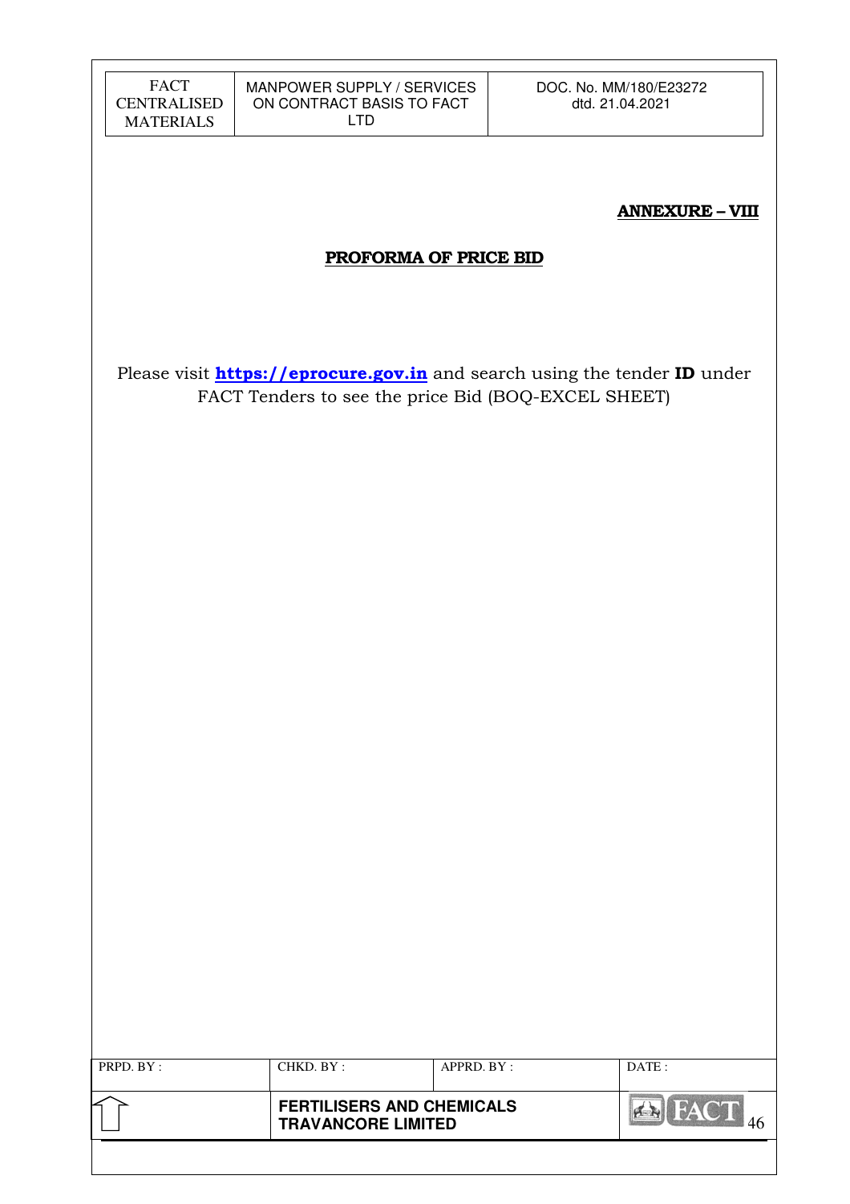**ANNEXURE – VIII**

**PROFORMA OF PRICE BID**

Please visit **https://eprocure.gov.in** and search using the tender **ID** under FACT Tenders to see the price Bid (BOQ-EXCEL SHEET)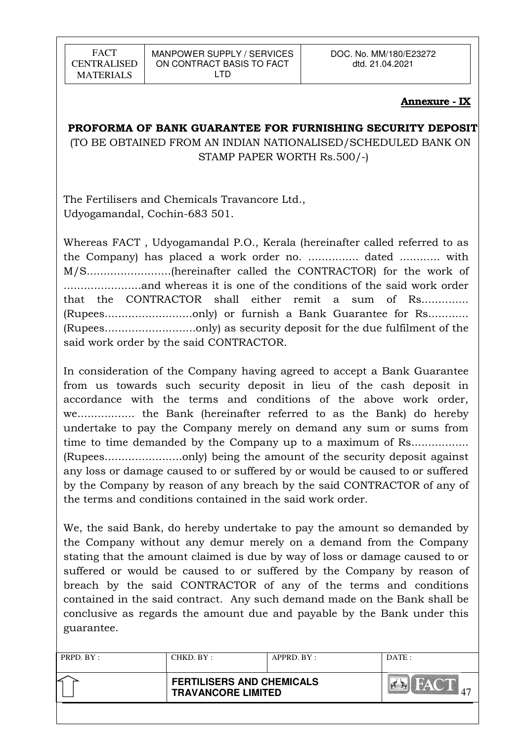**Annexure - IX**

**PROFORMA OF BANK GUARANTEE FOR FURNISHING SECURITY DEPOSIT**

(TO BE OBTAINED FROM AN INDIAN NATIONALISED/SCHEDULED BANK ON STAMP PAPER WORTH Rs.500/-)

The Fertilisers and Chemicals Travancore Ltd.,
Udyogamandal, Cochin-683 501.

Whereas FACT , Udyogamandal P.O., Kerala (hereinafter called referred to as the Company) has placed a work order no. ............... dated ............ with M/S.........................(hereinafter called the CONTRACTOR) for the work of .......................and whereas it is one of the conditions of the said work order that the CONTRACTOR shall either remit a sum of Rs.............. (Rupees..........................only) or furnish a Bank Guarantee for Rs............ (Rupees...........................only) as security deposit for the due fulfilment of the said work order by the said CONTRACTOR.

In consideration of the Company having agreed to accept a Bank Guarantee from us towards such security deposit in lieu of the cash deposit in accordance with the terms and conditions of the above work order, we................. the Bank (hereinafter referred to as the Bank) do hereby undertake to pay the Company merely on demand any sum or sums from time to time demanded by the Company up to a maximum of Rs................. (Rupees.......................only) being the amount of the security deposit against any loss or damage caused to or suffered by or would be caused to or suffered by the Company by reason of any breach by the said CONTRACTOR of any of the terms and conditions contained in the said work order.

We, the said Bank, do hereby undertake to pay the amount so demanded by the Company without any demur merely on a demand from the Company stating that the amount claimed is due by way of loss or damage caused to or suffered or would be caused to or suffered by the Company by reason of breach by the said CONTRACTOR of any of the terms and conditions contained in the said contract. Any such demand made on the Bank shall be conclusive as regards the amount due and payable by the Bank under this guarantee.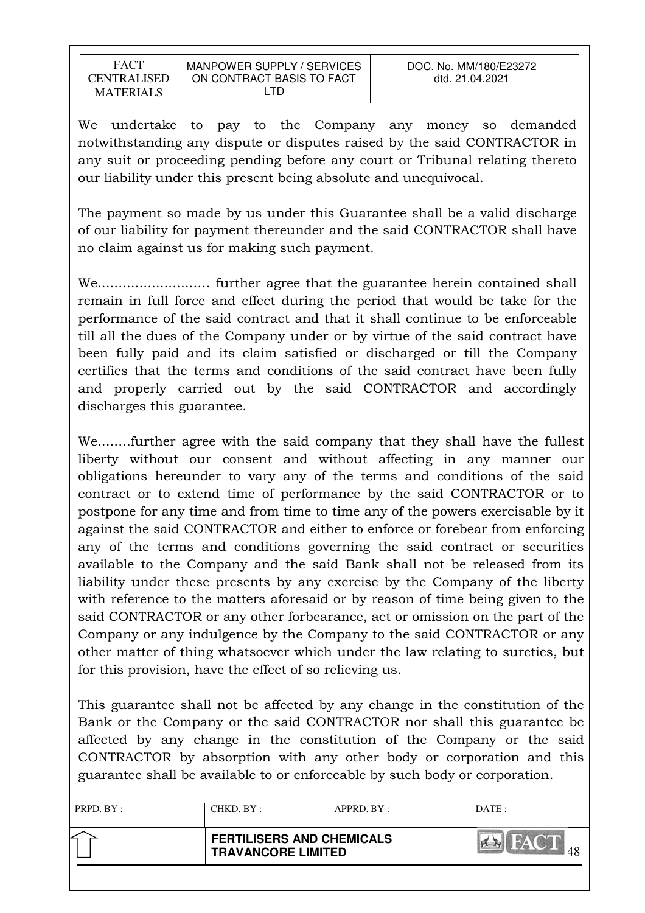We undertake to pay to the Company any money so demanded notwithstanding any dispute or disputes raised by the said CONTRACTOR in any suit or proceeding pending before any court or Tribunal relating thereto our liability under this present being absolute and unequivocal.

The payment so made by us under this Guarantee shall be a valid discharge of our liability for payment thereunder and the said CONTRACTOR shall have no claim against us for making such payment.

We……………………… further agree that the guarantee herein contained shall remain in full force and effect during the period that would be take for the performance of the said contract and that it shall continue to be enforceable till all the dues of the Company under or by virtue of the said contract have been fully paid and its claim satisfied or discharged or till the Company certifies that the terms and conditions of the said contract have been fully and properly carried out by the said CONTRACTOR and accordingly discharges this guarantee.

We……..further agree with the said company that they shall have the fullest liberty without our consent and without affecting in any manner our obligations hereunder to vary any of the terms and conditions of the said contract or to extend time of performance by the said CONTRACTOR or to postpone for any time and from time to time any of the powers exercisable by it against the said CONTRACTOR and either to enforce or forebear from enforcing any of the terms and conditions governing the said contract or securities available to the Company and the said Bank shall not be released from its liability under these presents by any exercise by the Company of the liberty with reference to the matters aforesaid or by reason of time being given to the said CONTRACTOR or any other forbearance, act or omission on the part of the Company or any indulgence by the Company to the said CONTRACTOR or any other matter of thing whatsoever which under the law relating to sureties, but for this provision, have the effect of so relieving us.

This guarantee shall not be affected by any change in the constitution of the Bank or the Company or the said CONTRACTOR nor shall this guarantee be affected by any change in the constitution of the Company or the said CONTRACTOR by absorption with any other body or corporation and this guarantee shall be available to or enforceable by such body or corporation.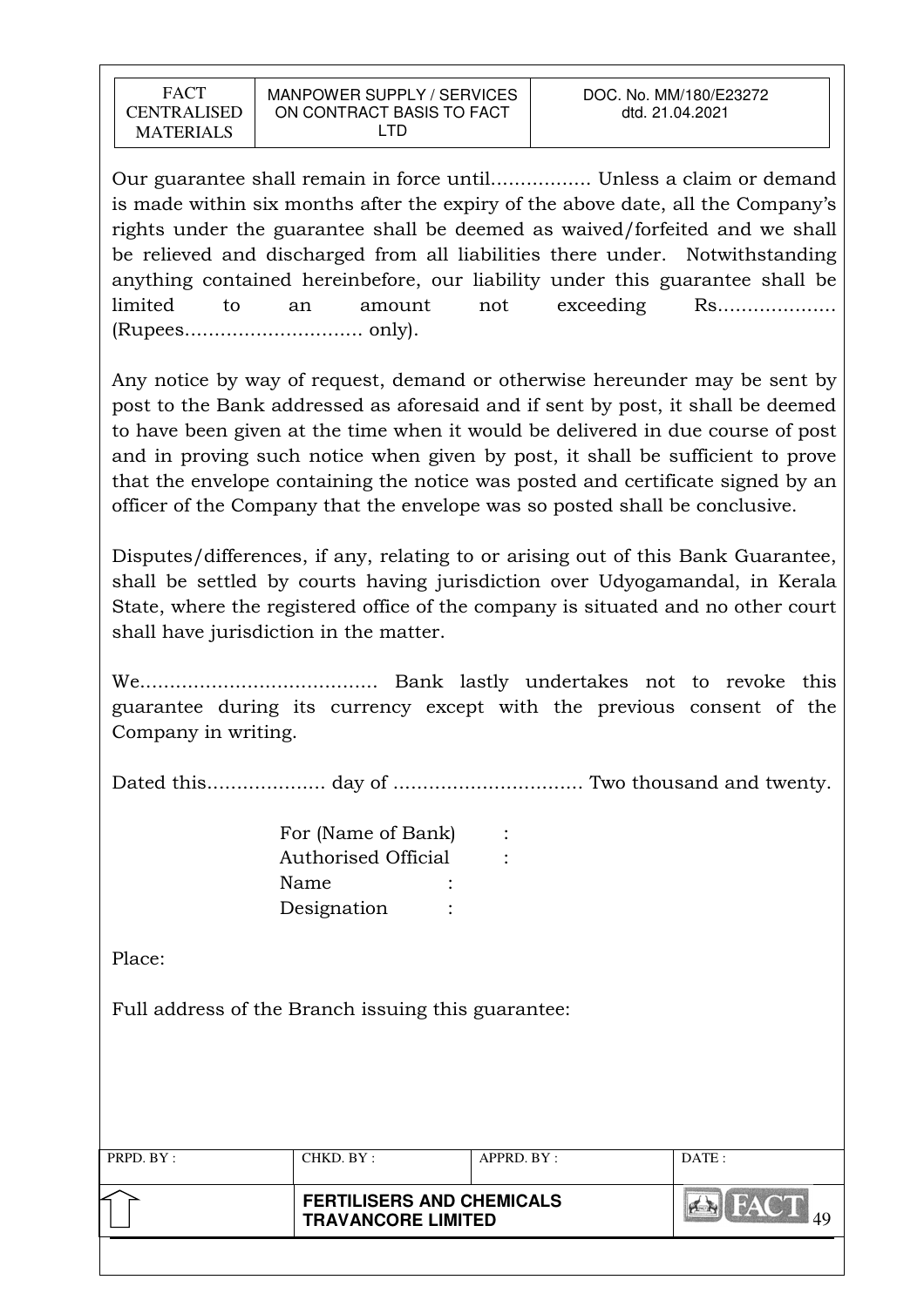Our guarantee shall remain in force until................. Unless a claim or demand is made within six months after the expiry of the above date, all the Company's rights under the guarantee shall be deemed as waived/forfeited and we shall be relieved and discharged from all liabilities there under. Notwithstanding anything contained hereinbefore, our liability under this guarantee shall be limited to an amount not exceeding Rs.................... (Rupees.............................. only).

Any notice by way of request, demand or otherwise hereunder may be sent by post to the Bank addressed as aforesaid and if sent by post, it shall be deemed to have been given at the time when it would be delivered in due course of post and in proving such notice when given by post, it shall be sufficient to prove that the envelope containing the notice was posted and certificate signed by an officer of the Company that the envelope was so posted shall be conclusive.

Disputes/differences, if any, relating to or arising out of this Bank Guarantee, shall be settled by courts having jurisdiction over Udyogamandal, in Kerala State, where the registered office of the company is situated and no other court shall have jurisdiction in the matter.

We........................................ Bank lastly undertakes not to revoke this guarantee during its currency except with the previous consent of the Company in writing.

Dated this.................... day of ................................ Two thousand and twenty.

For (Name of Bank) :
Authorised Official :
Name :
Designation :

Place:

Full address of the Branch issuing this guarantee: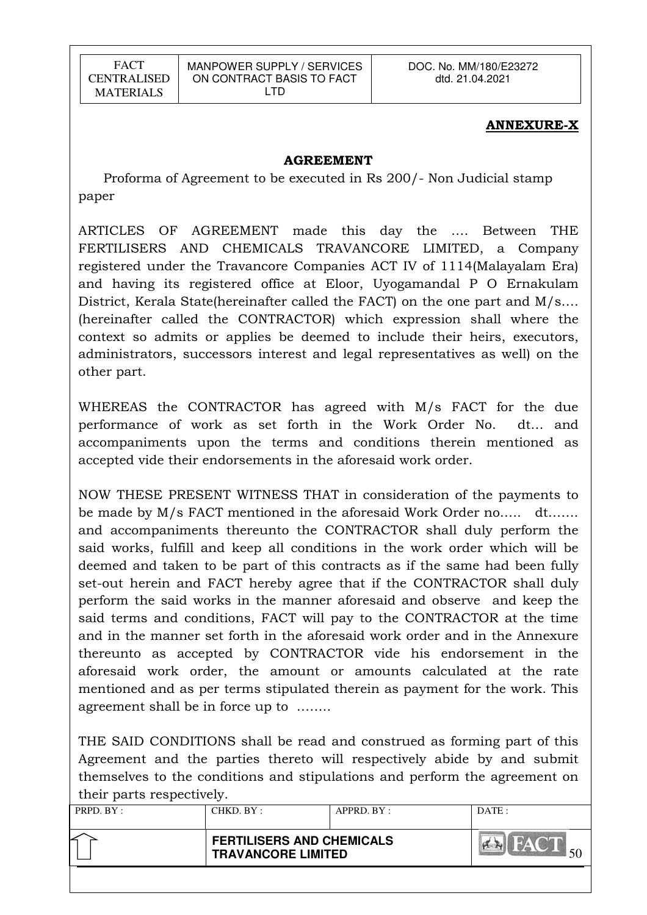**ANNEXURE-X**

**AGREEMENT**

Proforma of Agreement to be executed in Rs 200/- Non Judicial stamp paper

ARTICLES OF AGREEMENT made this day the …. Between THE FERTILISERS AND CHEMICALS TRAVANCORE LIMITED, a Company registered under the Travancore Companies ACT IV of 1114(Malayalam Era) and having its registered office at Eloor, Uyogamandal P O Ernakulam District, Kerala State(hereinafter called the FACT) on the one part and M/s…. (hereinafter called the CONTRACTOR) which expression shall where the context so admits or applies be deemed to include their heirs, executors, administrators, successors interest and legal representatives as well) on the other part.

WHEREAS the CONTRACTOR has agreed with M/s FACT for the due performance of work as set forth in the Work Order No. dt… and accompaniments upon the terms and conditions therein mentioned as accepted vide their endorsements in the aforesaid work order.

NOW THESE PRESENT WITNESS THAT in consideration of the payments to be made by M/s FACT mentioned in the aforesaid Work Order no….. dt……. and accompaniments thereunto the CONTRACTOR shall duly perform the said works, fulfill and keep all conditions in the work order which will be deemed and taken to be part of this contracts as if the same had been fully set-out herein and FACT hereby agree that if the CONTRACTOR shall duly perform the said works in the manner aforesaid and observe and keep the said terms and conditions, FACT will pay to the CONTRACTOR at the time and in the manner set forth in the aforesaid work order and in the Annexure thereunto as accepted by CONTRACTOR vide his endorsement in the aforesaid work order, the amount or amounts calculated at the rate mentioned and as per terms stipulated therein as payment for the work. This agreement shall be in force up to ……..

THE SAID CONDITIONS shall be read and construed as forming part of this Agreement and the parties thereto will respectively abide by and submit themselves to the conditions and stipulations and perform the agreement on their parts respectively.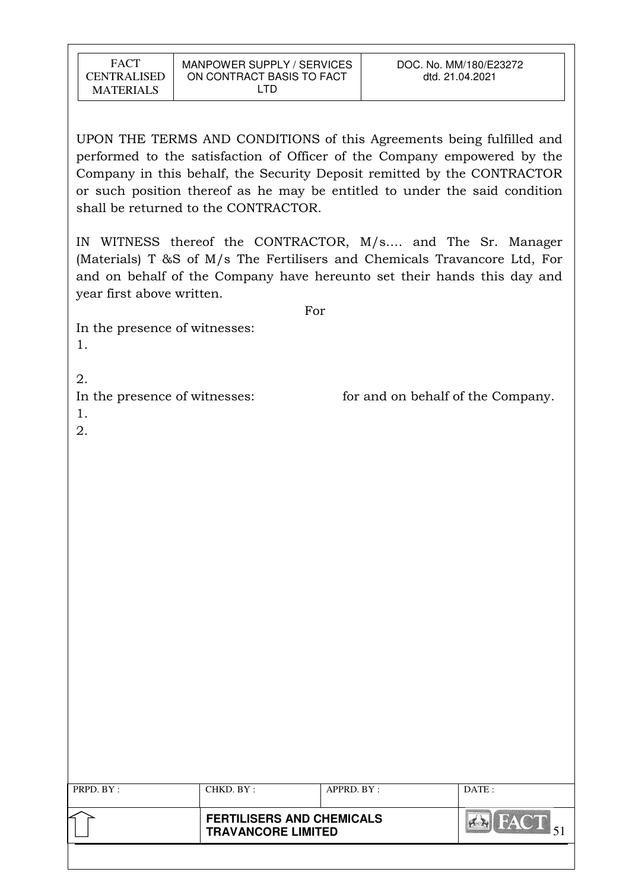UPON THE TERMS AND CONDITIONS of this Agreements being fulfilled and performed to the satisfaction of Officer of the Company empowered by the Company in this behalf, the Security Deposit remitted by the CONTRACTOR or such position thereof as he may be entitled to under the said condition shall be returned to the CONTRACTOR.

IN WITNESS thereof the CONTRACTOR, M/s…. and The Sr. Manager (Materials) T &S of M/s The Fertilisers and Chemicals Travancore Ltd, For and on behalf of the Company have hereunto set their hands this day and year first above written.

For

In the presence of witnesses:

1.

2.

In the presence of witnesses: for and on behalf of the Company.

1.

2.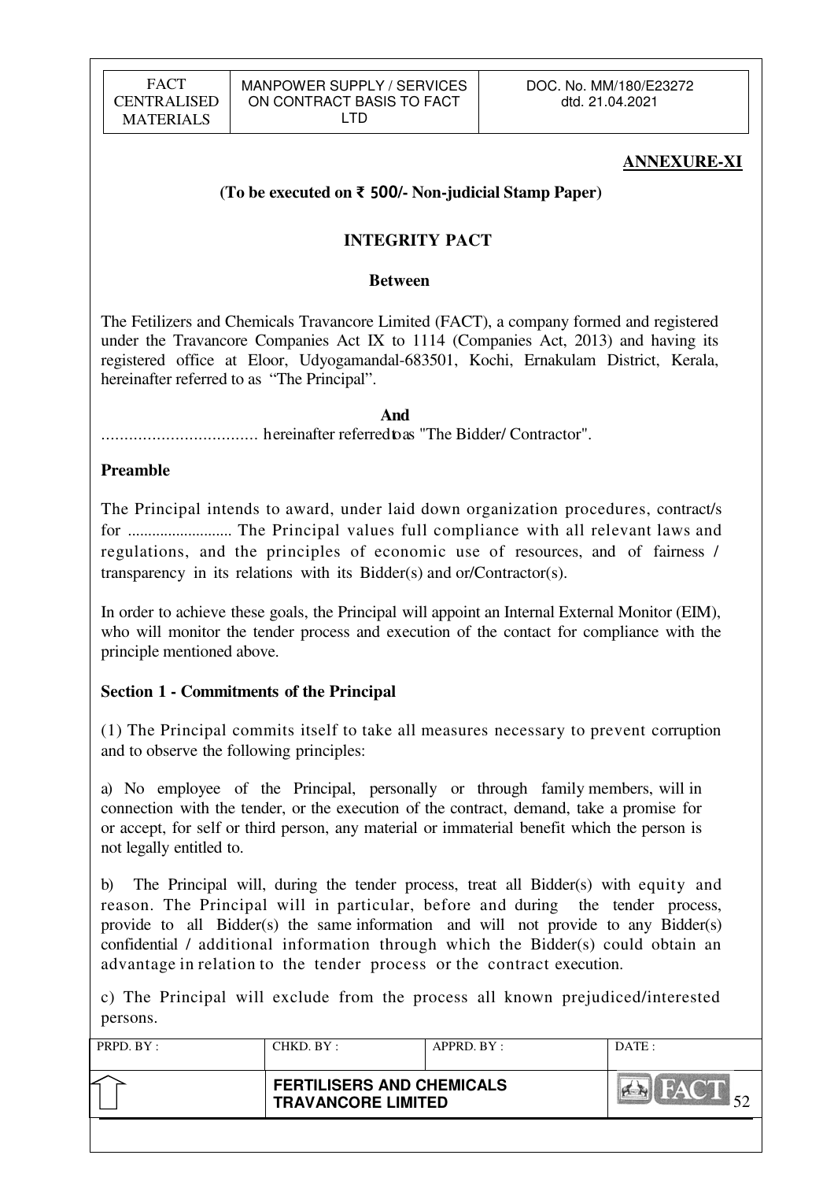**ANNEXURE-XI**

**(To be executed on ₹ 500/- Non-judicial Stamp Paper)**

## INTEGRITY PACT

**Between**

The Fetilizers and Chemicals Travancore Limited (FACT), a company formed and registered under the Travancore Companies Act IX to 1114 (Companies Act, 2013) and having its registered office at Eloor, Udyogamandal-683501, Kochi, Ernakulam District, Kerala, hereinafter referred to as "The Principal".

**And**

.................................. hereinafter referred to as "The Bidder/ Contractor".

### Preamble

The Principal intends to award, under laid down organization procedures, contract/s for .......................... The Principal values full compliance with all relevant laws and regulations, and the principles of economic use of resources, and of fairness / transparency in its relations with its Bidder(s) and or/Contractor(s).

In order to achieve these goals, the Principal will appoint an Internal External Monitor (EIM), who will monitor the tender process and execution of the contact for compliance with the principle mentioned above.

### Section 1 - Commitments of the Principal

(1) The Principal commits itself to take all measures necessary to prevent corruption and to observe the following principles:

a) No employee of the Principal, personally or through family members, will in connection with the tender, or the execution of the contract, demand, take a promise for or accept, for self or third person, any material or immaterial benefit which the person is not legally entitled to.

b) The Principal will, during the tender process, treat all Bidder(s) with equity and reason. The Principal will in particular, before and during the tender process, provide to all Bidder(s) the same information and will not provide to any Bidder(s) confidential / additional information through which the Bidder(s) could obtain an advantage in relation to the tender process or the contract execution.

c) The Principal will exclude from the process all known prejudiced/interested persons.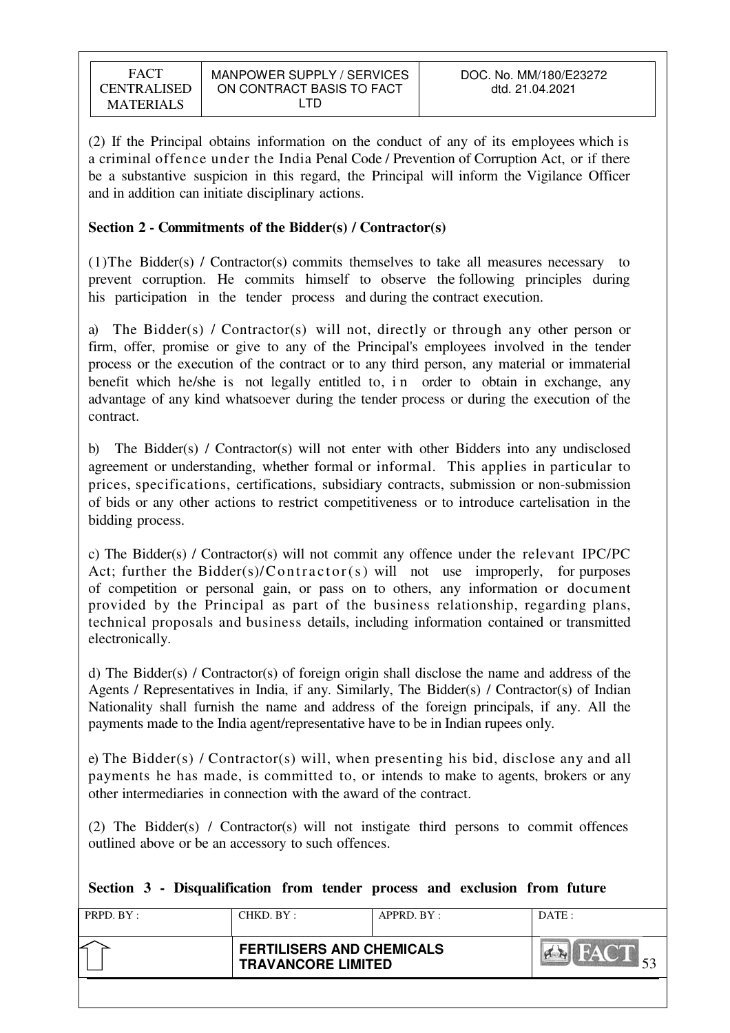(2) If the Principal obtains information on the conduct of any of its employees which is a criminal offence under the India Penal Code / Prevention of Corruption Act, or if there be a substantive suspicion in this regard, the Principal will inform the Vigilance Officer and in addition can initiate disciplinary actions.

**Section 2 - Commitments of the Bidder(s) / Contractor(s)**

(1)The Bidder(s) / Contractor(s) commits themselves to take all measures necessary to prevent corruption. He commits himself to observe the following principles during his participation in the tender process and during the contract execution.

a) The Bidder(s) / Contractor(s) will not, directly or through any other person or firm, offer, promise or give to any of the Principal's employees involved in the tender process or the execution of the contract or to any third person, any material or immaterial benefit which he/she is not legally entitled to, in order to obtain in exchange, any advantage of any kind whatsoever during the tender process or during the execution of the contract.

b) The Bidder(s) / Contractor(s) will not enter with other Bidders into any undisclosed agreement or understanding, whether formal or informal. This applies in particular to prices, specifications, certifications, subsidiary contracts, submission or non-submission of bids or any other actions to restrict competitiveness or to introduce cartelisation in the bidding process.

c) The Bidder(s) / Contractor(s) will not commit any offence under the relevant IPC/PC Act; further the Bidder(s)/Contractor(s) will not use improperly, for purposes of competition or personal gain, or pass on to others, any information or document provided by the Principal as part of the business relationship, regarding plans, technical proposals and business details, including information contained or transmitted electronically.

d) The Bidder(s) / Contractor(s) of foreign origin shall disclose the name and address of the Agents / Representatives in India, if any. Similarly, The Bidder(s) / Contractor(s) of Indian Nationality shall furnish the name and address of the foreign principals, if any. All the payments made to the India agent/representative have to be in Indian rupees only.

e) The Bidder(s) / Contractor(s) will, when presenting his bid, disclose any and all payments he has made, is committed to, or intends to make to agents, brokers or any other intermediaries in connection with the award of the contract.

(2) The Bidder(s) / Contractor(s) will not instigate third persons to commit offences outlined above or be an accessory to such offences.

**Section 3 - Disqualification from tender process and exclusion from future**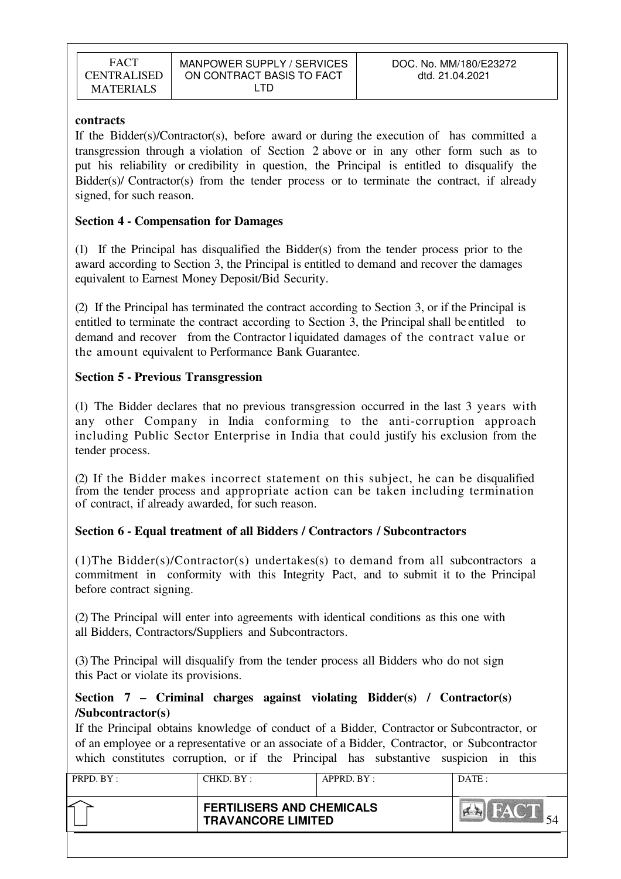**contracts**

If the Bidder(s)/Contractor(s), before award or during the execution of has committed a transgression through a violation of Section 2 above or in any other form such as to put his reliability or credibility in question, the Principal is entitled to disqualify the Bidder(s)/ Contractor(s) from the tender process or to terminate the contract, if already signed, for such reason.

**Section 4 - Compensation for Damages**

(1) If the Principal has disqualified the Bidder(s) from the tender process prior to the award according to Section 3, the Principal is entitled to demand and recover the damages equivalent to Earnest Money Deposit/Bid Security.

(2) If the Principal has terminated the contract according to Section 3, or if the Principal is entitled to terminate the contract according to Section 3, the Principal shall be entitled to demand and recover from the Contractor liquidated damages of the contract value or the amount equivalent to Performance Bank Guarantee.

**Section 5 - Previous Transgression**

(1) The Bidder declares that no previous transgression occurred in the last 3 years with any other Company in India conforming to the anti-corruption approach including Public Sector Enterprise in India that could justify his exclusion from the tender process.

(2) If the Bidder makes incorrect statement on this subject, he can be disqualified from the tender process and appropriate action can be taken including termination of contract, if already awarded, for such reason.

**Section 6 - Equal treatment of all Bidders / Contractors / Subcontractors**

(1)The Bidder(s)/Contractor(s) undertakes(s) to demand from all subcontractors a commitment in conformity with this Integrity Pact, and to submit it to the Principal before contract signing.

(2) The Principal will enter into agreements with identical conditions as this one with all Bidders, Contractors/Suppliers and Subcontractors.

(3) The Principal will disqualify from the tender process all Bidders who do not sign this Pact or violate its provisions.

**Section 7 – Criminal charges against violating Bidder(s) / Contractor(s) /Subcontractor(s)**

If the Principal obtains knowledge of conduct of a Bidder, Contractor or Subcontractor, or of an employee or a representative or an associate of a Bidder, Contractor, or Subcontractor which constitutes corruption, or if the Principal has substantive suspicion in this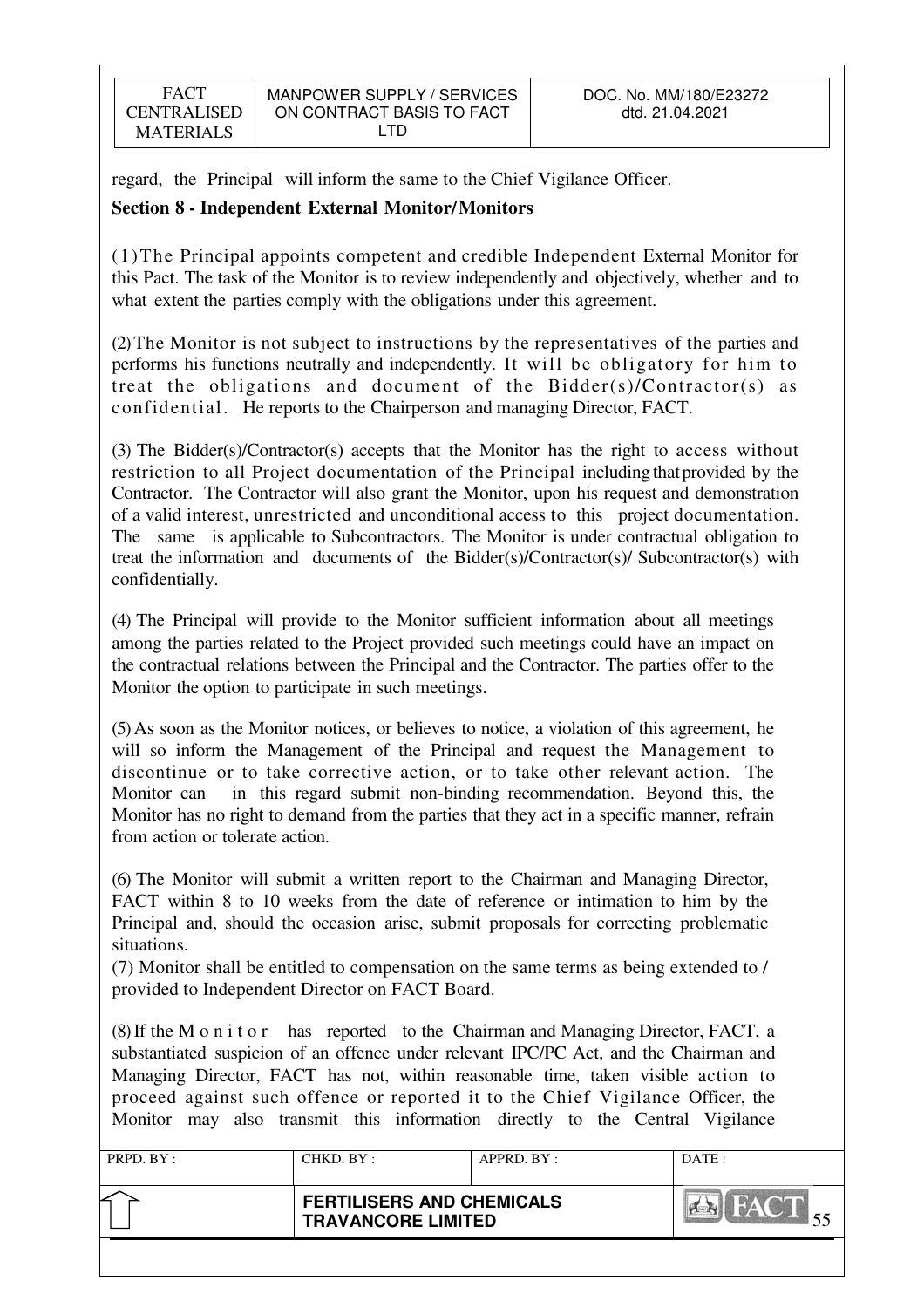regard, the Principal will inform the same to the Chief Vigilance Officer.

**Section 8 - Independent External Monitor/Monitors**

(1) The Principal appoints competent and credible Independent External Monitor for this Pact. The task of the Monitor is to review independently and objectively, whether and to what extent the parties comply with the obligations under this agreement.

(2) The Monitor is not subject to instructions by the representatives of the parties and performs his functions neutrally and independently. It will be obligatory for him to treat the obligations and document of the Bidder(s)/Contractor(s) as confidential. He reports to the Chairperson and managing Director, FACT.

(3) The Bidder(s)/Contractor(s) accepts that the Monitor has the right to access without restriction to all Project documentation of the Principal including that provided by the Contractor. The Contractor will also grant the Monitor, upon his request and demonstration of a valid interest, unrestricted and unconditional access to this project documentation. The same is applicable to Subcontractors. The Monitor is under contractual obligation to treat the information and documents of the Bidder(s)/Contractor(s)/ Subcontractor(s) with confidentially.

(4) The Principal will provide to the Monitor sufficient information about all meetings among the parties related to the Project provided such meetings could have an impact on the contractual relations between the Principal and the Contractor. The parties offer to the Monitor the option to participate in such meetings.

(5) As soon as the Monitor notices, or believes to notice, a violation of this agreement, he will so inform the Management of the Principal and request the Management to discontinue or to take corrective action, or to take other relevant action. The Monitor can in this regard submit non-binding recommendation. Beyond this, the Monitor has no right to demand from the parties that they act in a specific manner, refrain from action or tolerate action.

(6) The Monitor will submit a written report to the Chairman and Managing Director, FACT within 8 to 10 weeks from the date of reference or intimation to him by the Principal and, should the occasion arise, submit proposals for correcting problematic situations.

(7) Monitor shall be entitled to compensation on the same terms as being extended to / provided to Independent Director on FACT Board.

(8) If the Monitor has reported to the Chairman and Managing Director, FACT, a substantiated suspicion of an offence under relevant IPC/PC Act, and the Chairman and Managing Director, FACT has not, within reasonable time, taken visible action to proceed against such offence or reported it to the Chief Vigilance Officer, the Monitor may also transmit this information directly to the Central Vigilance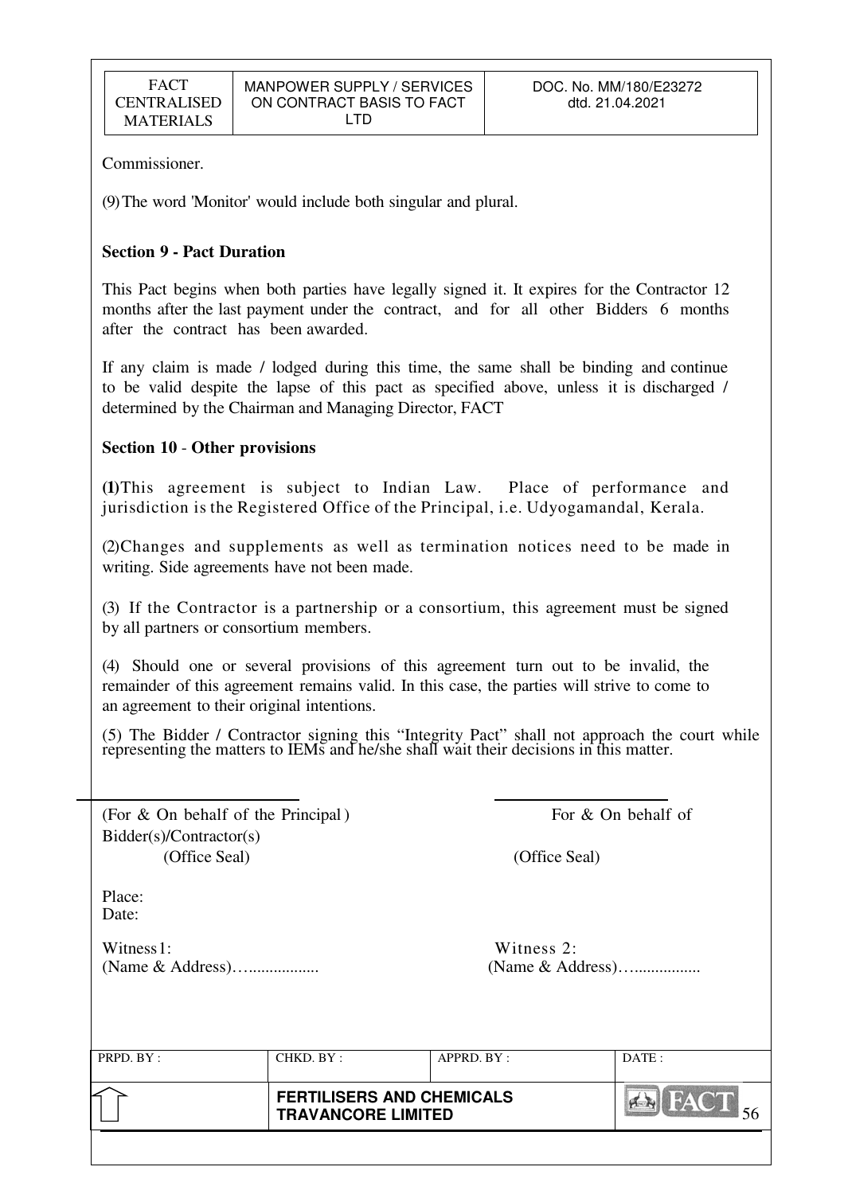Commissioner.

(9) The word 'Monitor' would include both singular and plural.

**Section 9 - Pact Duration**

This Pact begins when both parties have legally signed it. It expires for the Contractor 12 months after the last payment under the contract, and for all other Bidders 6 months after the contract has been awarded.

If any claim is made / lodged during this time, the same shall be binding and continue to be valid despite the lapse of this pact as specified above, unless it is discharged / determined by the Chairman and Managing Director, FACT

**Section 10** - **Other provisions**

**(1)** This agreement is subject to Indian Law. Place of performance and jurisdiction is the Registered Office of the Principal, i.e. Udyogamandal, Kerala.

(2) Changes and supplements as well as termination notices need to be made in writing. Side agreements have not been made.

(3) If the Contractor is a partnership or a consortium, this agreement must be signed by all partners or consortium members.

(4) Should one or several provisions of this agreement turn out to be invalid, the remainder of this agreement remains valid. In this case, the parties will strive to come to an agreement to their original intentions.

(5) The Bidder / Contractor signing this "Integrity Pact" shall not approach the court while representing the matters to IEMs and he/she shall wait their decisions in this matter.

(For & On behalf of the Principal) For & On behalf of Bidder(s)/Contractor(s)

(Office Seal) (Office Seal)

Place:
Date:

Witness1:
(Name & Address)…................

Witness 2:
(Name & Address)…................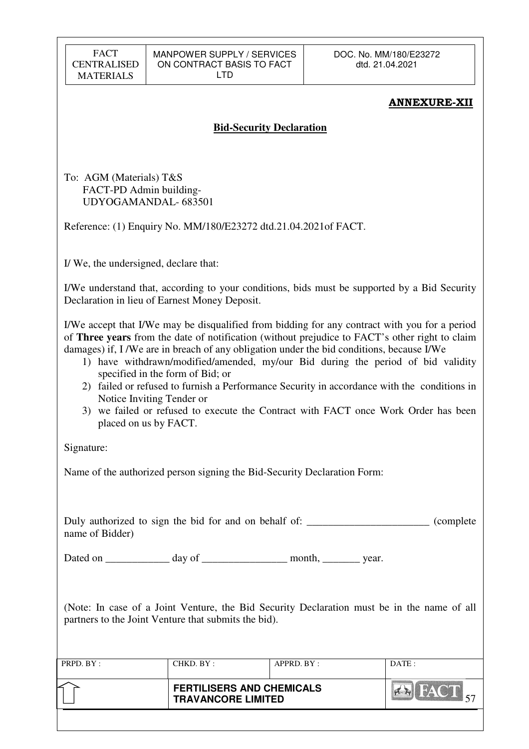## ANNEXURE-XII

### Bid-Security Declaration

To: AGM (Materials) T&S
FACT-PD Admin building-
UDYOGAMANDAL- 683501

Reference: (1) Enquiry No. MM/180/E23272 dtd.21.04.2021of FACT.

I/ We, the undersigned, declare that:

I/We understand that, according to your conditions, bids must be supported by a Bid Security Declaration in lieu of Earnest Money Deposit.

I/We accept that I/We may be disqualified from bidding for any contract with you for a period of **Three years** from the date of notification (without prejudice to FACT's other right to claim damages) if, I /We are in breach of any obligation under the bid conditions, because I/We

1) have withdrawn/modified/amended, my/our Bid during the period of bid validity specified in the form of Bid; or
2) failed or refused to furnish a Performance Security in accordance with the conditions in Notice Inviting Tender or
3) we failed or refused to execute the Contract with FACT once Work Order has been placed on us by FACT.

Signature:

Name of the authorized person signing the Bid-Security Declaration Form:

Duly authorized to sign the bid for and on behalf of: _______________________ (complete name of Bidder)

Dated on ____________ day of ________________ month, _______ year.

(Note: In case of a Joint Venture, the Bid Security Declaration must be in the name of all partners to the Joint Venture that submits the bid).

| PRPD. BY : | CHKD. BY : | APPRD. BY : | DATE : |
|---|---|---|---|